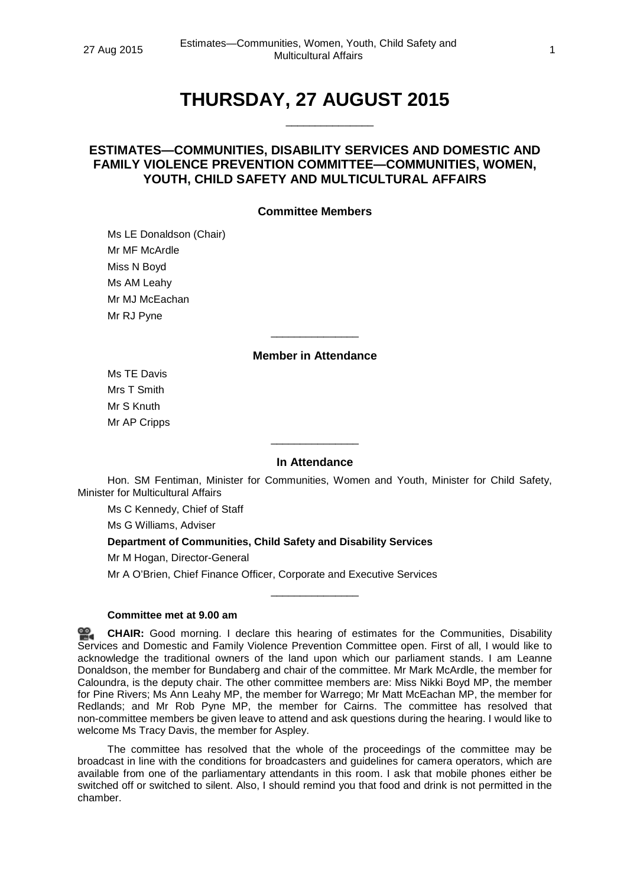# THURSDAY, 27 AUGUST 2015

______________

## ESTIMATES—COMMUNITIES, DISABILITY SERVICES AND DOMESTIC AND FAMILY VIOLENCE PREVENTION COMMITTEE—COMMUNITIES, WOMEN, YOUTH, CHILD SAFETY AND MULTICULTURAL AFFAIRS

### Committee Members

Ms LE Donaldson (Chair)
Mr MF McArdle
Miss N Boyd
Ms AM Leahy
Mr MJ McEachan
Mr RJ Pyne

______________

### Member in Attendance

Ms TE Davis
Mrs T Smith
Mr S Knuth
Mr AP Cripps

______________

### In Attendance

Hon. SM Fentiman, Minister for Communities, Women and Youth, Minister for Child Safety, Minister for Multicultural Affairs

Ms C Kennedy, Chief of Staff

Ms G Williams, Adviser

**Department of Communities, Child Safety and Disability Services**

Mr M Hogan, Director-General

Mr A O'Brien, Chief Finance Officer, Corporate and Executive Services

______________

**Committee met at 9.00 am**

**CHAIR:** Good morning. I declare this hearing of estimates for the Communities, Disability Services and Domestic and Family Violence Prevention Committee open. First of all, I would like to acknowledge the traditional owners of the land upon which our parliament stands. I am Leanne Donaldson, the member for Bundaberg and chair of the committee. Mr Mark McArdle, the member for Caloundra, is the deputy chair. The other committee members are: Miss Nikki Boyd MP, the member for Pine Rivers; Ms Ann Leahy MP, the member for Warrego; Mr Matt McEachan MP, the member for Redlands; and Mr Rob Pyne MP, the member for Cairns. The committee has resolved that non-committee members be given leave to attend and ask questions during the hearing. I would like to welcome Ms Tracy Davis, the member for Aspley.

The committee has resolved that the whole of the proceedings of the committee may be broadcast in line with the conditions for broadcasters and guidelines for camera operators, which are available from one of the parliamentary attendants in this room. I ask that mobile phones either be switched off or switched to silent. Also, I should remind you that food and drink is not permitted in the chamber.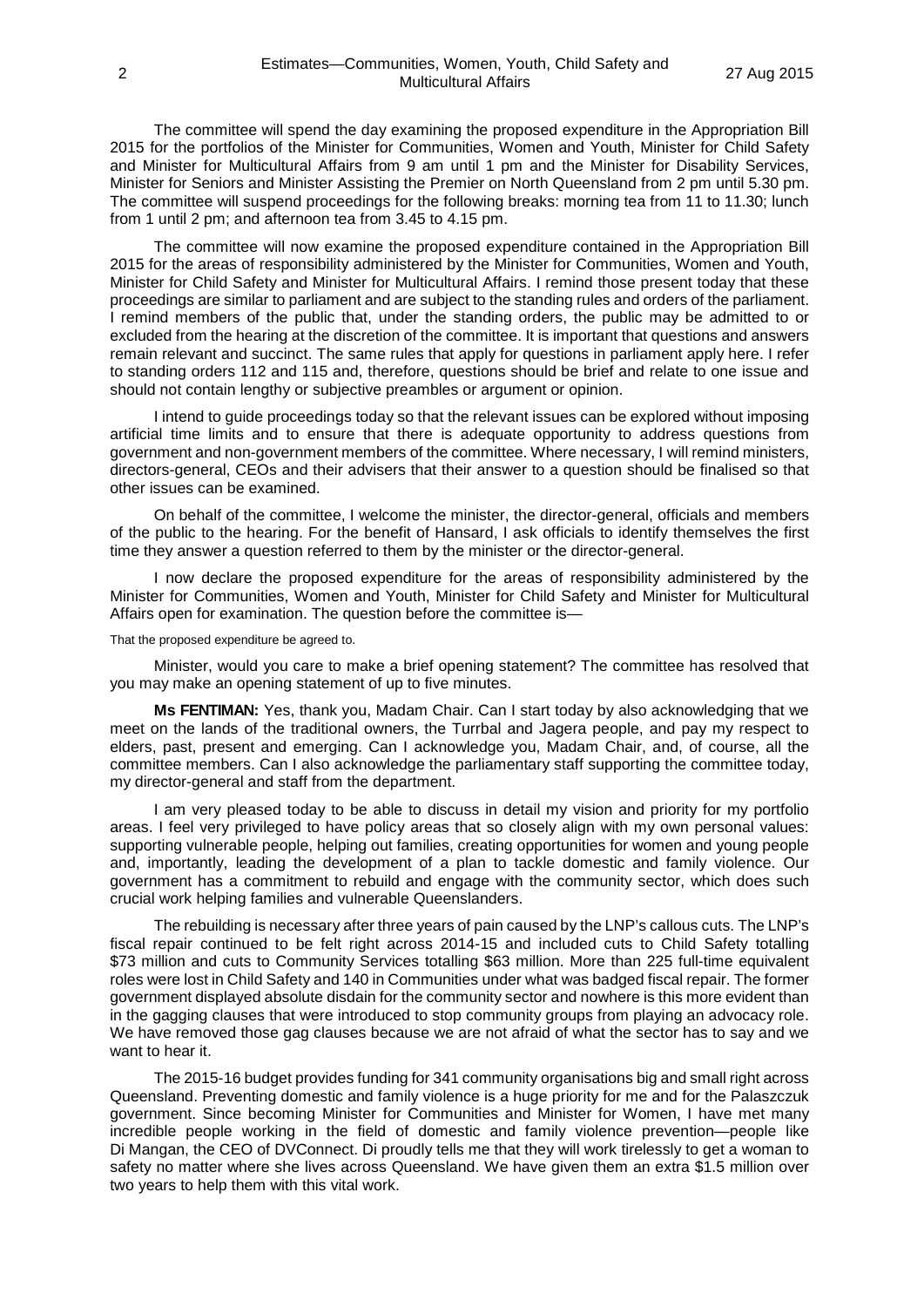The committee will spend the day examining the proposed expenditure in the Appropriation Bill 2015 for the portfolios of the Minister for Communities, Women and Youth, Minister for Child Safety and Minister for Multicultural Affairs from 9 am until 1 pm and the Minister for Disability Services, Minister for Seniors and Minister Assisting the Premier on North Queensland from 2 pm until 5.30 pm. The committee will suspend proceedings for the following breaks: morning tea from 11 to 11.30; lunch from 1 until 2 pm; and afternoon tea from 3.45 to 4.15 pm.

The committee will now examine the proposed expenditure contained in the Appropriation Bill 2015 for the areas of responsibility administered by the Minister for Communities, Women and Youth, Minister for Child Safety and Minister for Multicultural Affairs. I remind those present today that these proceedings are similar to parliament and are subject to the standing rules and orders of the parliament. I remind members of the public that, under the standing orders, the public may be admitted to or excluded from the hearing at the discretion of the committee. It is important that questions and answers remain relevant and succinct. The same rules that apply for questions in parliament apply here. I refer to standing orders 112 and 115 and, therefore, questions should be brief and relate to one issue and should not contain lengthy or subjective preambles or argument or opinion.

I intend to guide proceedings today so that the relevant issues can be explored without imposing artificial time limits and to ensure that there is adequate opportunity to address questions from government and non-government members of the committee. Where necessary, I will remind ministers, directors-general, CEOs and their advisers that their answer to a question should be finalised so that other issues can be examined.

On behalf of the committee, I welcome the minister, the director-general, officials and members of the public to the hearing. For the benefit of Hansard, I ask officials to identify themselves the first time they answer a question referred to them by the minister or the director-general.

I now declare the proposed expenditure for the areas of responsibility administered by the Minister for Communities, Women and Youth, Minister for Child Safety and Minister for Multicultural Affairs open for examination. The question before the committee is—

That the proposed expenditure be agreed to.

Minister, would you care to make a brief opening statement? The committee has resolved that you may make an opening statement of up to five minutes.

**Ms FENTIMAN:** Yes, thank you, Madam Chair. Can I start today by also acknowledging that we meet on the lands of the traditional owners, the Turrbal and Jagera people, and pay my respect to elders, past, present and emerging. Can I acknowledge you, Madam Chair, and, of course, all the committee members. Can I also acknowledge the parliamentary staff supporting the committee today, my director-general and staff from the department.

I am very pleased today to be able to discuss in detail my vision and priority for my portfolio areas. I feel very privileged to have policy areas that so closely align with my own personal values: supporting vulnerable people, helping out families, creating opportunities for women and young people and, importantly, leading the development of a plan to tackle domestic and family violence. Our government has a commitment to rebuild and engage with the community sector, which does such crucial work helping families and vulnerable Queenslanders.

The rebuilding is necessary after three years of pain caused by the LNP's callous cuts. The LNP's fiscal repair continued to be felt right across 2014-15 and included cuts to Child Safety totalling $73 million and cuts to Community Services totalling $63 million. More than 225 full-time equivalent roles were lost in Child Safety and 140 in Communities under what was badged fiscal repair. The former government displayed absolute disdain for the community sector and nowhere is this more evident than in the gagging clauses that were introduced to stop community groups from playing an advocacy role. We have removed those gag clauses because we are not afraid of what the sector has to say and we want to hear it.

The 2015-16 budget provides funding for 341 community organisations big and small right across Queensland. Preventing domestic and family violence is a huge priority for me and for the Palaszczuk government. Since becoming Minister for Communities and Minister for Women, I have met many incredible people working in the field of domestic and family violence prevention—people like Di Mangan, the CEO of DVConnect. Di proudly tells me that they will work tirelessly to get a woman to safety no matter where she lives across Queensland. We have given them an extra $1.5 million over two years to help them with this vital work.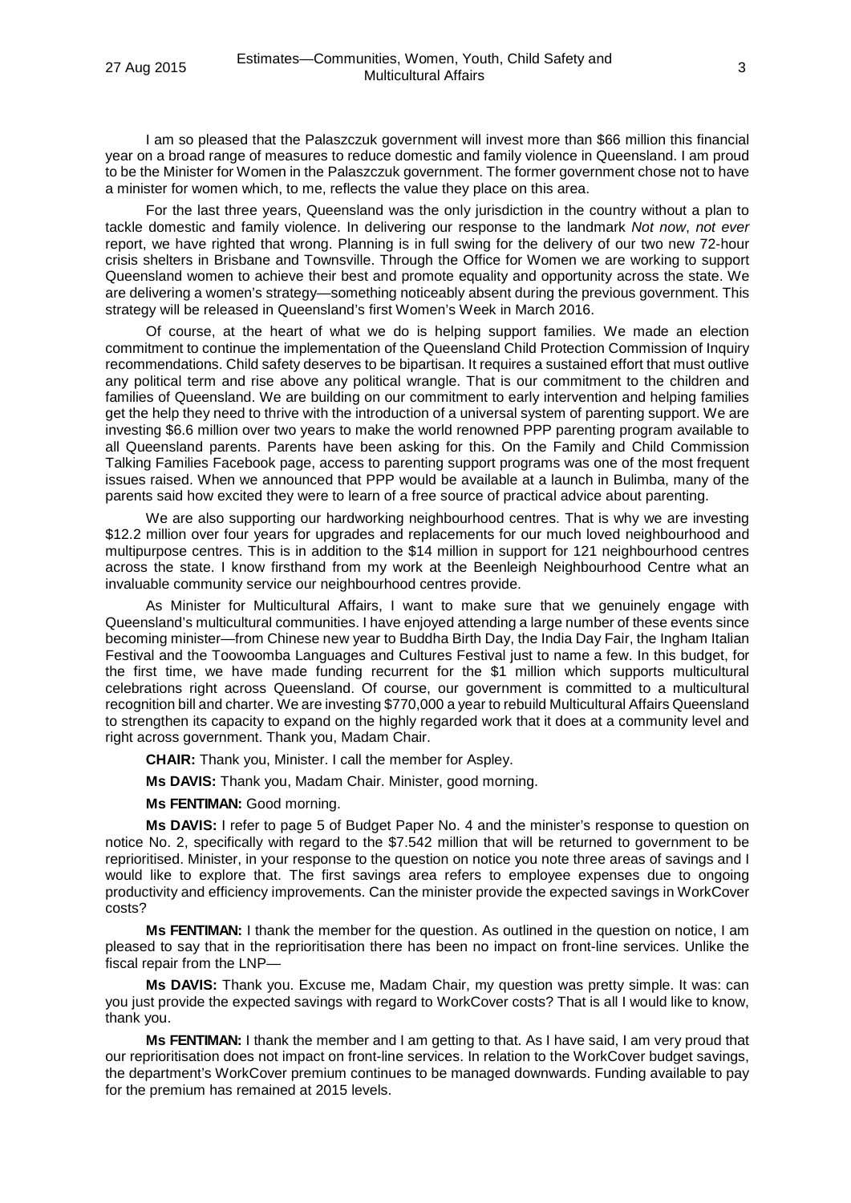I am so pleased that the Palaszczuk government will invest more than $66 million this financial year on a broad range of measures to reduce domestic and family violence in Queensland. I am proud to be the Minister for Women in the Palaszczuk government. The former government chose not to have a minister for women which, to me, reflects the value they place on this area.

For the last three years, Queensland was the only jurisdiction in the country without a plan to tackle domestic and family violence. In delivering our response to the landmark *Not now*, *not ever* report, we have righted that wrong. Planning is in full swing for the delivery of our two new 72-hour crisis shelters in Brisbane and Townsville. Through the Office for Women we are working to support Queensland women to achieve their best and promote equality and opportunity across the state. We are delivering a women's strategy—something noticeably absent during the previous government. This strategy will be released in Queensland's first Women's Week in March 2016.

Of course, at the heart of what we do is helping support families. We made an election commitment to continue the implementation of the Queensland Child Protection Commission of Inquiry recommendations. Child safety deserves to be bipartisan. It requires a sustained effort that must outlive any political term and rise above any political wrangle. That is our commitment to the children and families of Queensland. We are building on our commitment to early intervention and helping families get the help they need to thrive with the introduction of a universal system of parenting support. We are investing $6.6 million over two years to make the world renowned PPP parenting program available to all Queensland parents. Parents have been asking for this. On the Family and Child Commission Talking Families Facebook page, access to parenting support programs was one of the most frequent issues raised. When we announced that PPP would be available at a launch in Bulimba, many of the parents said how excited they were to learn of a free source of practical advice about parenting.

We are also supporting our hardworking neighbourhood centres. That is why we are investing $12.2 million over four years for upgrades and replacements for our much loved neighbourhood and multipurpose centres. This is in addition to the $14 million in support for 121 neighbourhood centres across the state. I know firsthand from my work at the Beenleigh Neighbourhood Centre what an invaluable community service our neighbourhood centres provide.

As Minister for Multicultural Affairs, I want to make sure that we genuinely engage with Queensland's multicultural communities. I have enjoyed attending a large number of these events since becoming minister—from Chinese new year to Buddha Birth Day, the India Day Fair, the Ingham Italian Festival and the Toowoomba Languages and Cultures Festival just to name a few. In this budget, for the first time, we have made funding recurrent for the $1 million which supports multicultural celebrations right across Queensland. Of course, our government is committed to a multicultural recognition bill and charter. We are investing $770,000 a year to rebuild Multicultural Affairs Queensland to strengthen its capacity to expand on the highly regarded work that it does at a community level and right across government. Thank you, Madam Chair.

**CHAIR:** Thank you, Minister. I call the member for Aspley.

**Ms DAVIS:** Thank you, Madam Chair. Minister, good morning.

**Ms FENTIMAN:** Good morning.

**Ms DAVIS:** I refer to page 5 of Budget Paper No. 4 and the minister's response to question on notice No. 2, specifically with regard to the $7.542 million that will be returned to government to be reprioritised. Minister, in your response to the question on notice you note three areas of savings and I would like to explore that. The first savings area refers to employee expenses due to ongoing productivity and efficiency improvements. Can the minister provide the expected savings in WorkCover costs?

**Ms FENTIMAN:** I thank the member for the question. As outlined in the question on notice, I am pleased to say that in the reprioritisation there has been no impact on front-line services. Unlike the fiscal repair from the LNP—

**Ms DAVIS:** Thank you. Excuse me, Madam Chair, my question was pretty simple. It was: can you just provide the expected savings with regard to WorkCover costs? That is all I would like to know, thank you.

**Ms FENTIMAN:** I thank the member and I am getting to that. As I have said, I am very proud that our reprioritisation does not impact on front-line services. In relation to the WorkCover budget savings, the department's WorkCover premium continues to be managed downwards. Funding available to pay for the premium has remained at 2015 levels.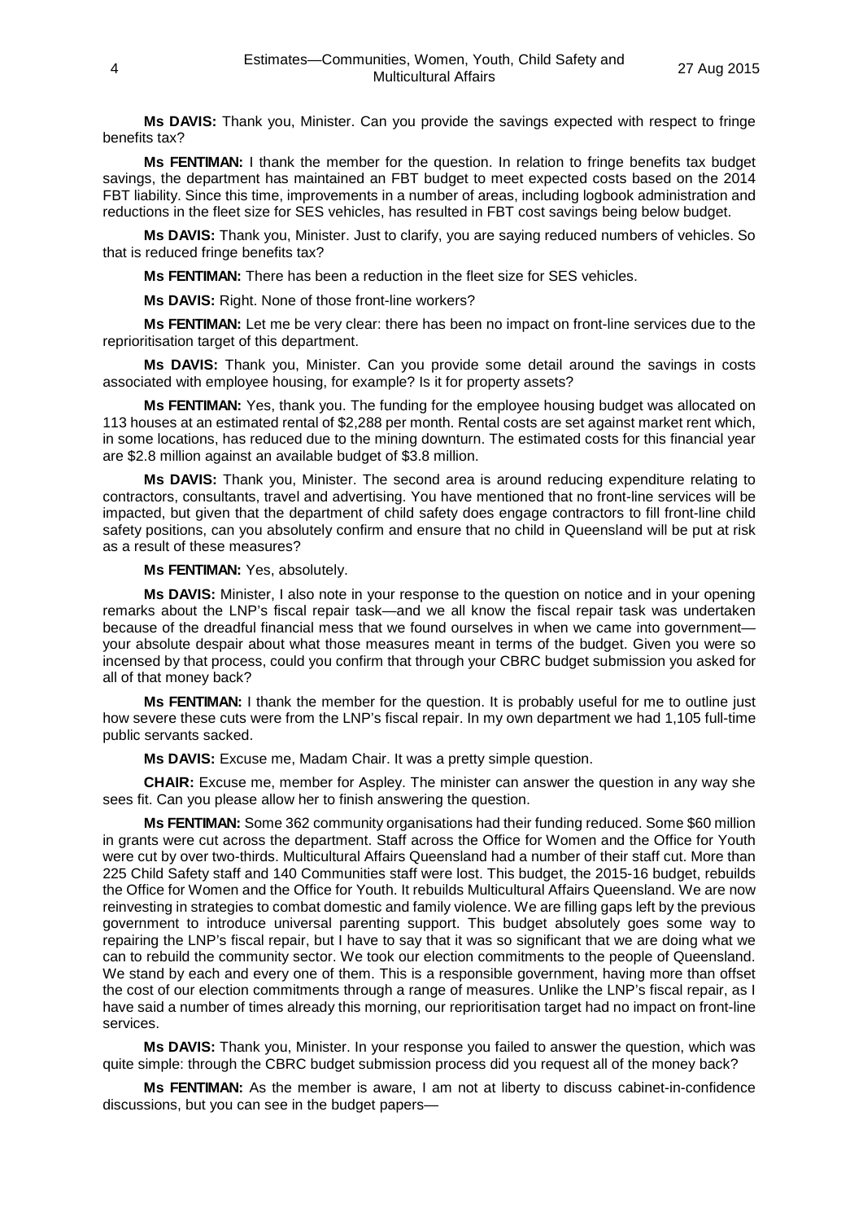**Ms DAVIS:** Thank you, Minister. Can you provide the savings expected with respect to fringe benefits tax?

**Ms FENTIMAN:** I thank the member for the question. In relation to fringe benefits tax budget savings, the department has maintained an FBT budget to meet expected costs based on the 2014 FBT liability. Since this time, improvements in a number of areas, including logbook administration and reductions in the fleet size for SES vehicles, has resulted in FBT cost savings being below budget.

**Ms DAVIS:** Thank you, Minister. Just to clarify, you are saying reduced numbers of vehicles. So that is reduced fringe benefits tax?

**Ms FENTIMAN:** There has been a reduction in the fleet size for SES vehicles.

**Ms DAVIS:** Right. None of those front-line workers?

**Ms FENTIMAN:** Let me be very clear: there has been no impact on front-line services due to the reprioritisation target of this department.

**Ms DAVIS:** Thank you, Minister. Can you provide some detail around the savings in costs associated with employee housing, for example? Is it for property assets?

**Ms FENTIMAN:** Yes, thank you. The funding for the employee housing budget was allocated on 113 houses at an estimated rental of $2,288 per month. Rental costs are set against market rent which, in some locations, has reduced due to the mining downturn. The estimated costs for this financial year are $2.8 million against an available budget of $3.8 million.

**Ms DAVIS:** Thank you, Minister. The second area is around reducing expenditure relating to contractors, consultants, travel and advertising. You have mentioned that no front-line services will be impacted, but given that the department of child safety does engage contractors to fill front-line child safety positions, can you absolutely confirm and ensure that no child in Queensland will be put at risk as a result of these measures?

**Ms FENTIMAN:** Yes, absolutely.

**Ms DAVIS:** Minister, I also note in your response to the question on notice and in your opening remarks about the LNP's fiscal repair task—and we all know the fiscal repair task was undertaken because of the dreadful financial mess that we found ourselves in when we came into government—your absolute despair about what those measures meant in terms of the budget. Given you were so incensed by that process, could you confirm that through your CBRC budget submission you asked for all of that money back?

**Ms FENTIMAN:** I thank the member for the question. It is probably useful for me to outline just how severe these cuts were from the LNP's fiscal repair. In my own department we had 1,105 full-time public servants sacked.

**Ms DAVIS:** Excuse me, Madam Chair. It was a pretty simple question.

**CHAIR:** Excuse me, member for Aspley. The minister can answer the question in any way she sees fit. Can you please allow her to finish answering the question.

**Ms FENTIMAN:** Some 362 community organisations had their funding reduced. Some $60 million in grants were cut across the department. Staff across the Office for Women and the Office for Youth were cut by over two-thirds. Multicultural Affairs Queensland had a number of their staff cut. More than 225 Child Safety staff and 140 Communities staff were lost. This budget, the 2015-16 budget, rebuilds the Office for Women and the Office for Youth. It rebuilds Multicultural Affairs Queensland. We are now reinvesting in strategies to combat domestic and family violence. We are filling gaps left by the previous government to introduce universal parenting support. This budget absolutely goes some way to repairing the LNP's fiscal repair, but I have to say that it was so significant that we are doing what we can to rebuild the community sector. We took our election commitments to the people of Queensland. We stand by each and every one of them. This is a responsible government, having more than offset the cost of our election commitments through a range of measures. Unlike the LNP's fiscal repair, as I have said a number of times already this morning, our reprioritisation target had no impact on front-line services.

**Ms DAVIS:** Thank you, Minister. In your response you failed to answer the question, which was quite simple: through the CBRC budget submission process did you request all of the money back?

**Ms FENTIMAN:** As the member is aware, I am not at liberty to discuss cabinet-in-confidence discussions, but you can see in the budget papers—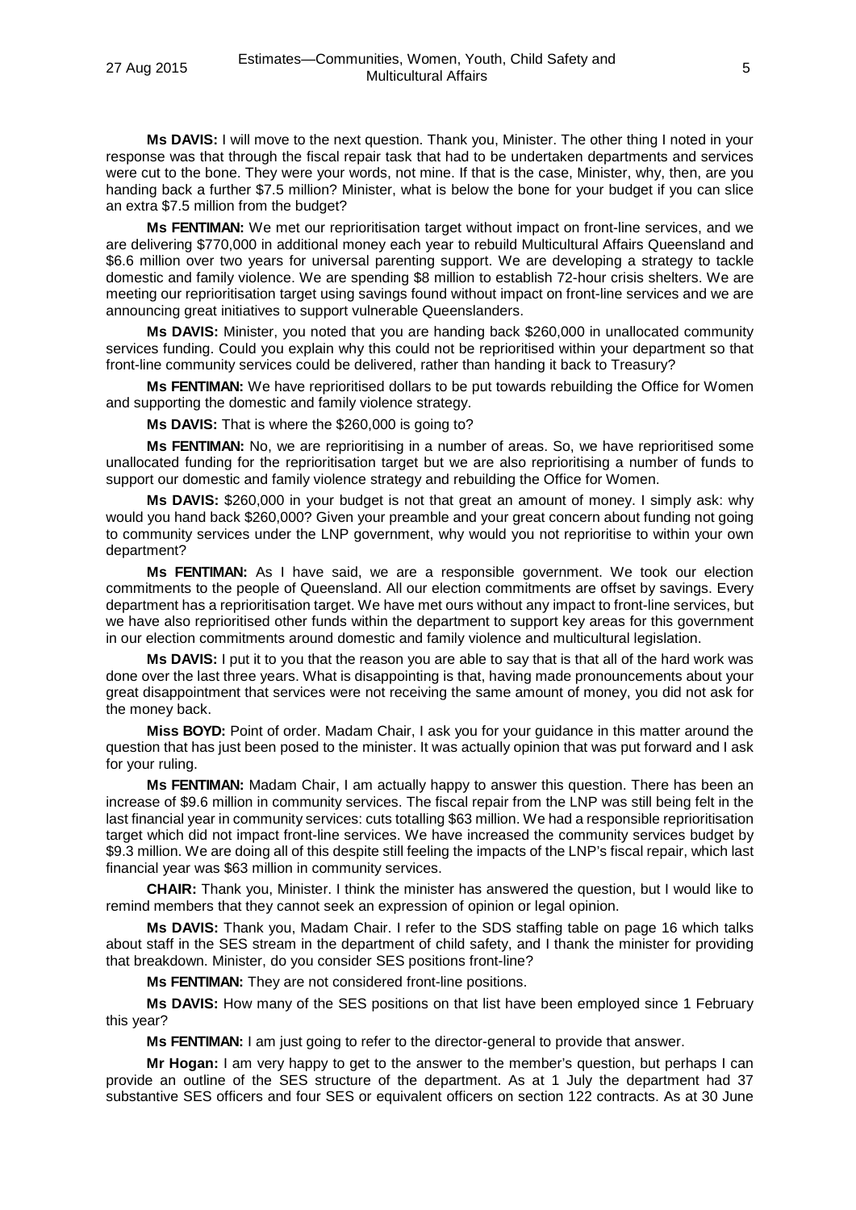**Ms DAVIS:** I will move to the next question. Thank you, Minister. The other thing I noted in your response was that through the fiscal repair task that had to be undertaken departments and services were cut to the bone. They were your words, not mine. If that is the case, Minister, why, then, are you handing back a further $7.5 million? Minister, what is below the bone for your budget if you can slice an extra $7.5 million from the budget?

**Ms FENTIMAN:** We met our reprioritisation target without impact on front-line services, and we are delivering $770,000 in additional money each year to rebuild Multicultural Affairs Queensland and $6.6 million over two years for universal parenting support. We are developing a strategy to tackle domestic and family violence. We are spending $8 million to establish 72-hour crisis shelters. We are meeting our reprioritisation target using savings found without impact on front-line services and we are announcing great initiatives to support vulnerable Queenslanders.

**Ms DAVIS:** Minister, you noted that you are handing back $260,000 in unallocated community services funding. Could you explain why this could not be reprioritised within your department so that front-line community services could be delivered, rather than handing it back to Treasury?

**Ms FENTIMAN:** We have reprioritised dollars to be put towards rebuilding the Office for Women and supporting the domestic and family violence strategy.

**Ms DAVIS:** That is where the $260,000 is going to?

**Ms FENTIMAN:** No, we are reprioritising in a number of areas. So, we have reprioritised some unallocated funding for the reprioritisation target but we are also reprioritising a number of funds to support our domestic and family violence strategy and rebuilding the Office for Women.

**Ms DAVIS:** $260,000 in your budget is not that great an amount of money. I simply ask: why would you hand back $260,000? Given your preamble and your great concern about funding not going to community services under the LNP government, why would you not reprioritise to within your own department?

**Ms FENTIMAN:** As I have said, we are a responsible government. We took our election commitments to the people of Queensland. All our election commitments are offset by savings. Every department has a reprioritisation target. We have met ours without any impact to front-line services, but we have also reprioritised other funds within the department to support key areas for this government in our election commitments around domestic and family violence and multicultural legislation.

**Ms DAVIS:** I put it to you that the reason you are able to say that is that all of the hard work was done over the last three years. What is disappointing is that, having made pronouncements about your great disappointment that services were not receiving the same amount of money, you did not ask for the money back.

**Miss BOYD:** Point of order. Madam Chair, I ask you for your guidance in this matter around the question that has just been posed to the minister. It was actually opinion that was put forward and I ask for your ruling.

**Ms FENTIMAN:** Madam Chair, I am actually happy to answer this question. There has been an increase of $9.6 million in community services. The fiscal repair from the LNP was still being felt in the last financial year in community services: cuts totalling $63 million. We had a responsible reprioritisation target which did not impact front-line services. We have increased the community services budget by $9.3 million. We are doing all of this despite still feeling the impacts of the LNP's fiscal repair, which last financial year was $63 million in community services.

**CHAIR:** Thank you, Minister. I think the minister has answered the question, but I would like to remind members that they cannot seek an expression of opinion or legal opinion.

**Ms DAVIS:** Thank you, Madam Chair. I refer to the SDS staffing table on page 16 which talks about staff in the SES stream in the department of child safety, and I thank the minister for providing that breakdown. Minister, do you consider SES positions front-line?

**Ms FENTIMAN:** They are not considered front-line positions.

**Ms DAVIS:** How many of the SES positions on that list have been employed since 1 February this year?

**Ms FENTIMAN:** I am just going to refer to the director-general to provide that answer.

**Mr Hogan:** I am very happy to get to the answer to the member's question, but perhaps I can provide an outline of the SES structure of the department. As at 1 July the department had 37 substantive SES officers and four SES or equivalent officers on section 122 contracts. As at 30 June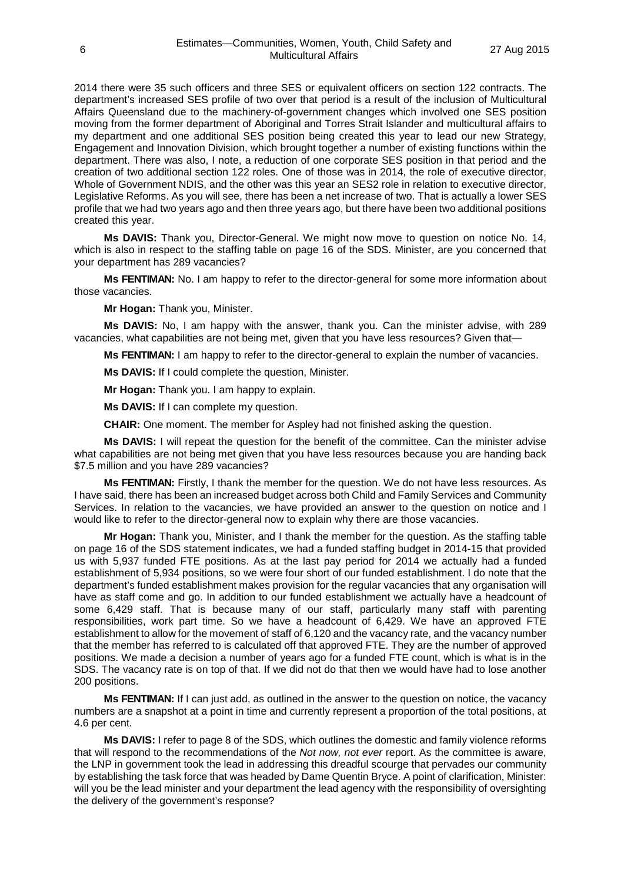2014 there were 35 such officers and three SES or equivalent officers on section 122 contracts. The department's increased SES profile of two over that period is a result of the inclusion of Multicultural Affairs Queensland due to the machinery-of-government changes which involved one SES position moving from the former department of Aboriginal and Torres Strait Islander and multicultural affairs to my department and one additional SES position being created this year to lead our new Strategy, Engagement and Innovation Division, which brought together a number of existing functions within the department. There was also, I note, a reduction of one corporate SES position in that period and the creation of two additional section 122 roles. One of those was in 2014, the role of executive director, Whole of Government NDIS, and the other was this year an SES2 role in relation to executive director, Legislative Reforms. As you will see, there has been a net increase of two. That is actually a lower SES profile that we had two years ago and then three years ago, but there have been two additional positions created this year.

**Ms DAVIS:** Thank you, Director-General. We might now move to question on notice No. 14, which is also in respect to the staffing table on page 16 of the SDS. Minister, are you concerned that your department has 289 vacancies?

**Ms FENTIMAN:** No. I am happy to refer to the director-general for some more information about those vacancies.

**Mr Hogan:** Thank you, Minister.

**Ms DAVIS:** No, I am happy with the answer, thank you. Can the minister advise, with 289 vacancies, what capabilities are not being met, given that you have less resources? Given that—

**Ms FENTIMAN:** I am happy to refer to the director-general to explain the number of vacancies.

**Ms DAVIS:** If I could complete the question, Minister.

**Mr Hogan:** Thank you. I am happy to explain.

**Ms DAVIS:** If I can complete my question.

**CHAIR:** One moment. The member for Aspley had not finished asking the question.

**Ms DAVIS:** I will repeat the question for the benefit of the committee. Can the minister advise what capabilities are not being met given that you have less resources because you are handing back \$7.5 million and you have 289 vacancies?

**Ms FENTIMAN:** Firstly, I thank the member for the question. We do not have less resources. As I have said, there has been an increased budget across both Child and Family Services and Community Services. In relation to the vacancies, we have provided an answer to the question on notice and I would like to refer to the director-general now to explain why there are those vacancies.

**Mr Hogan:** Thank you, Minister, and I thank the member for the question. As the staffing table on page 16 of the SDS statement indicates, we had a funded staffing budget in 2014-15 that provided us with 5,937 funded FTE positions. As at the last pay period for 2014 we actually had a funded establishment of 5,934 positions, so we were four short of our funded establishment. I do note that the department's funded establishment makes provision for the regular vacancies that any organisation will have as staff come and go. In addition to our funded establishment we actually have a headcount of some 6,429 staff. That is because many of our staff, particularly many staff with parenting responsibilities, work part time. So we have a headcount of 6,429. We have an approved FTE establishment to allow for the movement of staff of 6,120 and the vacancy rate, and the vacancy number that the member has referred to is calculated off that approved FTE. They are the number of approved positions. We made a decision a number of years ago for a funded FTE count, which is what is in the SDS. The vacancy rate is on top of that. If we did not do that then we would have had to lose another 200 positions.

**Ms FENTIMAN:** If I can just add, as outlined in the answer to the question on notice, the vacancy numbers are a snapshot at a point in time and currently represent a proportion of the total positions, at 4.6 per cent.

**Ms DAVIS:** I refer to page 8 of the SDS, which outlines the domestic and family violence reforms that will respond to the recommendations of the *Not now, not ever* report. As the committee is aware, the LNP in government took the lead in addressing this dreadful scourge that pervades our community by establishing the task force that was headed by Dame Quentin Bryce. A point of clarification, Minister: will you be the lead minister and your department the lead agency with the responsibility of oversighting the delivery of the government's response?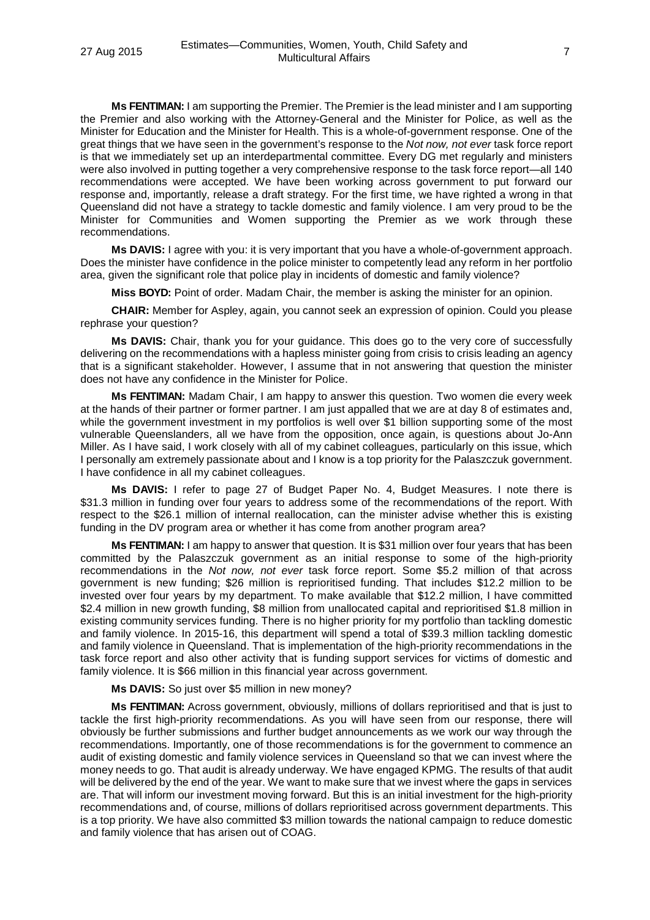**Ms FENTIMAN:** I am supporting the Premier. The Premier is the lead minister and I am supporting the Premier and also working with the Attorney-General and the Minister for Police, as well as the Minister for Education and the Minister for Health. This is a whole-of-government response. One of the great things that we have seen in the government's response to the *Not now, not ever* task force report is that we immediately set up an interdepartmental committee. Every DG met regularly and ministers were also involved in putting together a very comprehensive response to the task force report—all 140 recommendations were accepted. We have been working across government to put forward our response and, importantly, release a draft strategy. For the first time, we have righted a wrong in that Queensland did not have a strategy to tackle domestic and family violence. I am very proud to be the Minister for Communities and Women supporting the Premier as we work through these recommendations.

**Ms DAVIS:** I agree with you: it is very important that you have a whole-of-government approach. Does the minister have confidence in the police minister to competently lead any reform in her portfolio area, given the significant role that police play in incidents of domestic and family violence?

**Miss BOYD:** Point of order. Madam Chair, the member is asking the minister for an opinion.

**CHAIR:** Member for Aspley, again, you cannot seek an expression of opinion. Could you please rephrase your question?

**Ms DAVIS:** Chair, thank you for your guidance. This does go to the very core of successfully delivering on the recommendations with a hapless minister going from crisis to crisis leading an agency that is a significant stakeholder. However, I assume that in not answering that question the minister does not have any confidence in the Minister for Police.

**Ms FENTIMAN:** Madam Chair, I am happy to answer this question. Two women die every week at the hands of their partner or former partner. I am just appalled that we are at day 8 of estimates and, while the government investment in my portfolios is well over \$1 billion supporting some of the most vulnerable Queenslanders, all we have from the opposition, once again, is questions about Jo-Ann Miller. As I have said, I work closely with all of my cabinet colleagues, particularly on this issue, which I personally am extremely passionate about and I know is a top priority for the Palaszczuk government. I have confidence in all my cabinet colleagues.

**Ms DAVIS:** I refer to page 27 of Budget Paper No. 4, Budget Measures. I note there is \$31.3 million in funding over four years to address some of the recommendations of the report. With respect to the \$26.1 million of internal reallocation, can the minister advise whether this is existing funding in the DV program area or whether it has come from another program area?

**Ms FENTIMAN:** I am happy to answer that question. It is \$31 million over four years that has been committed by the Palaszczuk government as an initial response to some of the high-priority recommendations in the *Not now, not ever* task force report. Some \$5.2 million of that across government is new funding; \$26 million is reprioritised funding. That includes \$12.2 million to be invested over four years by my department. To make available that \$12.2 million, I have committed \$2.4 million in new growth funding, \$8 million from unallocated capital and reprioritised \$1.8 million in existing community services funding. There is no higher priority for my portfolio than tackling domestic and family violence. In 2015-16, this department will spend a total of \$39.3 million tackling domestic and family violence in Queensland. That is implementation of the high-priority recommendations in the task force report and also other activity that is funding support services for victims of domestic and family violence. It is \$66 million in this financial year across government.

**Ms DAVIS:** So just over \$5 million in new money?

**Ms FENTIMAN:** Across government, obviously, millions of dollars reprioritised and that is just to tackle the first high-priority recommendations. As you will have seen from our response, there will obviously be further submissions and further budget announcements as we work our way through the recommendations. Importantly, one of those recommendations is for the government to commence an audit of existing domestic and family violence services in Queensland so that we can invest where the money needs to go. That audit is already underway. We have engaged KPMG. The results of that audit will be delivered by the end of the year. We want to make sure that we invest where the gaps in services are. That will inform our investment moving forward. But this is an initial investment for the high-priority recommendations and, of course, millions of dollars reprioritised across government departments. This is a top priority. We have also committed \$3 million towards the national campaign to reduce domestic and family violence that has arisen out of COAG.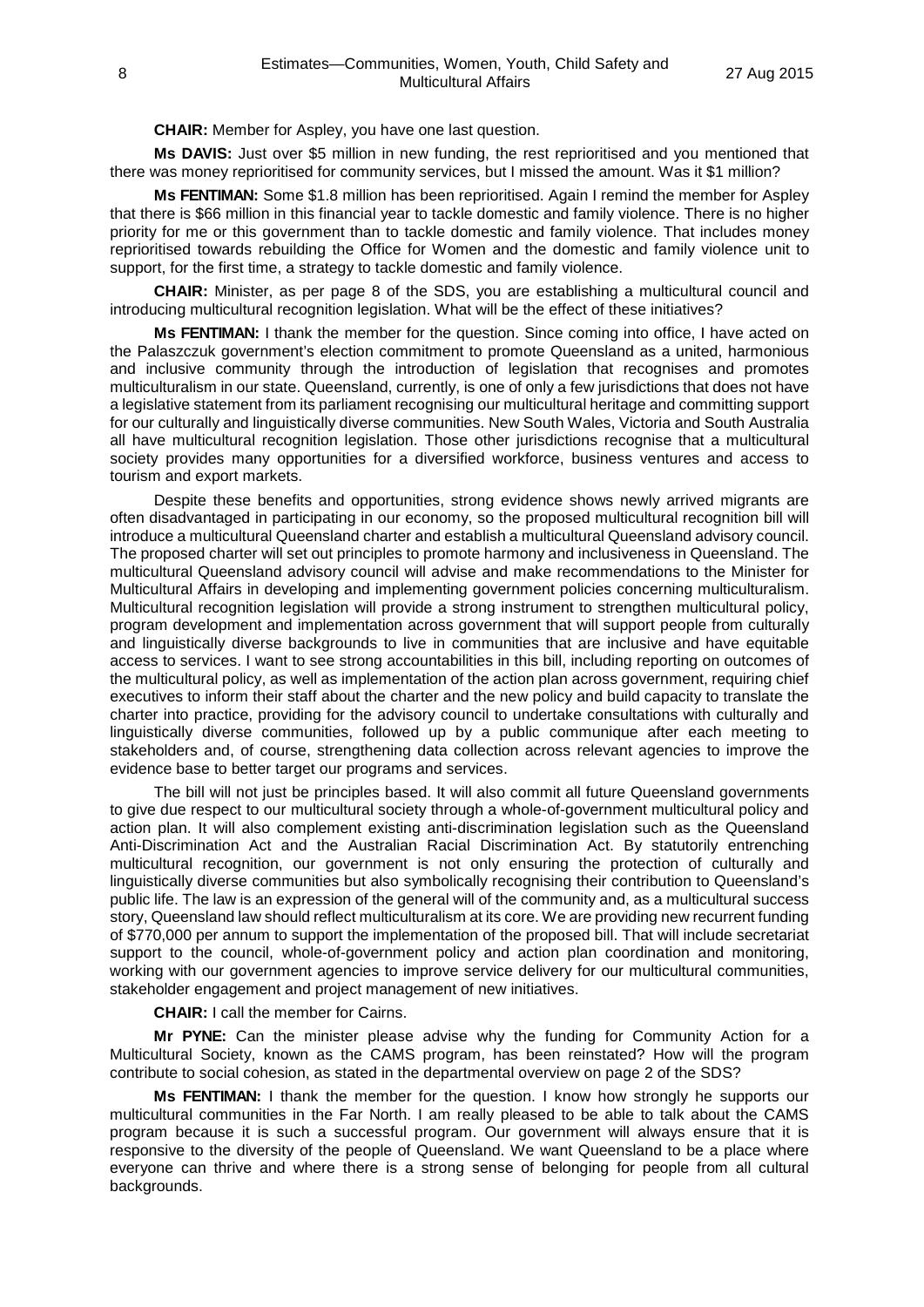**CHAIR:** Member for Aspley, you have one last question.

**Ms DAVIS:** Just over $5 million in new funding, the rest reprioritised and you mentioned that there was money reprioritised for community services, but I missed the amount. Was it $1 million?

**Ms FENTIMAN:** Some $1.8 million has been reprioritised. Again I remind the member for Aspley that there is $66 million in this financial year to tackle domestic and family violence. There is no higher priority for me or this government than to tackle domestic and family violence. That includes money reprioritised towards rebuilding the Office for Women and the domestic and family violence unit to support, for the first time, a strategy to tackle domestic and family violence.

**CHAIR:** Minister, as per page 8 of the SDS, you are establishing a multicultural council and introducing multicultural recognition legislation. What will be the effect of these initiatives?

**Ms FENTIMAN:** I thank the member for the question. Since coming into office, I have acted on the Palaszczuk government's election commitment to promote Queensland as a united, harmonious and inclusive community through the introduction of legislation that recognises and promotes multiculturalism in our state. Queensland, currently, is one of only a few jurisdictions that does not have a legislative statement from its parliament recognising our multicultural heritage and committing support for our culturally and linguistically diverse communities. New South Wales, Victoria and South Australia all have multicultural recognition legislation. Those other jurisdictions recognise that a multicultural society provides many opportunities for a diversified workforce, business ventures and access to tourism and export markets.

Despite these benefits and opportunities, strong evidence shows newly arrived migrants are often disadvantaged in participating in our economy, so the proposed multicultural recognition bill will introduce a multicultural Queensland charter and establish a multicultural Queensland advisory council. The proposed charter will set out principles to promote harmony and inclusiveness in Queensland. The multicultural Queensland advisory council will advise and make recommendations to the Minister for Multicultural Affairs in developing and implementing government policies concerning multiculturalism. Multicultural recognition legislation will provide a strong instrument to strengthen multicultural policy, program development and implementation across government that will support people from culturally and linguistically diverse backgrounds to live in communities that are inclusive and have equitable access to services. I want to see strong accountabilities in this bill, including reporting on outcomes of the multicultural policy, as well as implementation of the action plan across government, requiring chief executives to inform their staff about the charter and the new policy and build capacity to translate the charter into practice, providing for the advisory council to undertake consultations with culturally and linguistically diverse communities, followed up by a public communique after each meeting to stakeholders and, of course, strengthening data collection across relevant agencies to improve the evidence base to better target our programs and services.

The bill will not just be principles based. It will also commit all future Queensland governments to give due respect to our multicultural society through a whole-of-government multicultural policy and action plan. It will also complement existing anti-discrimination legislation such as the Queensland Anti-Discrimination Act and the Australian Racial Discrimination Act. By statutorily entrenching multicultural recognition, our government is not only ensuring the protection of culturally and linguistically diverse communities but also symbolically recognising their contribution to Queensland's public life. The law is an expression of the general will of the community and, as a multicultural success story, Queensland law should reflect multiculturalism at its core. We are providing new recurrent funding of $770,000 per annum to support the implementation of the proposed bill. That will include secretariat support to the council, whole-of-government policy and action plan coordination and monitoring, working with our government agencies to improve service delivery for our multicultural communities, stakeholder engagement and project management of new initiatives.

**CHAIR:** I call the member for Cairns.

**Mr PYNE:** Can the minister please advise why the funding for Community Action for a Multicultural Society, known as the CAMS program, has been reinstated? How will the program contribute to social cohesion, as stated in the departmental overview on page 2 of the SDS?

**Ms FENTIMAN:** I thank the member for the question. I know how strongly he supports our multicultural communities in the Far North. I am really pleased to be able to talk about the CAMS program because it is such a successful program. Our government will always ensure that it is responsive to the diversity of the people of Queensland. We want Queensland to be a place where everyone can thrive and where there is a strong sense of belonging for people from all cultural backgrounds.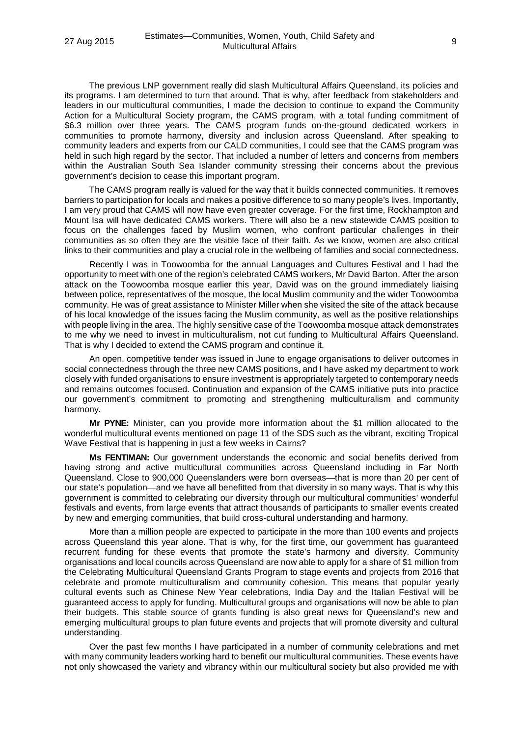The previous LNP government really did slash Multicultural Affairs Queensland, its policies and its programs. I am determined to turn that around. That is why, after feedback from stakeholders and leaders in our multicultural communities, I made the decision to continue to expand the Community Action for a Multicultural Society program, the CAMS program, with a total funding commitment of $6.3 million over three years. The CAMS program funds on-the-ground dedicated workers in communities to promote harmony, diversity and inclusion across Queensland. After speaking to community leaders and experts from our CALD communities, I could see that the CAMS program was held in such high regard by the sector. That included a number of letters and concerns from members within the Australian South Sea Islander community stressing their concerns about the previous government's decision to cease this important program.

The CAMS program really is valued for the way that it builds connected communities. It removes barriers to participation for locals and makes a positive difference to so many people's lives. Importantly, I am very proud that CAMS will now have even greater coverage. For the first time, Rockhampton and Mount Isa will have dedicated CAMS workers. There will also be a new statewide CAMS position to focus on the challenges faced by Muslim women, who confront particular challenges in their communities as so often they are the visible face of their faith. As we know, women are also critical links to their communities and play a crucial role in the wellbeing of families and social connectedness.

Recently I was in Toowoomba for the annual Languages and Cultures Festival and I had the opportunity to meet with one of the region's celebrated CAMS workers, Mr David Barton. After the arson attack on the Toowoomba mosque earlier this year, David was on the ground immediately liaising between police, representatives of the mosque, the local Muslim community and the wider Toowoomba community. He was of great assistance to Minister Miller when she visited the site of the attack because of his local knowledge of the issues facing the Muslim community, as well as the positive relationships with people living in the area. The highly sensitive case of the Toowoomba mosque attack demonstrates to me why we need to invest in multiculturalism, not cut funding to Multicultural Affairs Queensland. That is why I decided to extend the CAMS program and continue it.

An open, competitive tender was issued in June to engage organisations to deliver outcomes in social connectedness through the three new CAMS positions, and I have asked my department to work closely with funded organisations to ensure investment is appropriately targeted to contemporary needs and remains outcomes focused. Continuation and expansion of the CAMS initiative puts into practice our government's commitment to promoting and strengthening multiculturalism and community harmony.

**Mr PYNE:** Minister, can you provide more information about the $1 million allocated to the wonderful multicultural events mentioned on page 11 of the SDS such as the vibrant, exciting Tropical Wave Festival that is happening in just a few weeks in Cairns?

**Ms FENTIMAN:** Our government understands the economic and social benefits derived from having strong and active multicultural communities across Queensland including in Far North Queensland. Close to 900,000 Queenslanders were born overseas—that is more than 20 per cent of our state's population—and we have all benefitted from that diversity in so many ways. That is why this government is committed to celebrating our diversity through our multicultural communities' wonderful festivals and events, from large events that attract thousands of participants to smaller events created by new and emerging communities, that build cross-cultural understanding and harmony.

More than a million people are expected to participate in the more than 100 events and projects across Queensland this year alone. That is why, for the first time, our government has guaranteed recurrent funding for these events that promote the state's harmony and diversity. Community organisations and local councils across Queensland are now able to apply for a share of $1 million from the Celebrating Multicultural Queensland Grants Program to stage events and projects from 2016 that celebrate and promote multiculturalism and community cohesion. This means that popular yearly cultural events such as Chinese New Year celebrations, India Day and the Italian Festival will be guaranteed access to apply for funding. Multicultural groups and organisations will now be able to plan their budgets. This stable source of grants funding is also great news for Queensland's new and emerging multicultural groups to plan future events and projects that will promote diversity and cultural understanding.

Over the past few months I have participated in a number of community celebrations and met with many community leaders working hard to benefit our multicultural communities. These events have not only showcased the variety and vibrancy within our multicultural society but also provided me with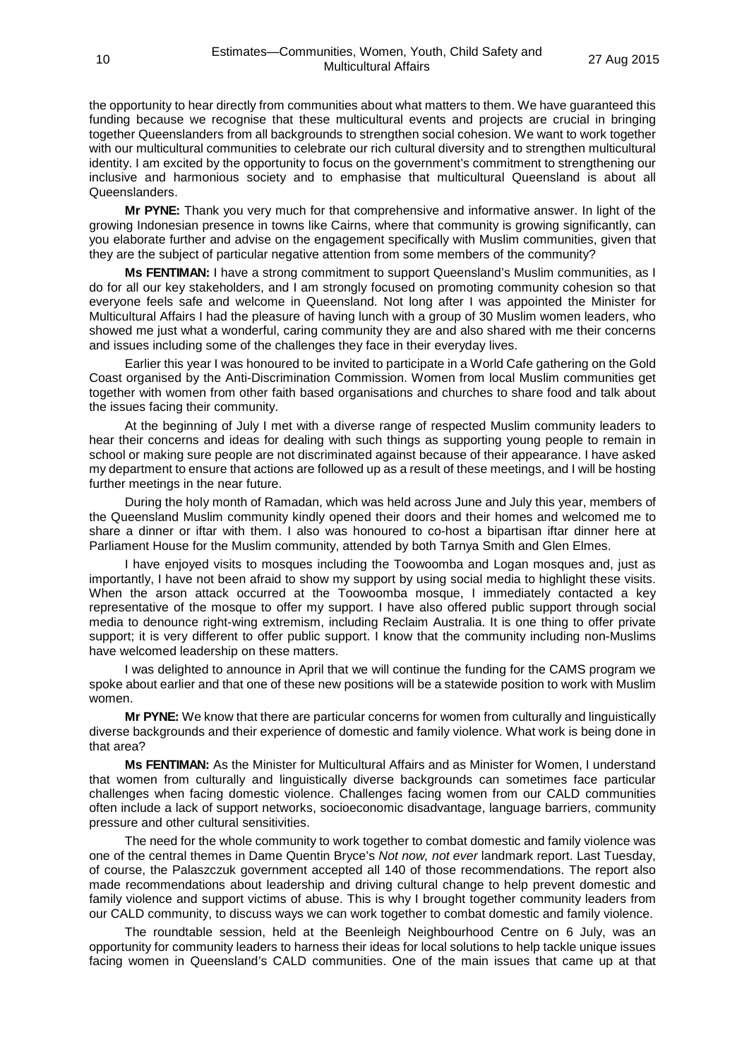the opportunity to hear directly from communities about what matters to them. We have guaranteed this funding because we recognise that these multicultural events and projects are crucial in bringing together Queenslanders from all backgrounds to strengthen social cohesion. We want to work together with our multicultural communities to celebrate our rich cultural diversity and to strengthen multicultural identity. I am excited by the opportunity to focus on the government's commitment to strengthening our inclusive and harmonious society and to emphasise that multicultural Queensland is about all Queenslanders.

**Mr PYNE:** Thank you very much for that comprehensive and informative answer. In light of the growing Indonesian presence in towns like Cairns, where that community is growing significantly, can you elaborate further and advise on the engagement specifically with Muslim communities, given that they are the subject of particular negative attention from some members of the community?

**Ms FENTIMAN:** I have a strong commitment to support Queensland's Muslim communities, as I do for all our key stakeholders, and I am strongly focused on promoting community cohesion so that everyone feels safe and welcome in Queensland. Not long after I was appointed the Minister for Multicultural Affairs I had the pleasure of having lunch with a group of 30 Muslim women leaders, who showed me just what a wonderful, caring community they are and also shared with me their concerns and issues including some of the challenges they face in their everyday lives.

Earlier this year I was honoured to be invited to participate in a World Cafe gathering on the Gold Coast organised by the Anti-Discrimination Commission. Women from local Muslim communities get together with women from other faith based organisations and churches to share food and talk about the issues facing their community.

At the beginning of July I met with a diverse range of respected Muslim community leaders to hear their concerns and ideas for dealing with such things as supporting young people to remain in school or making sure people are not discriminated against because of their appearance. I have asked my department to ensure that actions are followed up as a result of these meetings, and I will be hosting further meetings in the near future.

During the holy month of Ramadan, which was held across June and July this year, members of the Queensland Muslim community kindly opened their doors and their homes and welcomed me to share a dinner or iftar with them. I also was honoured to co-host a bipartisan iftar dinner here at Parliament House for the Muslim community, attended by both Tarnya Smith and Glen Elmes.

I have enjoyed visits to mosques including the Toowoomba and Logan mosques and, just as importantly, I have not been afraid to show my support by using social media to highlight these visits. When the arson attack occurred at the Toowoomba mosque, I immediately contacted a key representative of the mosque to offer my support. I have also offered public support through social media to denounce right-wing extremism, including Reclaim Australia. It is one thing to offer private support; it is very different to offer public support. I know that the community including non-Muslims have welcomed leadership on these matters.

I was delighted to announce in April that we will continue the funding for the CAMS program we spoke about earlier and that one of these new positions will be a statewide position to work with Muslim women.

**Mr PYNE:** We know that there are particular concerns for women from culturally and linguistically diverse backgrounds and their experience of domestic and family violence. What work is being done in that area?

**Ms FENTIMAN:** As the Minister for Multicultural Affairs and as Minister for Women, I understand that women from culturally and linguistically diverse backgrounds can sometimes face particular challenges when facing domestic violence. Challenges facing women from our CALD communities often include a lack of support networks, socioeconomic disadvantage, language barriers, community pressure and other cultural sensitivities.

The need for the whole community to work together to combat domestic and family violence was one of the central themes in Dame Quentin Bryce's *Not now, not ever* landmark report. Last Tuesday, of course, the Palaszczuk government accepted all 140 of those recommendations. The report also made recommendations about leadership and driving cultural change to help prevent domestic and family violence and support victims of abuse. This is why I brought together community leaders from our CALD community, to discuss ways we can work together to combat domestic and family violence.

The roundtable session, held at the Beenleigh Neighbourhood Centre on 6 July, was an opportunity for community leaders to harness their ideas for local solutions to help tackle unique issues facing women in Queensland's CALD communities. One of the main issues that came up at that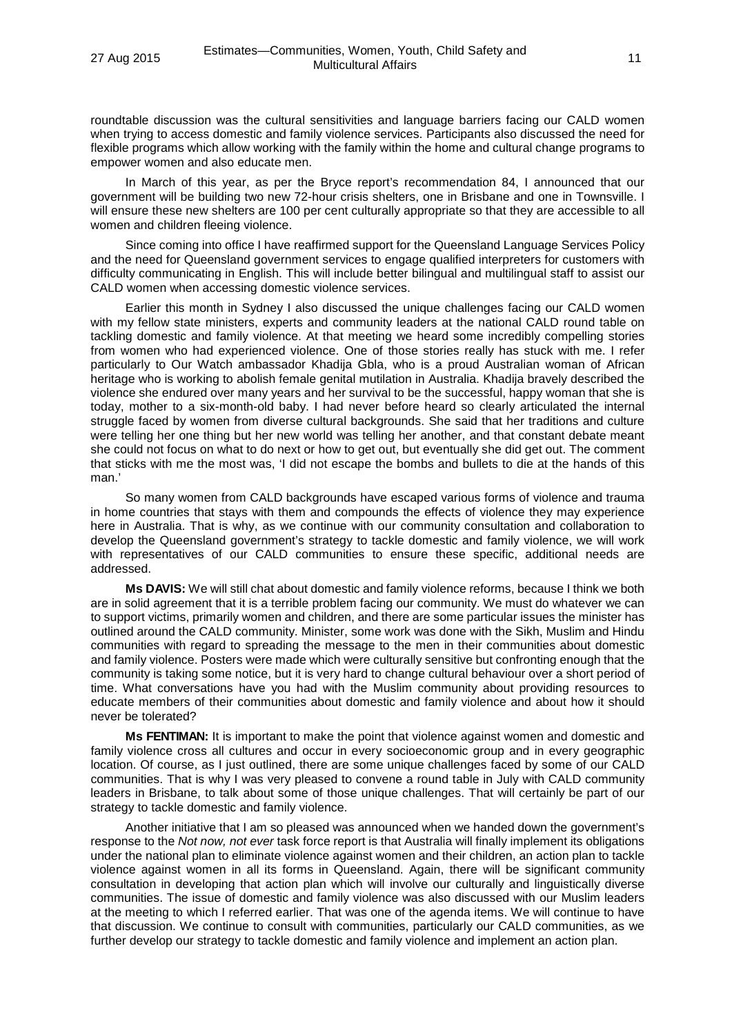roundtable discussion was the cultural sensitivities and language barriers facing our CALD women when trying to access domestic and family violence services. Participants also discussed the need for flexible programs which allow working with the family within the home and cultural change programs to empower women and also educate men.

In March of this year, as per the Bryce report's recommendation 84, I announced that our government will be building two new 72-hour crisis shelters, one in Brisbane and one in Townsville. I will ensure these new shelters are 100 per cent culturally appropriate so that they are accessible to all women and children fleeing violence.

Since coming into office I have reaffirmed support for the Queensland Language Services Policy and the need for Queensland government services to engage qualified interpreters for customers with difficulty communicating in English. This will include better bilingual and multilingual staff to assist our CALD women when accessing domestic violence services.

Earlier this month in Sydney I also discussed the unique challenges facing our CALD women with my fellow state ministers, experts and community leaders at the national CALD round table on tackling domestic and family violence. At that meeting we heard some incredibly compelling stories from women who had experienced violence. One of those stories really has stuck with me. I refer particularly to Our Watch ambassador Khadija Gbla, who is a proud Australian woman of African heritage who is working to abolish female genital mutilation in Australia. Khadija bravely described the violence she endured over many years and her survival to be the successful, happy woman that she is today, mother to a six-month-old baby. I had never before heard so clearly articulated the internal struggle faced by women from diverse cultural backgrounds. She said that her traditions and culture were telling her one thing but her new world was telling her another, and that constant debate meant she could not focus on what to do next or how to get out, but eventually she did get out. The comment that sticks with me the most was, 'I did not escape the bombs and bullets to die at the hands of this man.'

So many women from CALD backgrounds have escaped various forms of violence and trauma in home countries that stays with them and compounds the effects of violence they may experience here in Australia. That is why, as we continue with our community consultation and collaboration to develop the Queensland government's strategy to tackle domestic and family violence, we will work with representatives of our CALD communities to ensure these specific, additional needs are addressed.

**Ms DAVIS:** We will still chat about domestic and family violence reforms, because I think we both are in solid agreement that it is a terrible problem facing our community. We must do whatever we can to support victims, primarily women and children, and there are some particular issues the minister has outlined around the CALD community. Minister, some work was done with the Sikh, Muslim and Hindu communities with regard to spreading the message to the men in their communities about domestic and family violence. Posters were made which were culturally sensitive but confronting enough that the community is taking some notice, but it is very hard to change cultural behaviour over a short period of time. What conversations have you had with the Muslim community about providing resources to educate members of their communities about domestic and family violence and about how it should never be tolerated?

**Ms FENTIMAN:** It is important to make the point that violence against women and domestic and family violence cross all cultures and occur in every socioeconomic group and in every geographic location. Of course, as I just outlined, there are some unique challenges faced by some of our CALD communities. That is why I was very pleased to convene a round table in July with CALD community leaders in Brisbane, to talk about some of those unique challenges. That will certainly be part of our strategy to tackle domestic and family violence.

Another initiative that I am so pleased was announced when we handed down the government's response to the *Not now, not ever* task force report is that Australia will finally implement its obligations under the national plan to eliminate violence against women and their children, an action plan to tackle violence against women in all its forms in Queensland. Again, there will be significant community consultation in developing that action plan which will involve our culturally and linguistically diverse communities. The issue of domestic and family violence was also discussed with our Muslim leaders at the meeting to which I referred earlier. That was one of the agenda items. We will continue to have that discussion. We continue to consult with communities, particularly our CALD communities, as we further develop our strategy to tackle domestic and family violence and implement an action plan.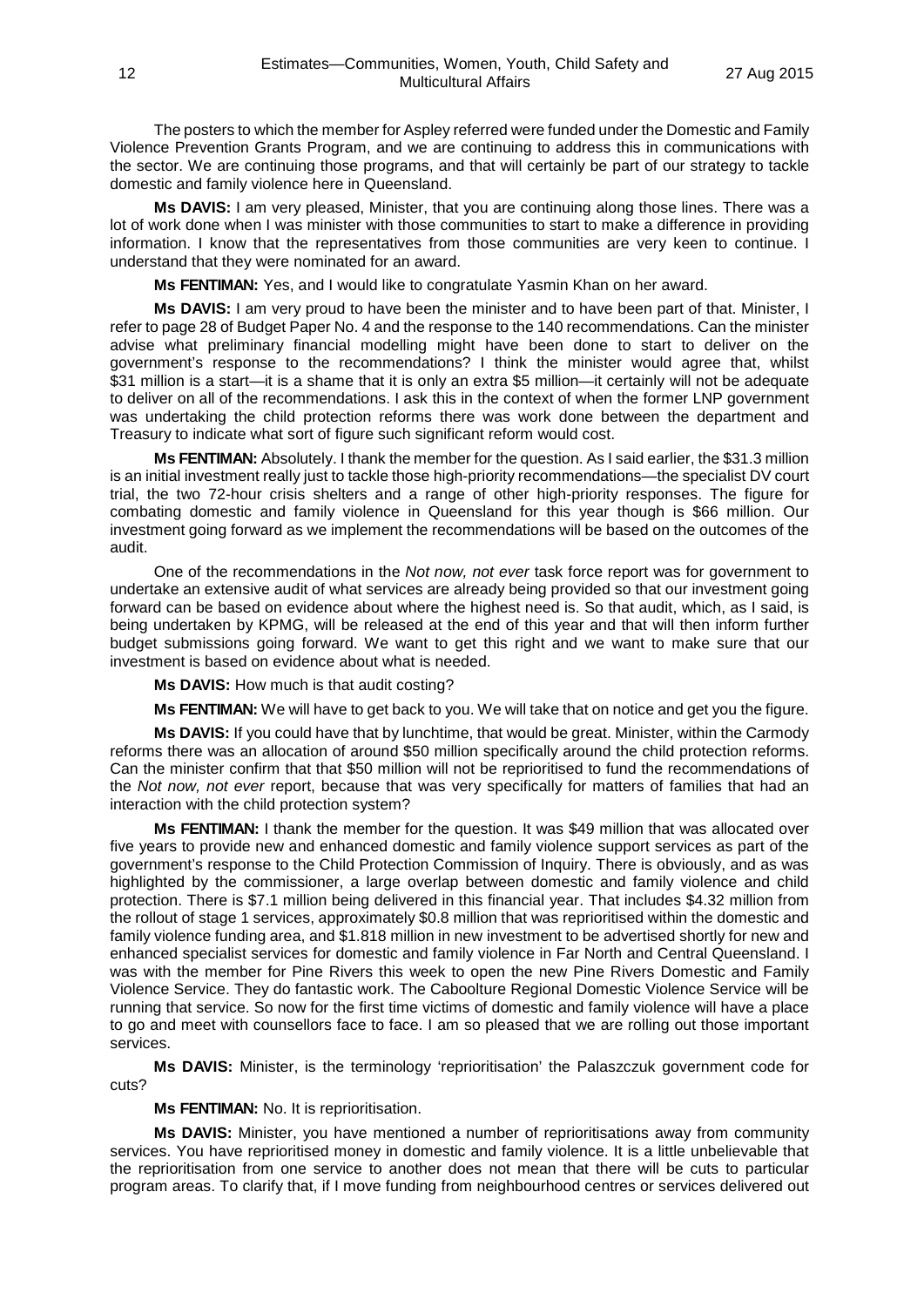The posters to which the member for Aspley referred were funded under the Domestic and Family Violence Prevention Grants Program, and we are continuing to address this in communications with the sector. We are continuing those programs, and that will certainly be part of our strategy to tackle domestic and family violence here in Queensland.

**Ms DAVIS:** I am very pleased, Minister, that you are continuing along those lines. There was a lot of work done when I was minister with those communities to start to make a difference in providing information. I know that the representatives from those communities are very keen to continue. I understand that they were nominated for an award.

**Ms FENTIMAN:** Yes, and I would like to congratulate Yasmin Khan on her award.

**Ms DAVIS:** I am very proud to have been the minister and to have been part of that. Minister, I refer to page 28 of Budget Paper No. 4 and the response to the 140 recommendations. Can the minister advise what preliminary financial modelling might have been done to start to deliver on the government's response to the recommendations? I think the minister would agree that, whilst $31 million is a start—it is a shame that it is only an extra $5 million—it certainly will not be adequate to deliver on all of the recommendations. I ask this in the context of when the former LNP government was undertaking the child protection reforms there was work done between the department and Treasury to indicate what sort of figure such significant reform would cost.

**Ms FENTIMAN:** Absolutely. I thank the member for the question. As I said earlier, the $31.3 million is an initial investment really just to tackle those high-priority recommendations—the specialist DV court trial, the two 72-hour crisis shelters and a range of other high-priority responses. The figure for combating domestic and family violence in Queensland for this year though is $66 million. Our investment going forward as we implement the recommendations will be based on the outcomes of the audit.

One of the recommendations in the *Not now, not ever* task force report was for government to undertake an extensive audit of what services are already being provided so that our investment going forward can be based on evidence about where the highest need is. So that audit, which, as I said, is being undertaken by KPMG, will be released at the end of this year and that will then inform further budget submissions going forward. We want to get this right and we want to make sure that our investment is based on evidence about what is needed.

**Ms DAVIS:** How much is that audit costing?

**Ms FENTIMAN:** We will have to get back to you. We will take that on notice and get you the figure.

**Ms DAVIS:** If you could have that by lunchtime, that would be great. Minister, within the Carmody reforms there was an allocation of around $50 million specifically around the child protection reforms. Can the minister confirm that that $50 million will not be reprioritised to fund the recommendations of the *Not now, not ever* report, because that was very specifically for matters of families that had an interaction with the child protection system?

**Ms FENTIMAN:** I thank the member for the question. It was $49 million that was allocated over five years to provide new and enhanced domestic and family violence support services as part of the government's response to the Child Protection Commission of Inquiry. There is obviously, and as was highlighted by the commissioner, a large overlap between domestic and family violence and child protection. There is $7.1 million being delivered in this financial year. That includes $4.32 million from the rollout of stage 1 services, approximately $0.8 million that was reprioritised within the domestic and family violence funding area, and $1.818 million in new investment to be advertised shortly for new and enhanced specialist services for domestic and family violence in Far North and Central Queensland. I was with the member for Pine Rivers this week to open the new Pine Rivers Domestic and Family Violence Service. They do fantastic work. The Caboolture Regional Domestic Violence Service will be running that service. So now for the first time victims of domestic and family violence will have a place to go and meet with counsellors face to face. I am so pleased that we are rolling out those important services.

**Ms DAVIS:** Minister, is the terminology 'reprioritisation' the Palaszczuk government code for cuts?

**Ms FENTIMAN:** No. It is reprioritisation.

**Ms DAVIS:** Minister, you have mentioned a number of reprioritisations away from community services. You have reprioritised money in domestic and family violence. It is a little unbelievable that the reprioritisation from one service to another does not mean that there will be cuts to particular program areas. To clarify that, if I move funding from neighbourhood centres or services delivered out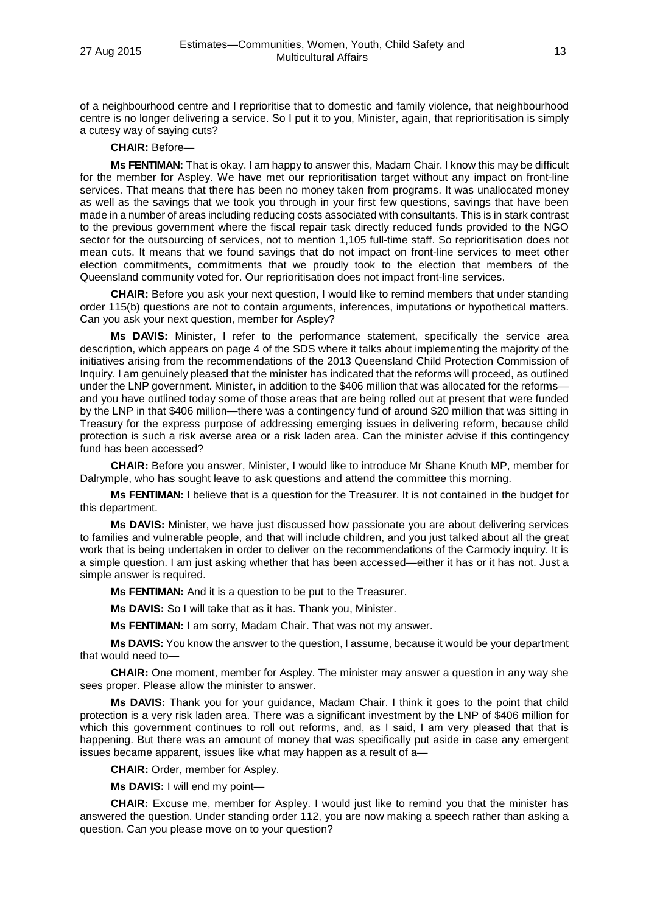of a neighbourhood centre and I reprioritise that to domestic and family violence, that neighbourhood centre is no longer delivering a service. So I put it to you, Minister, again, that reprioritisation is simply a cutesy way of saying cuts?

**CHAIR:** Before—

**Ms FENTIMAN:** That is okay. I am happy to answer this, Madam Chair. I know this may be difficult for the member for Aspley. We have met our reprioritisation target without any impact on front-line services. That means that there has been no money taken from programs. It was unallocated money as well as the savings that we took you through in your first few questions, savings that have been made in a number of areas including reducing costs associated with consultants. This is in stark contrast to the previous government where the fiscal repair task directly reduced funds provided to the NGO sector for the outsourcing of services, not to mention 1,105 full-time staff. So reprioritisation does not mean cuts. It means that we found savings that do not impact on front-line services to meet other election commitments, commitments that we proudly took to the election that members of the Queensland community voted for. Our reprioritisation does not impact front-line services.

**CHAIR:** Before you ask your next question, I would like to remind members that under standing order 115(b) questions are not to contain arguments, inferences, imputations or hypothetical matters. Can you ask your next question, member for Aspley?

**Ms DAVIS:** Minister, I refer to the performance statement, specifically the service area description, which appears on page 4 of the SDS where it talks about implementing the majority of the initiatives arising from the recommendations of the 2013 Queensland Child Protection Commission of Inquiry. I am genuinely pleased that the minister has indicated that the reforms will proceed, as outlined under the LNP government. Minister, in addition to the $406 million that was allocated for the reforms—and you have outlined today some of those areas that are being rolled out at present that were funded by the LNP in that $406 million—there was a contingency fund of around $20 million that was sitting in Treasury for the express purpose of addressing emerging issues in delivering reform, because child protection is such a risk averse area or a risk laden area. Can the minister advise if this contingency fund has been accessed?

**CHAIR:** Before you answer, Minister, I would like to introduce Mr Shane Knuth MP, member for Dalrymple, who has sought leave to ask questions and attend the committee this morning.

**Ms FENTIMAN:** I believe that is a question for the Treasurer. It is not contained in the budget for this department.

**Ms DAVIS:** Minister, we have just discussed how passionate you are about delivering services to families and vulnerable people, and that will include children, and you just talked about all the great work that is being undertaken in order to deliver on the recommendations of the Carmody inquiry. It is a simple question. I am just asking whether that has been accessed—either it has or it has not. Just a simple answer is required.

**Ms FENTIMAN:** And it is a question to be put to the Treasurer.

**Ms DAVIS:** So I will take that as it has. Thank you, Minister.

**Ms FENTIMAN:** I am sorry, Madam Chair. That was not my answer.

**Ms DAVIS:** You know the answer to the question, I assume, because it would be your department that would need to—

**CHAIR:** One moment, member for Aspley. The minister may answer a question in any way she sees proper. Please allow the minister to answer.

**Ms DAVIS:** Thank you for your guidance, Madam Chair. I think it goes to the point that child protection is a very risk laden area. There was a significant investment by the LNP of $406 million for which this government continues to roll out reforms, and, as I said, I am very pleased that that is happening. But there was an amount of money that was specifically put aside in case any emergent issues became apparent, issues like what may happen as a result of a—

**CHAIR:** Order, member for Aspley.

**Ms DAVIS:** I will end my point—

**CHAIR:** Excuse me, member for Aspley. I would just like to remind you that the minister has answered the question. Under standing order 112, you are now making a speech rather than asking a question. Can you please move on to your question?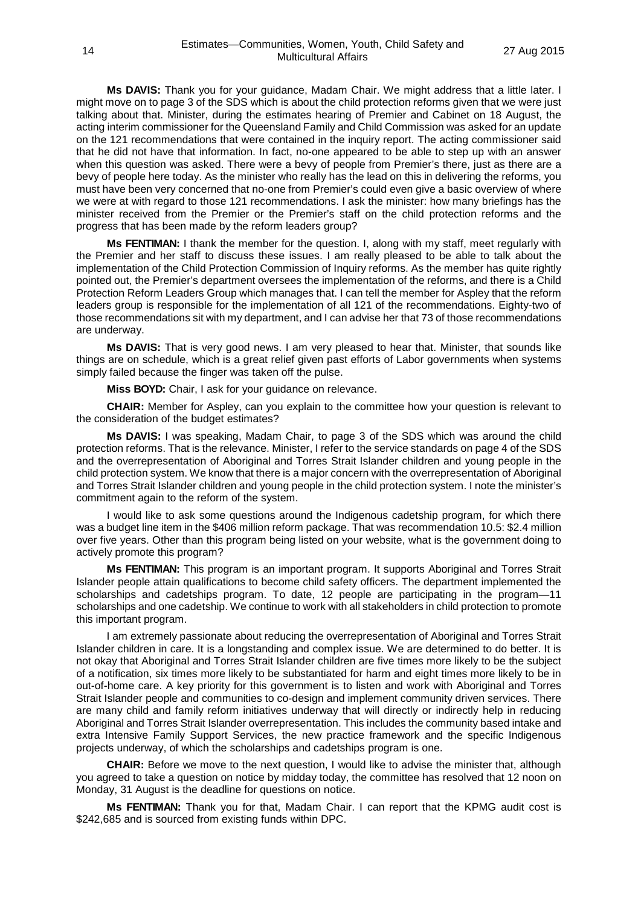**Ms DAVIS:** Thank you for your guidance, Madam Chair. We might address that a little later. I might move on to page 3 of the SDS which is about the child protection reforms given that we were just talking about that. Minister, during the estimates hearing of Premier and Cabinet on 18 August, the acting interim commissioner for the Queensland Family and Child Commission was asked for an update on the 121 recommendations that were contained in the inquiry report. The acting commissioner said that he did not have that information. In fact, no-one appeared to be able to step up with an answer when this question was asked. There were a bevy of people from Premier's there, just as there are a bevy of people here today. As the minister who really has the lead on this in delivering the reforms, you must have been very concerned that no-one from Premier's could even give a basic overview of where we were at with regard to those 121 recommendations. I ask the minister: how many briefings has the minister received from the Premier or the Premier's staff on the child protection reforms and the progress that has been made by the reform leaders group?

**Ms FENTIMAN:** I thank the member for the question. I, along with my staff, meet regularly with the Premier and her staff to discuss these issues. I am really pleased to be able to talk about the implementation of the Child Protection Commission of Inquiry reforms. As the member has quite rightly pointed out, the Premier's department oversees the implementation of the reforms, and there is a Child Protection Reform Leaders Group which manages that. I can tell the member for Aspley that the reform leaders group is responsible for the implementation of all 121 of the recommendations. Eighty-two of those recommendations sit with my department, and I can advise her that 73 of those recommendations are underway.

**Ms DAVIS:** That is very good news. I am very pleased to hear that. Minister, that sounds like things are on schedule, which is a great relief given past efforts of Labor governments when systems simply failed because the finger was taken off the pulse.

**Miss BOYD:** Chair, I ask for your guidance on relevance.

**CHAIR:** Member for Aspley, can you explain to the committee how your question is relevant to the consideration of the budget estimates?

**Ms DAVIS:** I was speaking, Madam Chair, to page 3 of the SDS which was around the child protection reforms. That is the relevance. Minister, I refer to the service standards on page 4 of the SDS and the overrepresentation of Aboriginal and Torres Strait Islander children and young people in the child protection system. We know that there is a major concern with the overrepresentation of Aboriginal and Torres Strait Islander children and young people in the child protection system. I note the minister's commitment again to the reform of the system.

I would like to ask some questions around the Indigenous cadetship program, for which there was a budget line item in the $406 million reform package. That was recommendation 10.5: $2.4 million over five years. Other than this program being listed on your website, what is the government doing to actively promote this program?

**Ms FENTIMAN:** This program is an important program. It supports Aboriginal and Torres Strait Islander people attain qualifications to become child safety officers. The department implemented the scholarships and cadetships program. To date, 12 people are participating in the program—11 scholarships and one cadetship. We continue to work with all stakeholders in child protection to promote this important program.

I am extremely passionate about reducing the overrepresentation of Aboriginal and Torres Strait Islander children in care. It is a longstanding and complex issue. We are determined to do better. It is not okay that Aboriginal and Torres Strait Islander children are five times more likely to be the subject of a notification, six times more likely to be substantiated for harm and eight times more likely to be in out-of-home care. A key priority for this government is to listen and work with Aboriginal and Torres Strait Islander people and communities to co-design and implement community driven services. There are many child and family reform initiatives underway that will directly or indirectly help in reducing Aboriginal and Torres Strait Islander overrepresentation. This includes the community based intake and extra Intensive Family Support Services, the new practice framework and the specific Indigenous projects underway, of which the scholarships and cadetships program is one.

**CHAIR:** Before we move to the next question, I would like to advise the minister that, although you agreed to take a question on notice by midday today, the committee has resolved that 12 noon on Monday, 31 August is the deadline for questions on notice.

**Ms FENTIMAN:** Thank you for that, Madam Chair. I can report that the KPMG audit cost is $242,685 and is sourced from existing funds within DPC.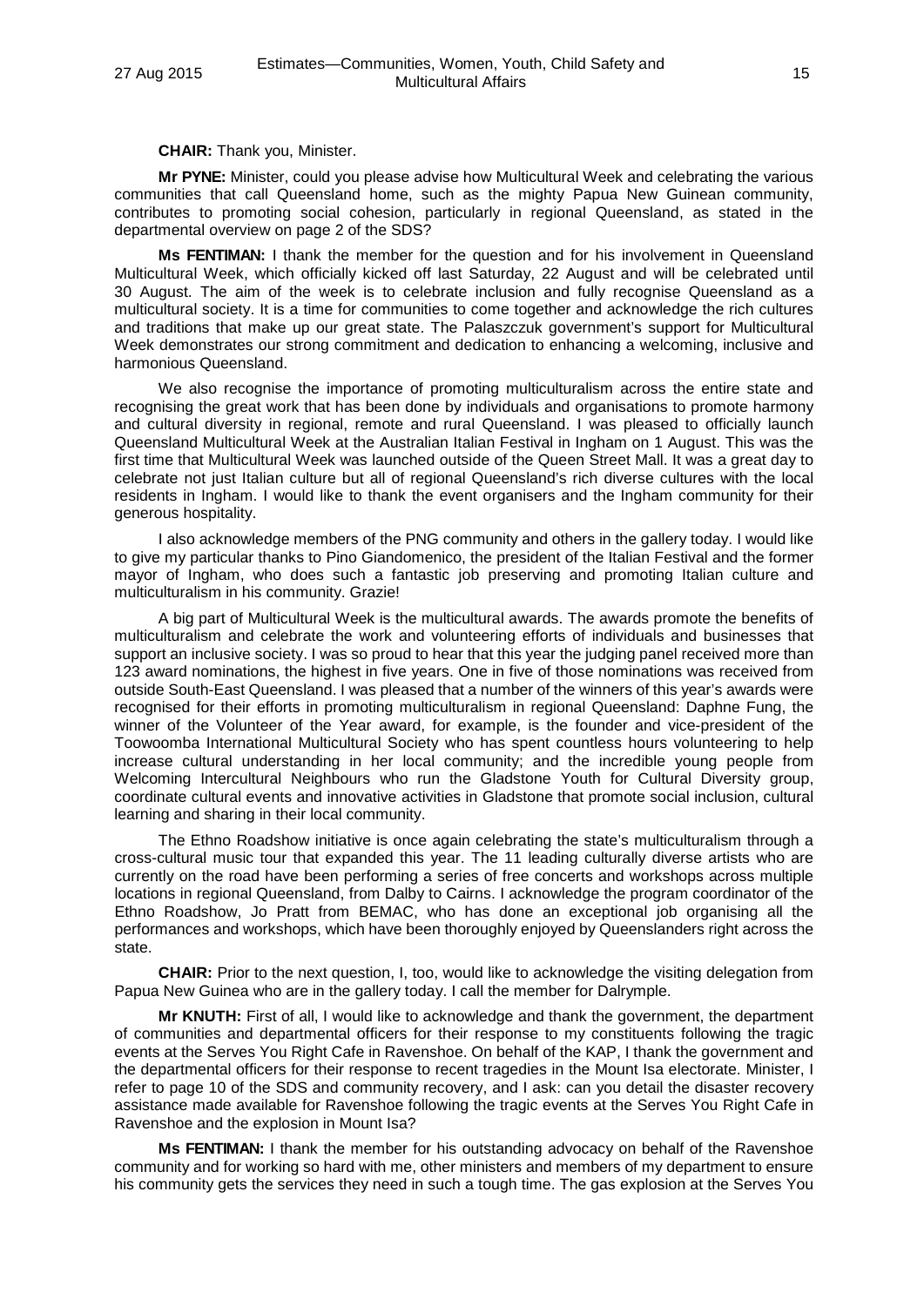**CHAIR:** Thank you, Minister.

**Mr PYNE:** Minister, could you please advise how Multicultural Week and celebrating the various communities that call Queensland home, such as the mighty Papua New Guinean community, contributes to promoting social cohesion, particularly in regional Queensland, as stated in the departmental overview on page 2 of the SDS?

**Ms FENTIMAN:** I thank the member for the question and for his involvement in Queensland Multicultural Week, which officially kicked off last Saturday, 22 August and will be celebrated until 30 August. The aim of the week is to celebrate inclusion and fully recognise Queensland as a multicultural society. It is a time for communities to come together and acknowledge the rich cultures and traditions that make up our great state. The Palaszczuk government's support for Multicultural Week demonstrates our strong commitment and dedication to enhancing a welcoming, inclusive and harmonious Queensland.

We also recognise the importance of promoting multiculturalism across the entire state and recognising the great work that has been done by individuals and organisations to promote harmony and cultural diversity in regional, remote and rural Queensland. I was pleased to officially launch Queensland Multicultural Week at the Australian Italian Festival in Ingham on 1 August. This was the first time that Multicultural Week was launched outside of the Queen Street Mall. It was a great day to celebrate not just Italian culture but all of regional Queensland's rich diverse cultures with the local residents in Ingham. I would like to thank the event organisers and the Ingham community for their generous hospitality.

I also acknowledge members of the PNG community and others in the gallery today. I would like to give my particular thanks to Pino Giandomenico, the president of the Italian Festival and the former mayor of Ingham, who does such a fantastic job preserving and promoting Italian culture and multiculturalism in his community. Grazie!

A big part of Multicultural Week is the multicultural awards. The awards promote the benefits of multiculturalism and celebrate the work and volunteering efforts of individuals and businesses that support an inclusive society. I was so proud to hear that this year the judging panel received more than 123 award nominations, the highest in five years. One in five of those nominations was received from outside South-East Queensland. I was pleased that a number of the winners of this year's awards were recognised for their efforts in promoting multiculturalism in regional Queensland: Daphne Fung, the winner of the Volunteer of the Year award, for example, is the founder and vice-president of the Toowoomba International Multicultural Society who has spent countless hours volunteering to help increase cultural understanding in her local community; and the incredible young people from Welcoming Intercultural Neighbours who run the Gladstone Youth for Cultural Diversity group, coordinate cultural events and innovative activities in Gladstone that promote social inclusion, cultural learning and sharing in their local community.

The Ethno Roadshow initiative is once again celebrating the state's multiculturalism through a cross-cultural music tour that expanded this year. The 11 leading culturally diverse artists who are currently on the road have been performing a series of free concerts and workshops across multiple locations in regional Queensland, from Dalby to Cairns. I acknowledge the program coordinator of the Ethno Roadshow, Jo Pratt from BEMAC, who has done an exceptional job organising all the performances and workshops, which have been thoroughly enjoyed by Queenslanders right across the state.

**CHAIR:** Prior to the next question, I, too, would like to acknowledge the visiting delegation from Papua New Guinea who are in the gallery today. I call the member for Dalrymple.

**Mr KNUTH:** First of all, I would like to acknowledge and thank the government, the department of communities and departmental officers for their response to my constituents following the tragic events at the Serves You Right Cafe in Ravenshoe. On behalf of the KAP, I thank the government and the departmental officers for their response to recent tragedies in the Mount Isa electorate. Minister, I refer to page 10 of the SDS and community recovery, and I ask: can you detail the disaster recovery assistance made available for Ravenshoe following the tragic events at the Serves You Right Cafe in Ravenshoe and the explosion in Mount Isa?

**Ms FENTIMAN:** I thank the member for his outstanding advocacy on behalf of the Ravenshoe community and for working so hard with me, other ministers and members of my department to ensure his community gets the services they need in such a tough time. The gas explosion at the Serves You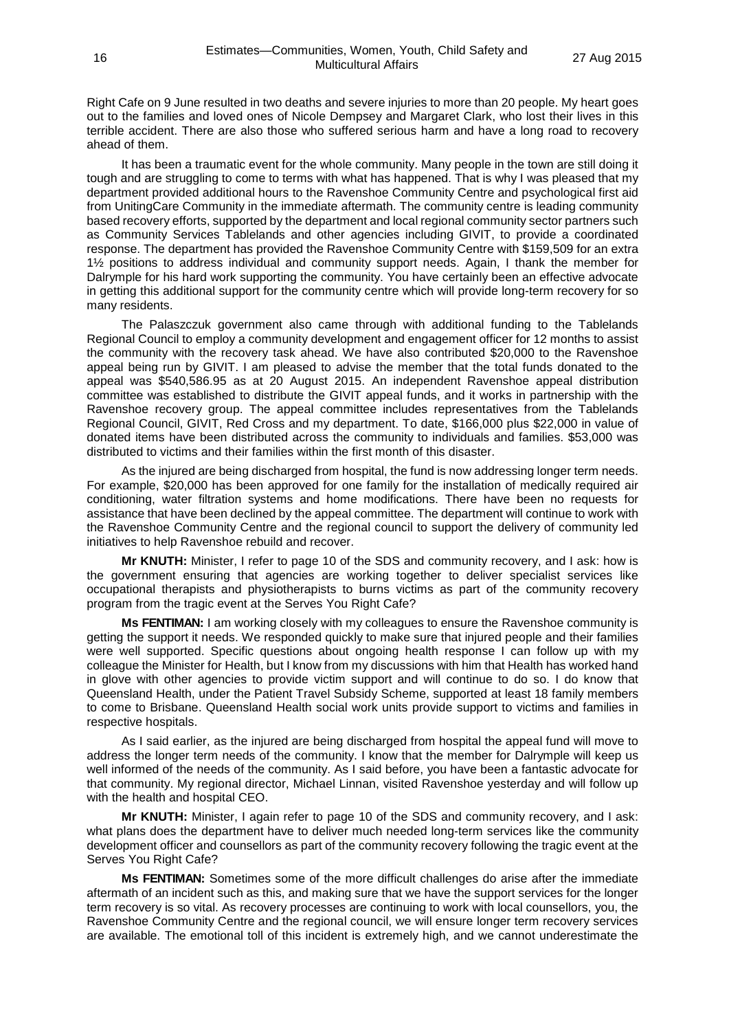Right Cafe on 9 June resulted in two deaths and severe injuries to more than 20 people. My heart goes out to the families and loved ones of Nicole Dempsey and Margaret Clark, who lost their lives in this terrible accident. There are also those who suffered serious harm and have a long road to recovery ahead of them.

It has been a traumatic event for the whole community. Many people in the town are still doing it tough and are struggling to come to terms with what has happened. That is why I was pleased that my department provided additional hours to the Ravenshoe Community Centre and psychological first aid from UnitingCare Community in the immediate aftermath. The community centre is leading community based recovery efforts, supported by the department and local regional community sector partners such as Community Services Tablelands and other agencies including GIVIT, to provide a coordinated response. The department has provided the Ravenshoe Community Centre with $159,509 for an extra 1½ positions to address individual and community support needs. Again, I thank the member for Dalrymple for his hard work supporting the community. You have certainly been an effective advocate in getting this additional support for the community centre which will provide long-term recovery for so many residents.

The Palaszczuk government also came through with additional funding to the Tablelands Regional Council to employ a community development and engagement officer for 12 months to assist the community with the recovery task ahead. We have also contributed $20,000 to the Ravenshoe appeal being run by GIVIT. I am pleased to advise the member that the total funds donated to the appeal was $540,586.95 as at 20 August 2015. An independent Ravenshoe appeal distribution committee was established to distribute the GIVIT appeal funds, and it works in partnership with the Ravenshoe recovery group. The appeal committee includes representatives from the Tablelands Regional Council, GIVIT, Red Cross and my department. To date, $166,000 plus $22,000 in value of donated items have been distributed across the community to individuals and families. $53,000 was distributed to victims and their families within the first month of this disaster.

As the injured are being discharged from hospital, the fund is now addressing longer term needs. For example, $20,000 has been approved for one family for the installation of medically required air conditioning, water filtration systems and home modifications. There have been no requests for assistance that have been declined by the appeal committee. The department will continue to work with the Ravenshoe Community Centre and the regional council to support the delivery of community led initiatives to help Ravenshoe rebuild and recover.

**Mr KNUTH:** Minister, I refer to page 10 of the SDS and community recovery, and I ask: how is the government ensuring that agencies are working together to deliver specialist services like occupational therapists and physiotherapists to burns victims as part of the community recovery program from the tragic event at the Serves You Right Cafe?

**Ms FENTIMAN:** I am working closely with my colleagues to ensure the Ravenshoe community is getting the support it needs. We responded quickly to make sure that injured people and their families were well supported. Specific questions about ongoing health response I can follow up with my colleague the Minister for Health, but I know from my discussions with him that Health has worked hand in glove with other agencies to provide victim support and will continue to do so. I do know that Queensland Health, under the Patient Travel Subsidy Scheme, supported at least 18 family members to come to Brisbane. Queensland Health social work units provide support to victims and families in respective hospitals.

As I said earlier, as the injured are being discharged from hospital the appeal fund will move to address the longer term needs of the community. I know that the member for Dalrymple will keep us well informed of the needs of the community. As I said before, you have been a fantastic advocate for that community. My regional director, Michael Linnan, visited Ravenshoe yesterday and will follow up with the health and hospital CEO.

**Mr KNUTH:** Minister, I again refer to page 10 of the SDS and community recovery, and I ask: what plans does the department have to deliver much needed long-term services like the community development officer and counsellors as part of the community recovery following the tragic event at the Serves You Right Cafe?

**Ms FENTIMAN:** Sometimes some of the more difficult challenges do arise after the immediate aftermath of an incident such as this, and making sure that we have the support services for the longer term recovery is so vital. As recovery processes are continuing to work with local counsellors, you, the Ravenshoe Community Centre and the regional council, we will ensure longer term recovery services are available. The emotional toll of this incident is extremely high, and we cannot underestimate the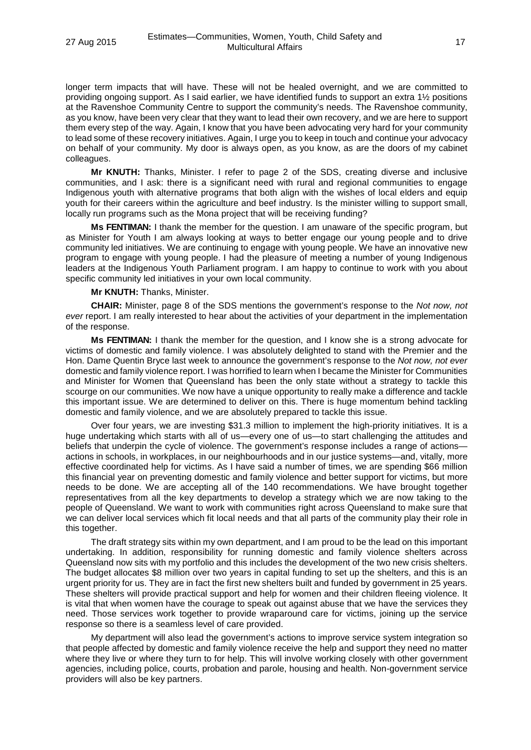longer term impacts that will have. These will not be healed overnight, and we are committed to providing ongoing support. As I said earlier, we have identified funds to support an extra 1½ positions at the Ravenshoe Community Centre to support the community's needs. The Ravenshoe community, as you know, have been very clear that they want to lead their own recovery, and we are here to support them every step of the way. Again, I know that you have been advocating very hard for your community to lead some of these recovery initiatives. Again, I urge you to keep in touch and continue your advocacy on behalf of your community. My door is always open, as you know, as are the doors of my cabinet colleagues.

**Mr KNUTH:** Thanks, Minister. I refer to page 2 of the SDS, creating diverse and inclusive communities, and I ask: there is a significant need with rural and regional communities to engage Indigenous youth with alternative programs that both align with the wishes of local elders and equip youth for their careers within the agriculture and beef industry. Is the minister willing to support small, locally run programs such as the Mona project that will be receiving funding?

**Ms FENTIMAN:** I thank the member for the question. I am unaware of the specific program, but as Minister for Youth I am always looking at ways to better engage our young people and to drive community led initiatives. We are continuing to engage with young people. We have an innovative new program to engage with young people. I had the pleasure of meeting a number of young Indigenous leaders at the Indigenous Youth Parliament program. I am happy to continue to work with you about specific community led initiatives in your own local community.

**Mr KNUTH:** Thanks, Minister.

**CHAIR:** Minister, page 8 of the SDS mentions the government's response to the *Not now, not ever* report. I am really interested to hear about the activities of your department in the implementation of the response.

**Ms FENTIMAN:** I thank the member for the question, and I know she is a strong advocate for victims of domestic and family violence. I was absolutely delighted to stand with the Premier and the Hon. Dame Quentin Bryce last week to announce the government's response to the *Not now, not ever* domestic and family violence report. I was horrified to learn when I became the Minister for Communities and Minister for Women that Queensland has been the only state without a strategy to tackle this scourge on our communities. We now have a unique opportunity to really make a difference and tackle this important issue. We are determined to deliver on this. There is huge momentum behind tackling domestic and family violence, and we are absolutely prepared to tackle this issue.

Over four years, we are investing $31.3 million to implement the high-priority initiatives. It is a huge undertaking which starts with all of us—every one of us—to start challenging the attitudes and beliefs that underpin the cycle of violence. The government's response includes a range of actions—actions in schools, in workplaces, in our neighbourhoods and in our justice systems—and, vitally, more effective coordinated help for victims. As I have said a number of times, we are spending $66 million this financial year on preventing domestic and family violence and better support for victims, but more needs to be done. We are accepting all of the 140 recommendations. We have brought together representatives from all the key departments to develop a strategy which we are now taking to the people of Queensland. We want to work with communities right across Queensland to make sure that we can deliver local services which fit local needs and that all parts of the community play their role in this together.

The draft strategy sits within my own department, and I am proud to be the lead on this important undertaking. In addition, responsibility for running domestic and family violence shelters across Queensland now sits with my portfolio and this includes the development of the two new crisis shelters. The budget allocates $8 million over two years in capital funding to set up the shelters, and this is an urgent priority for us. They are in fact the first new shelters built and funded by government in 25 years. These shelters will provide practical support and help for women and their children fleeing violence. It is vital that when women have the courage to speak out against abuse that we have the services they need. Those services work together to provide wraparound care for victims, joining up the service response so there is a seamless level of care provided.

My department will also lead the government's actions to improve service system integration so that people affected by domestic and family violence receive the help and support they need no matter where they live or where they turn to for help. This will involve working closely with other government agencies, including police, courts, probation and parole, housing and health. Non-government service providers will also be key partners.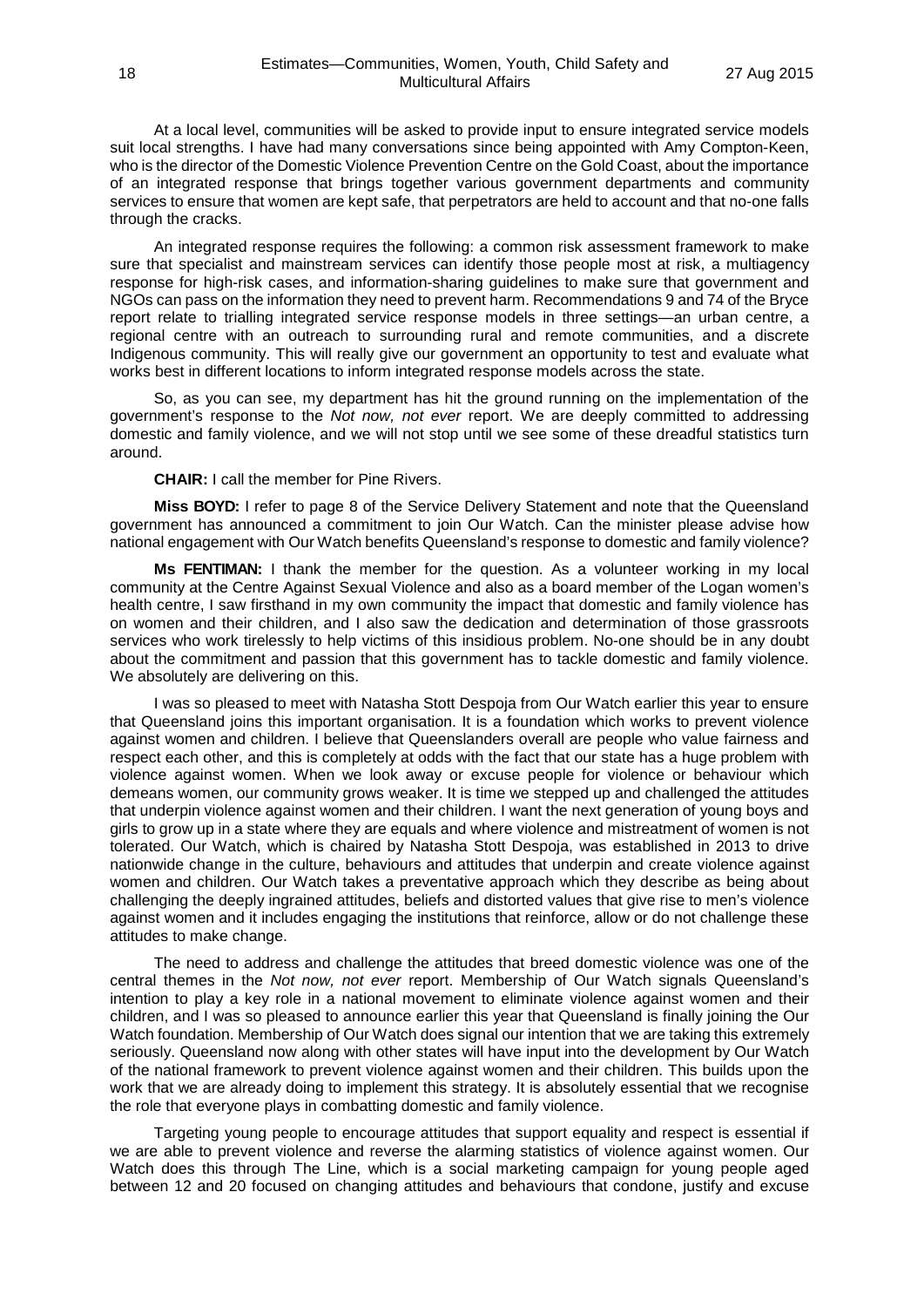At a local level, communities will be asked to provide input to ensure integrated service models suit local strengths. I have had many conversations since being appointed with Amy Compton-Keen, who is the director of the Domestic Violence Prevention Centre on the Gold Coast, about the importance of an integrated response that brings together various government departments and community services to ensure that women are kept safe, that perpetrators are held to account and that no-one falls through the cracks.

An integrated response requires the following: a common risk assessment framework to make sure that specialist and mainstream services can identify those people most at risk, a multiagency response for high-risk cases, and information-sharing guidelines to make sure that government and NGOs can pass on the information they need to prevent harm. Recommendations 9 and 74 of the Bryce report relate to trialling integrated service response models in three settings—an urban centre, a regional centre with an outreach to surrounding rural and remote communities, and a discrete Indigenous community. This will really give our government an opportunity to test and evaluate what works best in different locations to inform integrated response models across the state.

So, as you can see, my department has hit the ground running on the implementation of the government's response to the *Not now, not ever* report. We are deeply committed to addressing domestic and family violence, and we will not stop until we see some of these dreadful statistics turn around.

**CHAIR:** I call the member for Pine Rivers.

**Miss BOYD:** I refer to page 8 of the Service Delivery Statement and note that the Queensland government has announced a commitment to join Our Watch. Can the minister please advise how national engagement with Our Watch benefits Queensland's response to domestic and family violence?

**Ms FENTIMAN:** I thank the member for the question. As a volunteer working in my local community at the Centre Against Sexual Violence and also as a board member of the Logan women's health centre, I saw firsthand in my own community the impact that domestic and family violence has on women and their children, and I also saw the dedication and determination of those grassroots services who work tirelessly to help victims of this insidious problem. No-one should be in any doubt about the commitment and passion that this government has to tackle domestic and family violence. We absolutely are delivering on this.

I was so pleased to meet with Natasha Stott Despoja from Our Watch earlier this year to ensure that Queensland joins this important organisation. It is a foundation which works to prevent violence against women and children. I believe that Queenslanders overall are people who value fairness and respect each other, and this is completely at odds with the fact that our state has a huge problem with violence against women. When we look away or excuse people for violence or behaviour which demeans women, our community grows weaker. It is time we stepped up and challenged the attitudes that underpin violence against women and their children. I want the next generation of young boys and girls to grow up in a state where they are equals and where violence and mistreatment of women is not tolerated. Our Watch, which is chaired by Natasha Stott Despoja, was established in 2013 to drive nationwide change in the culture, behaviours and attitudes that underpin and create violence against women and children. Our Watch takes a preventative approach which they describe as being about challenging the deeply ingrained attitudes, beliefs and distorted values that give rise to men's violence against women and it includes engaging the institutions that reinforce, allow or do not challenge these attitudes to make change.

The need to address and challenge the attitudes that breed domestic violence was one of the central themes in the *Not now, not ever* report. Membership of Our Watch signals Queensland's intention to play a key role in a national movement to eliminate violence against women and their children, and I was so pleased to announce earlier this year that Queensland is finally joining the Our Watch foundation. Membership of Our Watch does signal our intention that we are taking this extremely seriously. Queensland now along with other states will have input into the development by Our Watch of the national framework to prevent violence against women and their children. This builds upon the work that we are already doing to implement this strategy. It is absolutely essential that we recognise the role that everyone plays in combatting domestic and family violence.

Targeting young people to encourage attitudes that support equality and respect is essential if we are able to prevent violence and reverse the alarming statistics of violence against women. Our Watch does this through The Line, which is a social marketing campaign for young people aged between 12 and 20 focused on changing attitudes and behaviours that condone, justify and excuse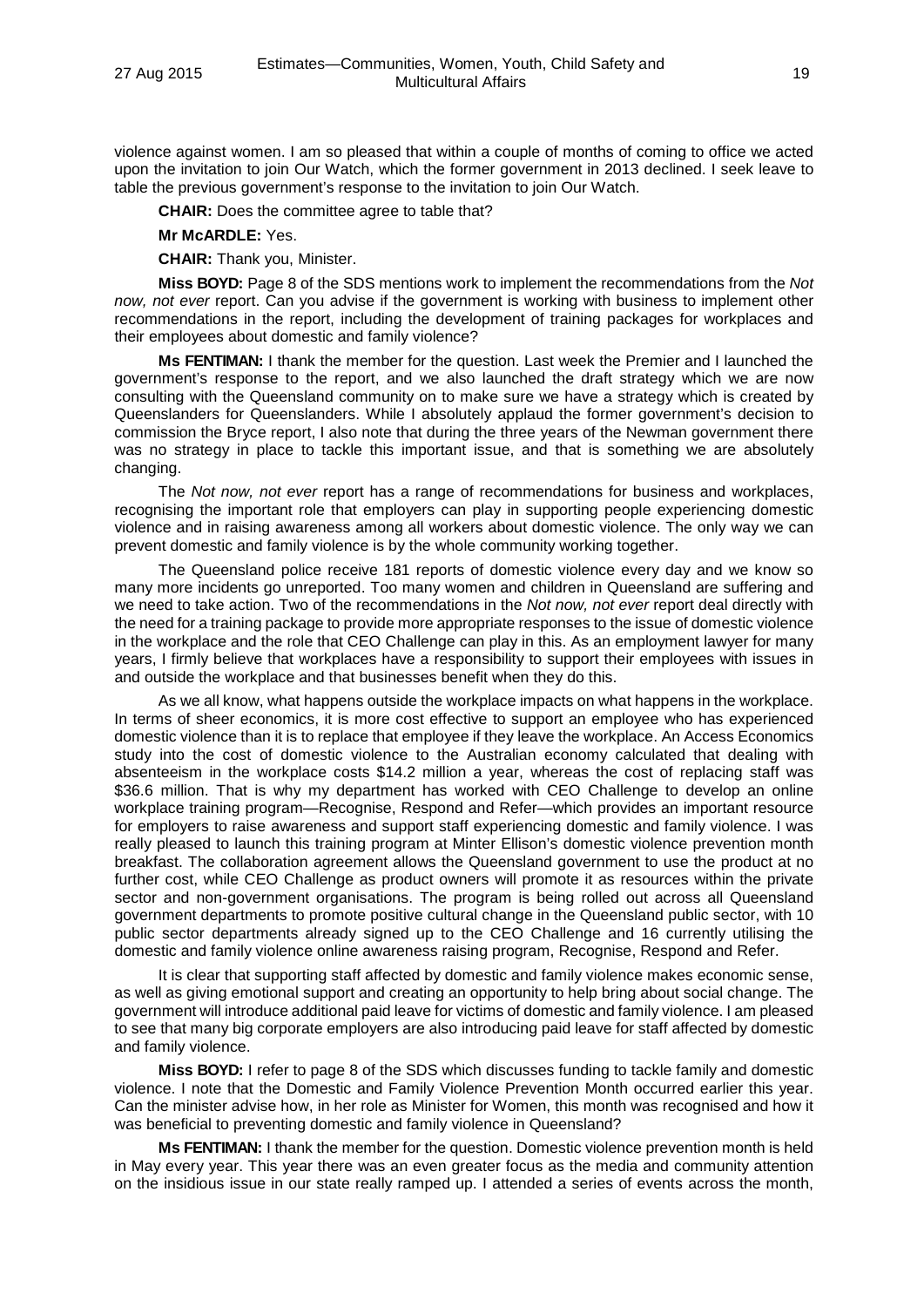violence against women. I am so pleased that within a couple of months of coming to office we acted upon the invitation to join Our Watch, which the former government in 2013 declined. I seek leave to table the previous government's response to the invitation to join Our Watch.

**CHAIR:** Does the committee agree to table that?

**Mr McARDLE:** Yes.

**CHAIR:** Thank you, Minister.

**Miss BOYD:** Page 8 of the SDS mentions work to implement the recommendations from the *Not now, not ever* report. Can you advise if the government is working with business to implement other recommendations in the report, including the development of training packages for workplaces and their employees about domestic and family violence?

**Ms FENTIMAN:** I thank the member for the question. Last week the Premier and I launched the government's response to the report, and we also launched the draft strategy which we are now consulting with the Queensland community on to make sure we have a strategy which is created by Queenslanders for Queenslanders. While I absolutely applaud the former government's decision to commission the Bryce report, I also note that during the three years of the Newman government there was no strategy in place to tackle this important issue, and that is something we are absolutely changing.

The *Not now, not ever* report has a range of recommendations for business and workplaces, recognising the important role that employers can play in supporting people experiencing domestic violence and in raising awareness among all workers about domestic violence. The only way we can prevent domestic and family violence is by the whole community working together.

The Queensland police receive 181 reports of domestic violence every day and we know so many more incidents go unreported. Too many women and children in Queensland are suffering and we need to take action. Two of the recommendations in the *Not now, not ever* report deal directly with the need for a training package to provide more appropriate responses to the issue of domestic violence in the workplace and the role that CEO Challenge can play in this. As an employment lawyer for many years, I firmly believe that workplaces have a responsibility to support their employees with issues in and outside the workplace and that businesses benefit when they do this.

As we all know, what happens outside the workplace impacts on what happens in the workplace. In terms of sheer economics, it is more cost effective to support an employee who has experienced domestic violence than it is to replace that employee if they leave the workplace. An Access Economics study into the cost of domestic violence to the Australian economy calculated that dealing with absenteeism in the workplace costs $14.2 million a year, whereas the cost of replacing staff was $36.6 million. That is why my department has worked with CEO Challenge to develop an online workplace training program—Recognise, Respond and Refer—which provides an important resource for employers to raise awareness and support staff experiencing domestic and family violence. I was really pleased to launch this training program at Minter Ellison's domestic violence prevention month breakfast. The collaboration agreement allows the Queensland government to use the product at no further cost, while CEO Challenge as product owners will promote it as resources within the private sector and non-government organisations. The program is being rolled out across all Queensland government departments to promote positive cultural change in the Queensland public sector, with 10 public sector departments already signed up to the CEO Challenge and 16 currently utilising the domestic and family violence online awareness raising program, Recognise, Respond and Refer.

It is clear that supporting staff affected by domestic and family violence makes economic sense, as well as giving emotional support and creating an opportunity to help bring about social change. The government will introduce additional paid leave for victims of domestic and family violence. I am pleased to see that many big corporate employers are also introducing paid leave for staff affected by domestic and family violence.

**Miss BOYD:** I refer to page 8 of the SDS which discusses funding to tackle family and domestic violence. I note that the Domestic and Family Violence Prevention Month occurred earlier this year. Can the minister advise how, in her role as Minister for Women, this month was recognised and how it was beneficial to preventing domestic and family violence in Queensland?

**Ms FENTIMAN:** I thank the member for the question. Domestic violence prevention month is held in May every year. This year there was an even greater focus as the media and community attention on the insidious issue in our state really ramped up. I attended a series of events across the month,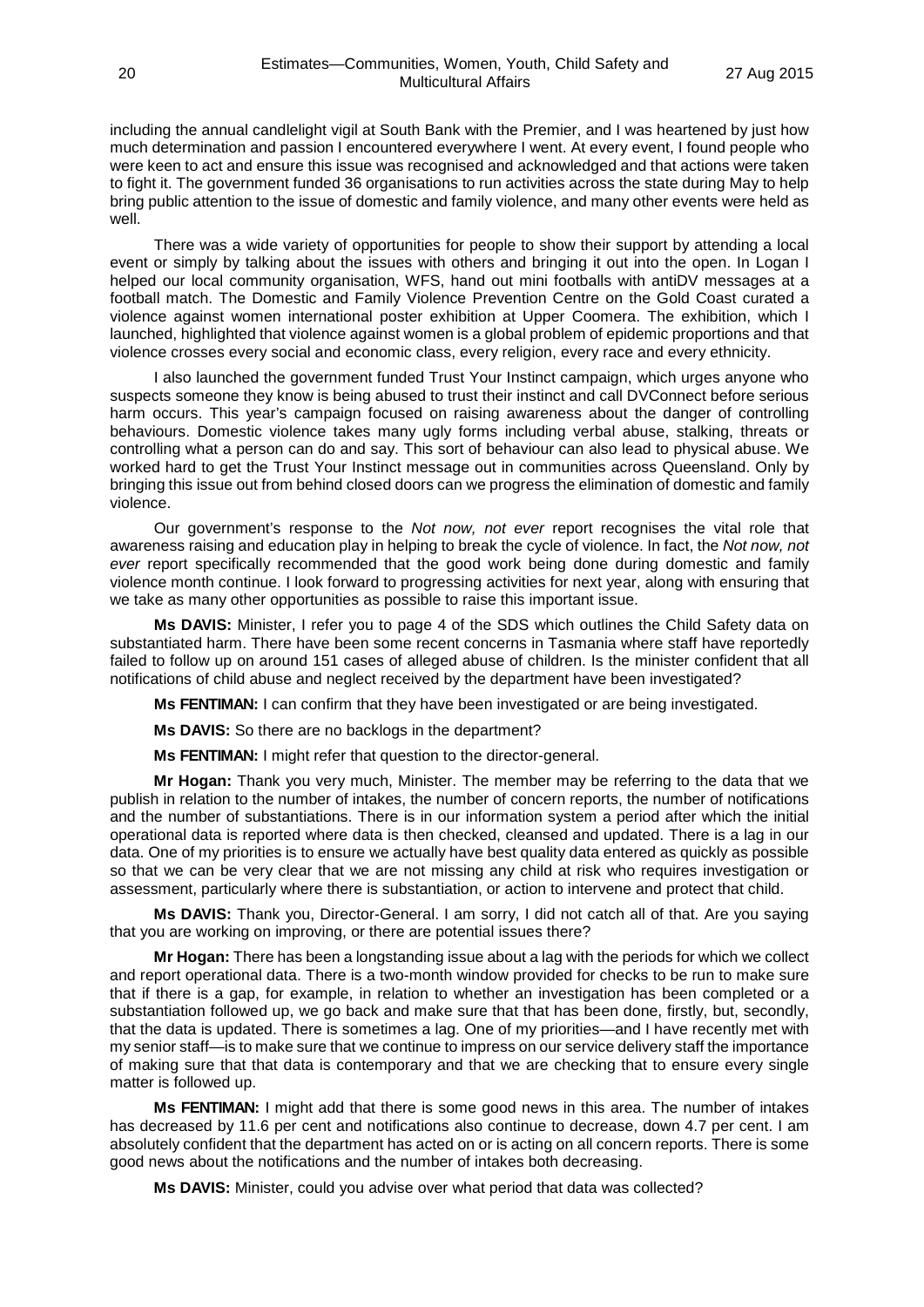including the annual candlelight vigil at South Bank with the Premier, and I was heartened by just how much determination and passion I encountered everywhere I went. At every event, I found people who were keen to act and ensure this issue was recognised and acknowledged and that actions were taken to fight it. The government funded 36 organisations to run activities across the state during May to help bring public attention to the issue of domestic and family violence, and many other events were held as well.

There was a wide variety of opportunities for people to show their support by attending a local event or simply by talking about the issues with others and bringing it out into the open. In Logan I helped our local community organisation, WFS, hand out mini footballs with antiDV messages at a football match. The Domestic and Family Violence Prevention Centre on the Gold Coast curated a violence against women international poster exhibition at Upper Coomera. The exhibition, which I launched, highlighted that violence against women is a global problem of epidemic proportions and that violence crosses every social and economic class, every religion, every race and every ethnicity.

I also launched the government funded Trust Your Instinct campaign, which urges anyone who suspects someone they know is being abused to trust their instinct and call DVConnect before serious harm occurs. This year's campaign focused on raising awareness about the danger of controlling behaviours. Domestic violence takes many ugly forms including verbal abuse, stalking, threats or controlling what a person can do and say. This sort of behaviour can also lead to physical abuse. We worked hard to get the Trust Your Instinct message out in communities across Queensland. Only by bringing this issue out from behind closed doors can we progress the elimination of domestic and family violence.

Our government's response to the *Not now, not ever* report recognises the vital role that awareness raising and education play in helping to break the cycle of violence. In fact, the *Not now, not ever* report specifically recommended that the good work being done during domestic and family violence month continue. I look forward to progressing activities for next year, along with ensuring that we take as many other opportunities as possible to raise this important issue.

**Ms DAVIS:** Minister, I refer you to page 4 of the SDS which outlines the Child Safety data on substantiated harm. There have been some recent concerns in Tasmania where staff have reportedly failed to follow up on around 151 cases of alleged abuse of children. Is the minister confident that all notifications of child abuse and neglect received by the department have been investigated?

**Ms FENTIMAN:** I can confirm that they have been investigated or are being investigated.

**Ms DAVIS:** So there are no backlogs in the department?

**Ms FENTIMAN:** I might refer that question to the director-general.

**Mr Hogan:** Thank you very much, Minister. The member may be referring to the data that we publish in relation to the number of intakes, the number of concern reports, the number of notifications and the number of substantiations. There is in our information system a period after which the initial operational data is reported where data is then checked, cleansed and updated. There is a lag in our data. One of my priorities is to ensure we actually have best quality data entered as quickly as possible so that we can be very clear that we are not missing any child at risk who requires investigation or assessment, particularly where there is substantiation, or action to intervene and protect that child.

**Ms DAVIS:** Thank you, Director-General. I am sorry, I did not catch all of that. Are you saying that you are working on improving, or there are potential issues there?

**Mr Hogan:** There has been a longstanding issue about a lag with the periods for which we collect and report operational data. There is a two-month window provided for checks to be run to make sure that if there is a gap, for example, in relation to whether an investigation has been completed or a substantiation followed up, we go back and make sure that that has been done, firstly, but, secondly, that the data is updated. There is sometimes a lag. One of my priorities—and I have recently met with my senior staff—is to make sure that we continue to impress on our service delivery staff the importance of making sure that that data is contemporary and that we are checking that to ensure every single matter is followed up.

**Ms FENTIMAN:** I might add that there is some good news in this area. The number of intakes has decreased by 11.6 per cent and notifications also continue to decrease, down 4.7 per cent. I am absolutely confident that the department has acted on or is acting on all concern reports. There is some good news about the notifications and the number of intakes both decreasing.

**Ms DAVIS:** Minister, could you advise over what period that data was collected?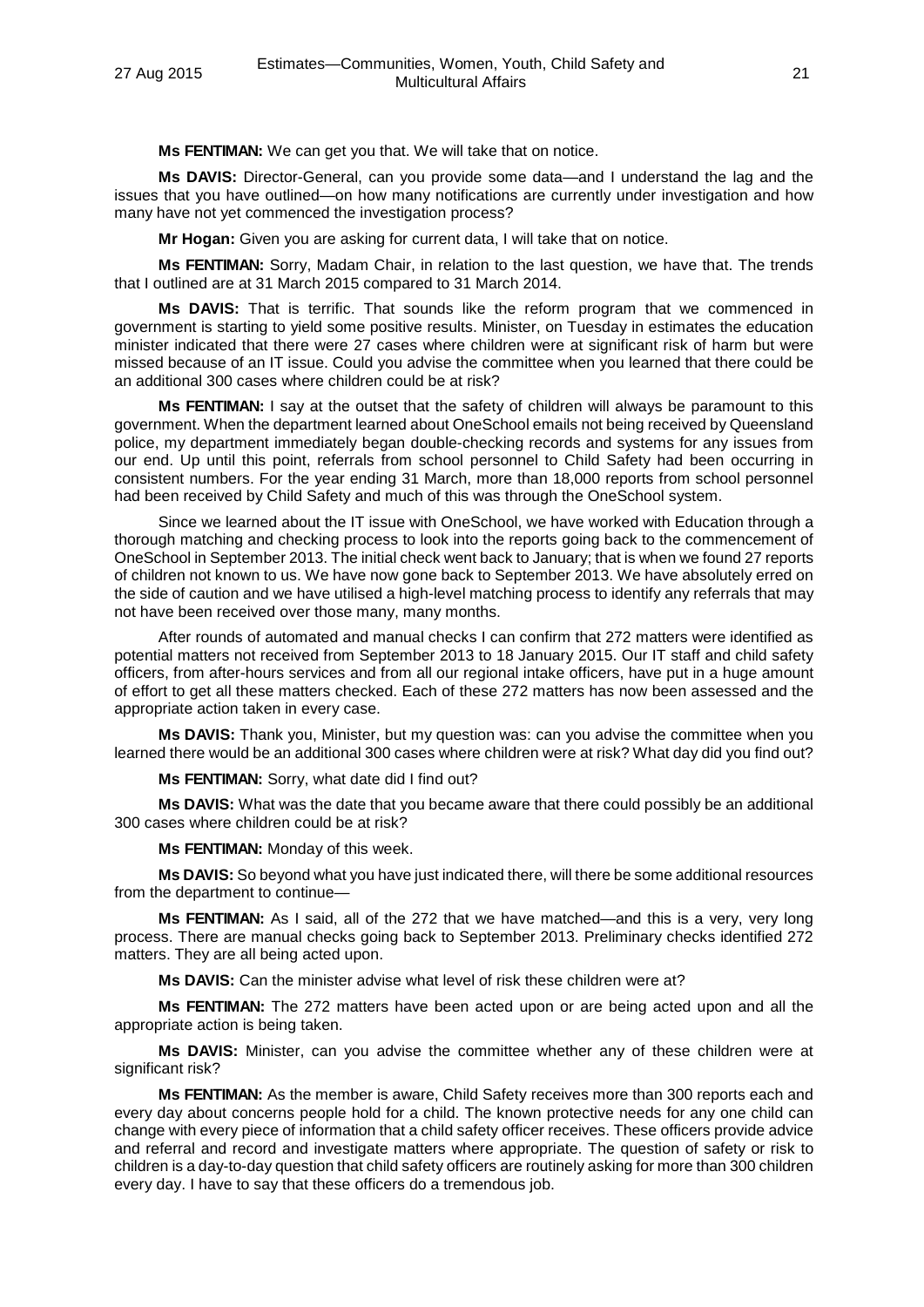**Ms FENTIMAN:** We can get you that. We will take that on notice.

**Ms DAVIS:** Director-General, can you provide some data—and I understand the lag and the issues that you have outlined—on how many notifications are currently under investigation and how many have not yet commenced the investigation process?

**Mr Hogan:** Given you are asking for current data, I will take that on notice.

**Ms FENTIMAN:** Sorry, Madam Chair, in relation to the last question, we have that. The trends that I outlined are at 31 March 2015 compared to 31 March 2014.

**Ms DAVIS:** That is terrific. That sounds like the reform program that we commenced in government is starting to yield some positive results. Minister, on Tuesday in estimates the education minister indicated that there were 27 cases where children were at significant risk of harm but were missed because of an IT issue. Could you advise the committee when you learned that there could be an additional 300 cases where children could be at risk?

**Ms FENTIMAN:** I say at the outset that the safety of children will always be paramount to this government. When the department learned about OneSchool emails not being received by Queensland police, my department immediately began double-checking records and systems for any issues from our end. Up until this point, referrals from school personnel to Child Safety had been occurring in consistent numbers. For the year ending 31 March, more than 18,000 reports from school personnel had been received by Child Safety and much of this was through the OneSchool system.

Since we learned about the IT issue with OneSchool, we have worked with Education through a thorough matching and checking process to look into the reports going back to the commencement of OneSchool in September 2013. The initial check went back to January; that is when we found 27 reports of children not known to us. We have now gone back to September 2013. We have absolutely erred on the side of caution and we have utilised a high-level matching process to identify any referrals that may not have been received over those many, many months.

After rounds of automated and manual checks I can confirm that 272 matters were identified as potential matters not received from September 2013 to 18 January 2015. Our IT staff and child safety officers, from after-hours services and from all our regional intake officers, have put in a huge amount of effort to get all these matters checked. Each of these 272 matters has now been assessed and the appropriate action taken in every case.

**Ms DAVIS:** Thank you, Minister, but my question was: can you advise the committee when you learned there would be an additional 300 cases where children were at risk? What day did you find out?

**Ms FENTIMAN:** Sorry, what date did I find out?

**Ms DAVIS:** What was the date that you became aware that there could possibly be an additional 300 cases where children could be at risk?

**Ms FENTIMAN:** Monday of this week.

**Ms DAVIS:** So beyond what you have just indicated there, will there be some additional resources from the department to continue—

**Ms FENTIMAN:** As I said, all of the 272 that we have matched—and this is a very, very long process. There are manual checks going back to September 2013. Preliminary checks identified 272 matters. They are all being acted upon.

**Ms DAVIS:** Can the minister advise what level of risk these children were at?

**Ms FENTIMAN:** The 272 matters have been acted upon or are being acted upon and all the appropriate action is being taken.

**Ms DAVIS:** Minister, can you advise the committee whether any of these children were at significant risk?

**Ms FENTIMAN:** As the member is aware, Child Safety receives more than 300 reports each and every day about concerns people hold for a child. The known protective needs for any one child can change with every piece of information that a child safety officer receives. These officers provide advice and referral and record and investigate matters where appropriate. The question of safety or risk to children is a day-to-day question that child safety officers are routinely asking for more than 300 children every day. I have to say that these officers do a tremendous job.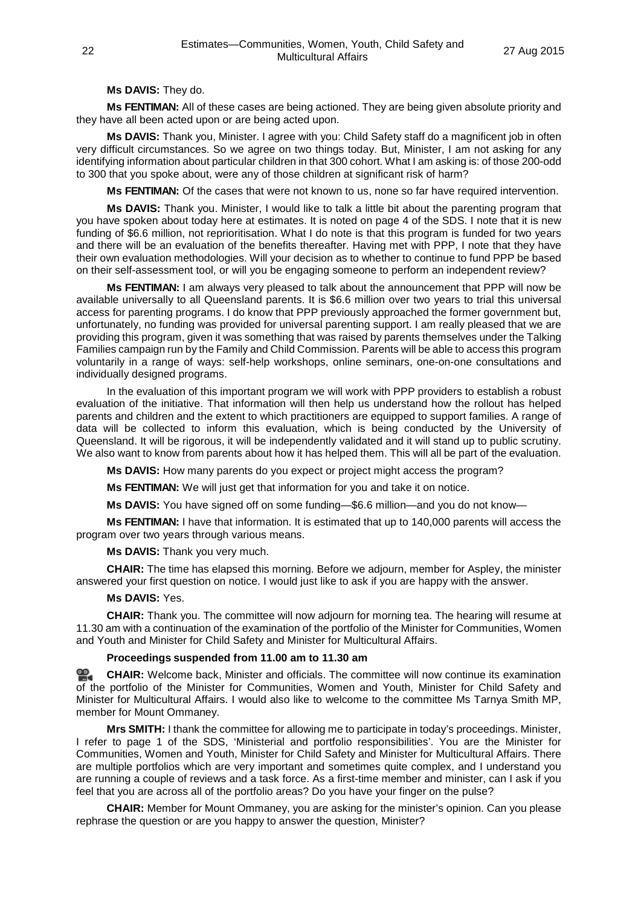**Ms DAVIS:** They do.

**Ms FENTIMAN:** All of these cases are being actioned. They are being given absolute priority and they have all been acted upon or are being acted upon.

**Ms DAVIS:** Thank you, Minister. I agree with you: Child Safety staff do a magnificent job in often very difficult circumstances. So we agree on two things today. But, Minister, I am not asking for any identifying information about particular children in that 300 cohort. What I am asking is: of those 200-odd to 300 that you spoke about, were any of those children at significant risk of harm?

**Ms FENTIMAN:** Of the cases that were not known to us, none so far have required intervention.

**Ms DAVIS:** Thank you. Minister, I would like to talk a little bit about the parenting program that you have spoken about today here at estimates. It is noted on page 4 of the SDS. I note that it is new funding of $6.6 million, not reprioritisation. What I do note is that this program is funded for two years and there will be an evaluation of the benefits thereafter. Having met with PPP, I note that they have their own evaluation methodologies. Will your decision as to whether to continue to fund PPP be based on their self-assessment tool, or will you be engaging someone to perform an independent review?

**Ms FENTIMAN:** I am always very pleased to talk about the announcement that PPP will now be available universally to all Queensland parents. It is $6.6 million over two years to trial this universal access for parenting programs. I do know that PPP previously approached the former government but, unfortunately, no funding was provided for universal parenting support. I am really pleased that we are providing this program, given it was something that was raised by parents themselves under the Talking Families campaign run by the Family and Child Commission. Parents will be able to access this program voluntarily in a range of ways: self-help workshops, online seminars, one-on-one consultations and individually designed programs.

In the evaluation of this important program we will work with PPP providers to establish a robust evaluation of the initiative. That information will then help us understand how the rollout has helped parents and children and the extent to which practitioners are equipped to support families. A range of data will be collected to inform this evaluation, which is being conducted by the University of Queensland. It will be rigorous, it will be independently validated and it will stand up to public scrutiny. We also want to know from parents about how it has helped them. This will all be part of the evaluation.

**Ms DAVIS:** How many parents do you expect or project might access the program?

**Ms FENTIMAN:** We will just get that information for you and take it on notice.

**Ms DAVIS:** You have signed off on some funding—$6.6 million—and you do not know—

**Ms FENTIMAN:** I have that information. It is estimated that up to 140,000 parents will access the program over two years through various means.

**Ms DAVIS:** Thank you very much.

**CHAIR:** The time has elapsed this morning. Before we adjourn, member for Aspley, the minister answered your first question on notice. I would just like to ask if you are happy with the answer.

**Ms DAVIS:** Yes.

**CHAIR:** Thank you. The committee will now adjourn for morning tea. The hearing will resume at 11.30 am with a continuation of the examination of the portfolio of the Minister for Communities, Women and Youth and Minister for Child Safety and Minister for Multicultural Affairs.

**Proceedings suspended from 11.00 am to 11.30 am**

**CHAIR:** Welcome back, Minister and officials. The committee will now continue its examination of the portfolio of the Minister for Communities, Women and Youth, Minister for Child Safety and Minister for Multicultural Affairs. I would also like to welcome to the committee Ms Tarnya Smith MP, member for Mount Ommaney.

**Mrs SMITH:** I thank the committee for allowing me to participate in today's proceedings. Minister, I refer to page 1 of the SDS, 'Ministerial and portfolio responsibilities'. You are the Minister for Communities, Women and Youth, Minister for Child Safety and Minister for Multicultural Affairs. There are multiple portfolios which are very important and sometimes quite complex, and I understand you are running a couple of reviews and a task force. As a first-time member and minister, can I ask if you feel that you are across all of the portfolio areas? Do you have your finger on the pulse?

**CHAIR:** Member for Mount Ommaney, you are asking for the minister's opinion. Can you please rephrase the question or are you happy to answer the question, Minister?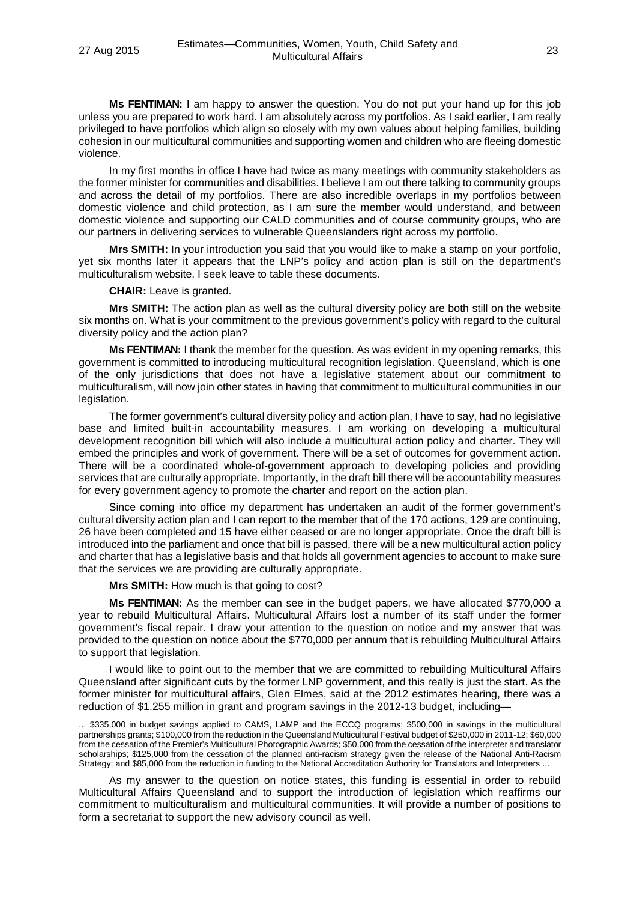**Ms FENTIMAN:** I am happy to answer the question. You do not put your hand up for this job unless you are prepared to work hard. I am absolutely across my portfolios. As I said earlier, I am really privileged to have portfolios which align so closely with my own values about helping families, building cohesion in our multicultural communities and supporting women and children who are fleeing domestic violence.

In my first months in office I have had twice as many meetings with community stakeholders as the former minister for communities and disabilities. I believe I am out there talking to community groups and across the detail of my portfolios. There are also incredible overlaps in my portfolios between domestic violence and child protection, as I am sure the member would understand, and between domestic violence and supporting our CALD communities and of course community groups, who are our partners in delivering services to vulnerable Queenslanders right across my portfolio.

**Mrs SMITH:** In your introduction you said that you would like to make a stamp on your portfolio, yet six months later it appears that the LNP's policy and action plan is still on the department's multiculturalism website. I seek leave to table these documents.

**CHAIR:** Leave is granted.

**Mrs SMITH:** The action plan as well as the cultural diversity policy are both still on the website six months on. What is your commitment to the previous government's policy with regard to the cultural diversity policy and the action plan?

**Ms FENTIMAN:** I thank the member for the question. As was evident in my opening remarks, this government is committed to introducing multicultural recognition legislation. Queensland, which is one of the only jurisdictions that does not have a legislative statement about our commitment to multiculturalism, will now join other states in having that commitment to multicultural communities in our legislation.

The former government's cultural diversity policy and action plan, I have to say, had no legislative base and limited built-in accountability measures. I am working on developing a multicultural development recognition bill which will also include a multicultural action policy and charter. They will embed the principles and work of government. There will be a set of outcomes for government action. There will be a coordinated whole-of-government approach to developing policies and providing services that are culturally appropriate. Importantly, in the draft bill there will be accountability measures for every government agency to promote the charter and report on the action plan.

Since coming into office my department has undertaken an audit of the former government's cultural diversity action plan and I can report to the member that of the 170 actions, 129 are continuing, 26 have been completed and 15 have either ceased or are no longer appropriate. Once the draft bill is introduced into the parliament and once that bill is passed, there will be a new multicultural action policy and charter that has a legislative basis and that holds all government agencies to account to make sure that the services we are providing are culturally appropriate.

**Mrs SMITH:** How much is that going to cost?

**Ms FENTIMAN:** As the member can see in the budget papers, we have allocated $770,000 a year to rebuild Multicultural Affairs. Multicultural Affairs lost a number of its staff under the former government's fiscal repair. I draw your attention to the question on notice and my answer that was provided to the question on notice about the $770,000 per annum that is rebuilding Multicultural Affairs to support that legislation.

I would like to point out to the member that we are committed to rebuilding Multicultural Affairs Queensland after significant cuts by the former LNP government, and this really is just the start. As the former minister for multicultural affairs, Glen Elmes, said at the 2012 estimates hearing, there was a reduction of $1.255 million in grant and program savings in the 2012-13 budget, including—

> ... $335,000 in budget savings applied to CAMS, LAMP and the ECCQ programs; $500,000 in savings in the multicultural partnerships grants; $100,000 from the reduction in the Queensland Multicultural Festival budget of $250,000 in 2011-12; $60,000 from the cessation of the Premier's Multicultural Photographic Awards; $50,000 from the cessation of the interpreter and translator scholarships; $125,000 from the cessation of the planned anti-racism strategy given the release of the National Anti-Racism Strategy; and $85,000 from the reduction in funding to the National Accreditation Authority for Translators and Interpreters ...

As my answer to the question on notice states, this funding is essential in order to rebuild Multicultural Affairs Queensland and to support the introduction of legislation which reaffirms our commitment to multiculturalism and multicultural communities. It will provide a number of positions to form a secretariat to support the new advisory council as well.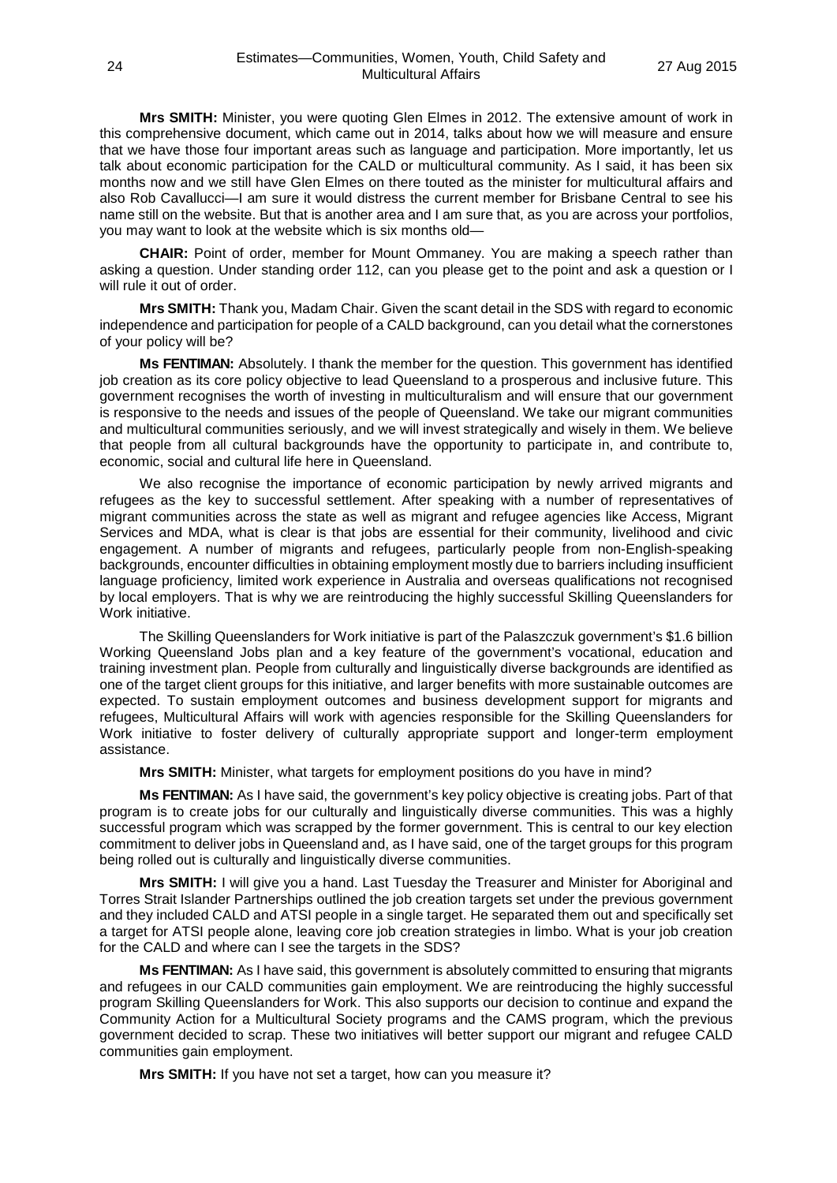**Mrs SMITH:** Minister, you were quoting Glen Elmes in 2012. The extensive amount of work in this comprehensive document, which came out in 2014, talks about how we will measure and ensure that we have those four important areas such as language and participation. More importantly, let us talk about economic participation for the CALD or multicultural community. As I said, it has been six months now and we still have Glen Elmes on there touted as the minister for multicultural affairs and also Rob Cavallucci—I am sure it would distress the current member for Brisbane Central to see his name still on the website. But that is another area and I am sure that, as you are across your portfolios, you may want to look at the website which is six months old—

**CHAIR:** Point of order, member for Mount Ommaney. You are making a speech rather than asking a question. Under standing order 112, can you please get to the point and ask a question or I will rule it out of order.

**Mrs SMITH:** Thank you, Madam Chair. Given the scant detail in the SDS with regard to economic independence and participation for people of a CALD background, can you detail what the cornerstones of your policy will be?

**Ms FENTIMAN:** Absolutely. I thank the member for the question. This government has identified job creation as its core policy objective to lead Queensland to a prosperous and inclusive future. This government recognises the worth of investing in multiculturalism and will ensure that our government is responsive to the needs and issues of the people of Queensland. We take our migrant communities and multicultural communities seriously, and we will invest strategically and wisely in them. We believe that people from all cultural backgrounds have the opportunity to participate in, and contribute to, economic, social and cultural life here in Queensland.

We also recognise the importance of economic participation by newly arrived migrants and refugees as the key to successful settlement. After speaking with a number of representatives of migrant communities across the state as well as migrant and refugee agencies like Access, Migrant Services and MDA, what is clear is that jobs are essential for their community, livelihood and civic engagement. A number of migrants and refugees, particularly people from non-English-speaking backgrounds, encounter difficulties in obtaining employment mostly due to barriers including insufficient language proficiency, limited work experience in Australia and overseas qualifications not recognised by local employers. That is why we are reintroducing the highly successful Skilling Queenslanders for Work initiative.

The Skilling Queenslanders for Work initiative is part of the Palaszczuk government's $1.6 billion Working Queensland Jobs plan and a key feature of the government's vocational, education and training investment plan. People from culturally and linguistically diverse backgrounds are identified as one of the target client groups for this initiative, and larger benefits with more sustainable outcomes are expected. To sustain employment outcomes and business development support for migrants and refugees, Multicultural Affairs will work with agencies responsible for the Skilling Queenslanders for Work initiative to foster delivery of culturally appropriate support and longer-term employment assistance.

**Mrs SMITH:** Minister, what targets for employment positions do you have in mind?

**Ms FENTIMAN:** As I have said, the government's key policy objective is creating jobs. Part of that program is to create jobs for our culturally and linguistically diverse communities. This was a highly successful program which was scrapped by the former government. This is central to our key election commitment to deliver jobs in Queensland and, as I have said, one of the target groups for this program being rolled out is culturally and linguistically diverse communities.

**Mrs SMITH:** I will give you a hand. Last Tuesday the Treasurer and Minister for Aboriginal and Torres Strait Islander Partnerships outlined the job creation targets set under the previous government and they included CALD and ATSI people in a single target. He separated them out and specifically set a target for ATSI people alone, leaving core job creation strategies in limbo. What is your job creation for the CALD and where can I see the targets in the SDS?

**Ms FENTIMAN:** As I have said, this government is absolutely committed to ensuring that migrants and refugees in our CALD communities gain employment. We are reintroducing the highly successful program Skilling Queenslanders for Work. This also supports our decision to continue and expand the Community Action for a Multicultural Society programs and the CAMS program, which the previous government decided to scrap. These two initiatives will better support our migrant and refugee CALD communities gain employment.

**Mrs SMITH:** If you have not set a target, how can you measure it?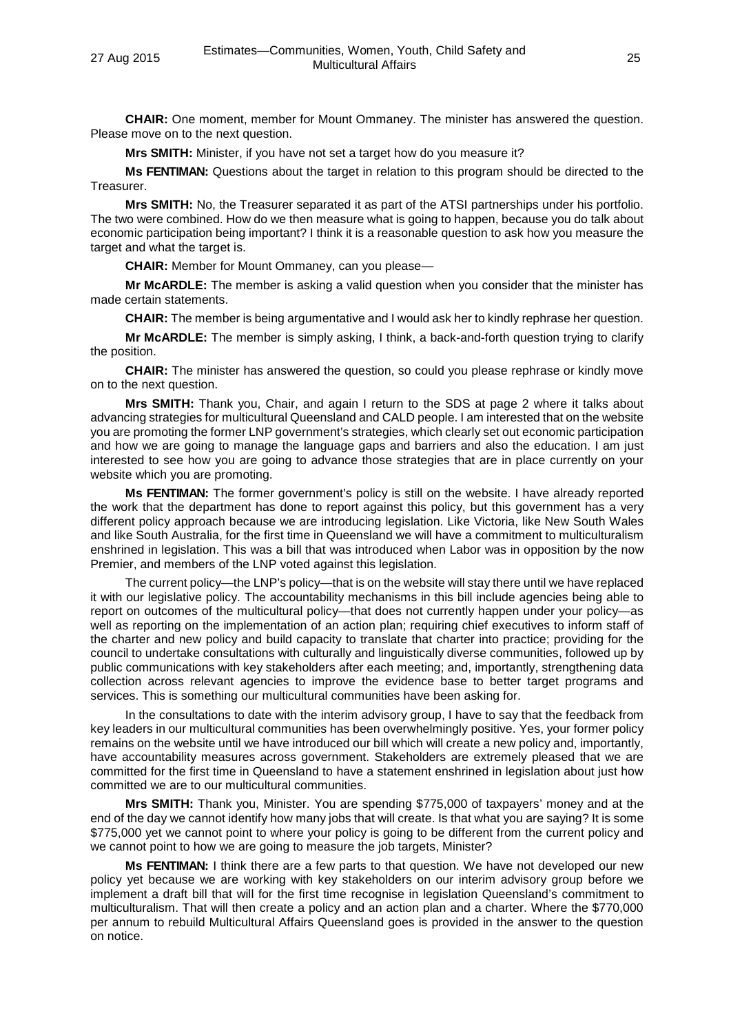**CHAIR:** One moment, member for Mount Ommaney. The minister has answered the question. Please move on to the next question.

**Mrs SMITH:** Minister, if you have not set a target how do you measure it?

**Ms FENTIMAN:** Questions about the target in relation to this program should be directed to the Treasurer.

**Mrs SMITH:** No, the Treasurer separated it as part of the ATSI partnerships under his portfolio. The two were combined. How do we then measure what is going to happen, because you do talk about economic participation being important? I think it is a reasonable question to ask how you measure the target and what the target is.

**CHAIR:** Member for Mount Ommaney, can you please—

**Mr McARDLE:** The member is asking a valid question when you consider that the minister has made certain statements.

**CHAIR:** The member is being argumentative and I would ask her to kindly rephrase her question.

**Mr McARDLE:** The member is simply asking, I think, a back-and-forth question trying to clarify the position.

**CHAIR:** The minister has answered the question, so could you please rephrase or kindly move on to the next question.

**Mrs SMITH:** Thank you, Chair, and again I return to the SDS at page 2 where it talks about advancing strategies for multicultural Queensland and CALD people. I am interested that on the website you are promoting the former LNP government's strategies, which clearly set out economic participation and how we are going to manage the language gaps and barriers and also the education. I am just interested to see how you are going to advance those strategies that are in place currently on your website which you are promoting.

**Ms FENTIMAN:** The former government's policy is still on the website. I have already reported the work that the department has done to report against this policy, but this government has a very different policy approach because we are introducing legislation. Like Victoria, like New South Wales and like South Australia, for the first time in Queensland we will have a commitment to multiculturalism enshrined in legislation. This was a bill that was introduced when Labor was in opposition by the now Premier, and members of the LNP voted against this legislation.

The current policy—the LNP's policy—that is on the website will stay there until we have replaced it with our legislative policy. The accountability mechanisms in this bill include agencies being able to report on outcomes of the multicultural policy—that does not currently happen under your policy—as well as reporting on the implementation of an action plan; requiring chief executives to inform staff of the charter and new policy and build capacity to translate that charter into practice; providing for the council to undertake consultations with culturally and linguistically diverse communities, followed up by public communications with key stakeholders after each meeting; and, importantly, strengthening data collection across relevant agencies to improve the evidence base to better target programs and services. This is something our multicultural communities have been asking for.

In the consultations to date with the interim advisory group, I have to say that the feedback from key leaders in our multicultural communities has been overwhelmingly positive. Yes, your former policy remains on the website until we have introduced our bill which will create a new policy and, importantly, have accountability measures across government. Stakeholders are extremely pleased that we are committed for the first time in Queensland to have a statement enshrined in legislation about just how committed we are to our multicultural communities.

**Mrs SMITH:** Thank you, Minister. You are spending $775,000 of taxpayers' money and at the end of the day we cannot identify how many jobs that will create. Is that what you are saying? It is some $775,000 yet we cannot point to where your policy is going to be different from the current policy and we cannot point to how we are going to measure the job targets, Minister?

**Ms FENTIMAN:** I think there are a few parts to that question. We have not developed our new policy yet because we are working with key stakeholders on our interim advisory group before we implement a draft bill that will for the first time recognise in legislation Queensland's commitment to multiculturalism. That will then create a policy and an action plan and a charter. Where the $770,000 per annum to rebuild Multicultural Affairs Queensland goes is provided in the answer to the question on notice.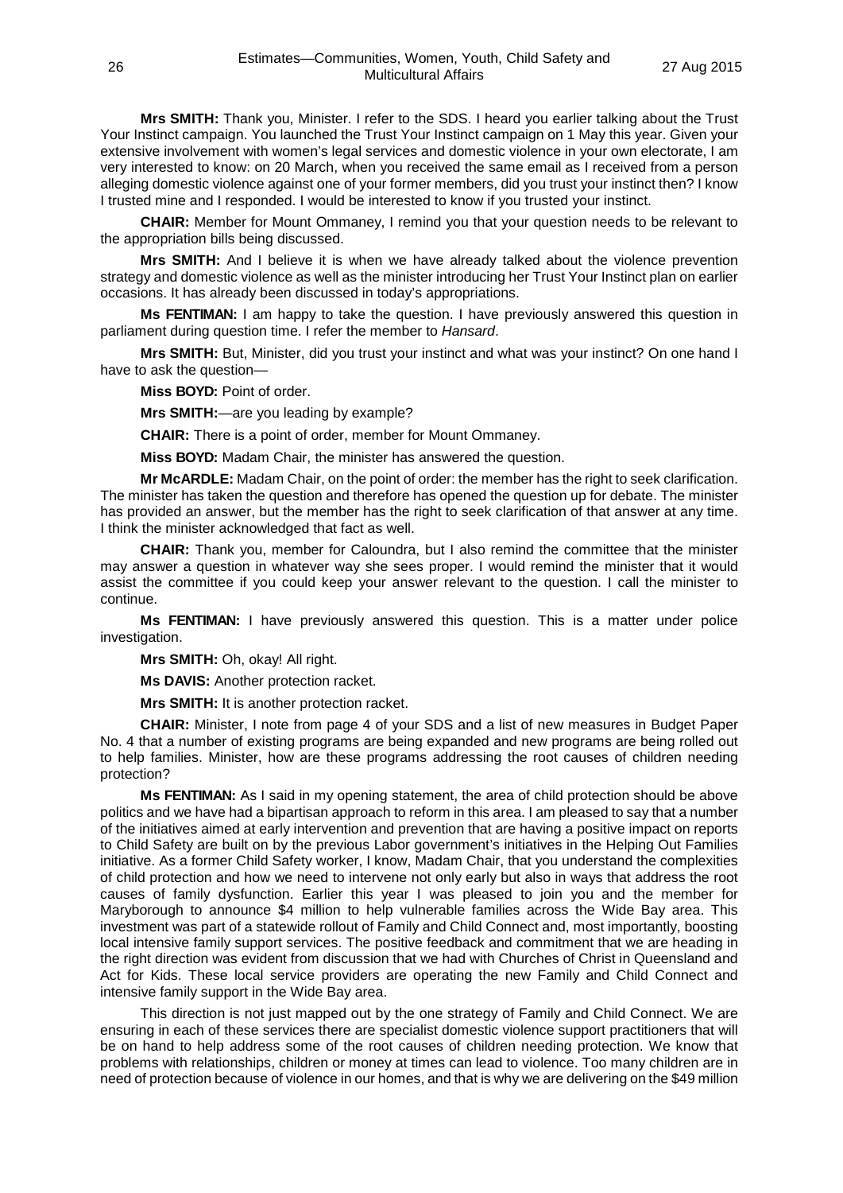**Mrs SMITH:** Thank you, Minister. I refer to the SDS. I heard you earlier talking about the Trust Your Instinct campaign. You launched the Trust Your Instinct campaign on 1 May this year. Given your extensive involvement with women's legal services and domestic violence in your own electorate, I am very interested to know: on 20 March, when you received the same email as I received from a person alleging domestic violence against one of your former members, did you trust your instinct then? I know I trusted mine and I responded. I would be interested to know if you trusted your instinct.

**CHAIR:** Member for Mount Ommaney, I remind you that your question needs to be relevant to the appropriation bills being discussed.

**Mrs SMITH:** And I believe it is when we have already talked about the violence prevention strategy and domestic violence as well as the minister introducing her Trust Your Instinct plan on earlier occasions. It has already been discussed in today's appropriations.

**Ms FENTIMAN:** I am happy to take the question. I have previously answered this question in parliament during question time. I refer the member to *Hansard*.

**Mrs SMITH:** But, Minister, did you trust your instinct and what was your instinct? On one hand I have to ask the question—

**Miss BOYD:** Point of order.

**Mrs SMITH:**—are you leading by example?

**CHAIR:** There is a point of order, member for Mount Ommaney.

**Miss BOYD:** Madam Chair, the minister has answered the question.

**Mr McARDLE:** Madam Chair, on the point of order: the member has the right to seek clarification. The minister has taken the question and therefore has opened the question up for debate. The minister has provided an answer, but the member has the right to seek clarification of that answer at any time. I think the minister acknowledged that fact as well.

**CHAIR:** Thank you, member for Caloundra, but I also remind the committee that the minister may answer a question in whatever way she sees proper. I would remind the minister that it would assist the committee if you could keep your answer relevant to the question. I call the minister to continue.

**Ms FENTIMAN:** I have previously answered this question. This is a matter under police investigation.

**Mrs SMITH:** Oh, okay! All right.

**Ms DAVIS:** Another protection racket.

**Mrs SMITH:** It is another protection racket.

**CHAIR:** Minister, I note from page 4 of your SDS and a list of new measures in Budget Paper No. 4 that a number of existing programs are being expanded and new programs are being rolled out to help families. Minister, how are these programs addressing the root causes of children needing protection?

**Ms FENTIMAN:** As I said in my opening statement, the area of child protection should be above politics and we have had a bipartisan approach to reform in this area. I am pleased to say that a number of the initiatives aimed at early intervention and prevention that are having a positive impact on reports to Child Safety are built on by the previous Labor government's initiatives in the Helping Out Families initiative. As a former Child Safety worker, I know, Madam Chair, that you understand the complexities of child protection and how we need to intervene not only early but also in ways that address the root causes of family dysfunction. Earlier this year I was pleased to join you and the member for Maryborough to announce $4 million to help vulnerable families across the Wide Bay area. This investment was part of a statewide rollout of Family and Child Connect and, most importantly, boosting local intensive family support services. The positive feedback and commitment that we are heading in the right direction was evident from discussion that we had with Churches of Christ in Queensland and Act for Kids. These local service providers are operating the new Family and Child Connect and intensive family support in the Wide Bay area.

This direction is not just mapped out by the one strategy of Family and Child Connect. We are ensuring in each of these services there are specialist domestic violence support practitioners that will be on hand to help address some of the root causes of children needing protection. We know that problems with relationships, children or money at times can lead to violence. Too many children are in need of protection because of violence in our homes, and that is why we are delivering on the $49 million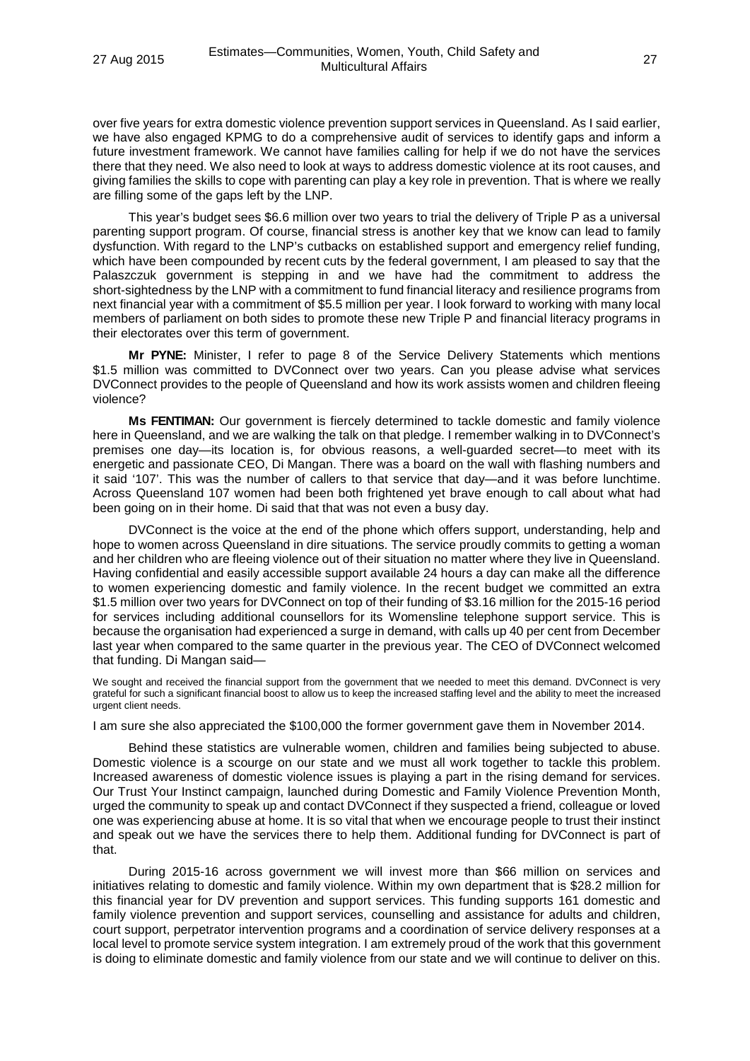over five years for extra domestic violence prevention support services in Queensland. As I said earlier, we have also engaged KPMG to do a comprehensive audit of services to identify gaps and inform a future investment framework. We cannot have families calling for help if we do not have the services there that they need. We also need to look at ways to address domestic violence at its root causes, and giving families the skills to cope with parenting can play a key role in prevention. That is where we really are filling some of the gaps left by the LNP.

This year's budget sees $6.6 million over two years to trial the delivery of Triple P as a universal parenting support program. Of course, financial stress is another key that we know can lead to family dysfunction. With regard to the LNP's cutbacks on established support and emergency relief funding, which have been compounded by recent cuts by the federal government, I am pleased to say that the Palaszczuk government is stepping in and we have had the commitment to address the short-sightedness by the LNP with a commitment to fund financial literacy and resilience programs from next financial year with a commitment of $5.5 million per year. I look forward to working with many local members of parliament on both sides to promote these new Triple P and financial literacy programs in their electorates over this term of government.

**Mr PYNE:** Minister, I refer to page 8 of the Service Delivery Statements which mentions $1.5 million was committed to DVConnect over two years. Can you please advise what services DVConnect provides to the people of Queensland and how its work assists women and children fleeing violence?

**Ms FENTIMAN:** Our government is fiercely determined to tackle domestic and family violence here in Queensland, and we are walking the talk on that pledge. I remember walking in to DVConnect's premises one day—its location is, for obvious reasons, a well-guarded secret—to meet with its energetic and passionate CEO, Di Mangan. There was a board on the wall with flashing numbers and it said '107'. This was the number of callers to that service that day—and it was before lunchtime. Across Queensland 107 women had been both frightened yet brave enough to call about what had been going on in their home. Di said that that was not even a busy day.

DVConnect is the voice at the end of the phone which offers support, understanding, help and hope to women across Queensland in dire situations. The service proudly commits to getting a woman and her children who are fleeing violence out of their situation no matter where they live in Queensland. Having confidential and easily accessible support available 24 hours a day can make all the difference to women experiencing domestic and family violence. In the recent budget we committed an extra $1.5 million over two years for DVConnect on top of their funding of $3.16 million for the 2015-16 period for services including additional counsellors for its Womensline telephone support service. This is because the organisation had experienced a surge in demand, with calls up 40 per cent from December last year when compared to the same quarter in the previous year. The CEO of DVConnect welcomed that funding. Di Mangan said—

We sought and received the financial support from the government that we needed to meet this demand. DVConnect is very grateful for such a significant financial boost to allow us to keep the increased staffing level and the ability to meet the increased urgent client needs.

I am sure she also appreciated the $100,000 the former government gave them in November 2014.

Behind these statistics are vulnerable women, children and families being subjected to abuse. Domestic violence is a scourge on our state and we must all work together to tackle this problem. Increased awareness of domestic violence issues is playing a part in the rising demand for services. Our Trust Your Instinct campaign, launched during Domestic and Family Violence Prevention Month, urged the community to speak up and contact DVConnect if they suspected a friend, colleague or loved one was experiencing abuse at home. It is so vital that when we encourage people to trust their instinct and speak out we have the services there to help them. Additional funding for DVConnect is part of that.

During 2015-16 across government we will invest more than $66 million on services and initiatives relating to domestic and family violence. Within my own department that is $28.2 million for this financial year for DV prevention and support services. This funding supports 161 domestic and family violence prevention and support services, counselling and assistance for adults and children, court support, perpetrator intervention programs and a coordination of service delivery responses at a local level to promote service system integration. I am extremely proud of the work that this government is doing to eliminate domestic and family violence from our state and we will continue to deliver on this.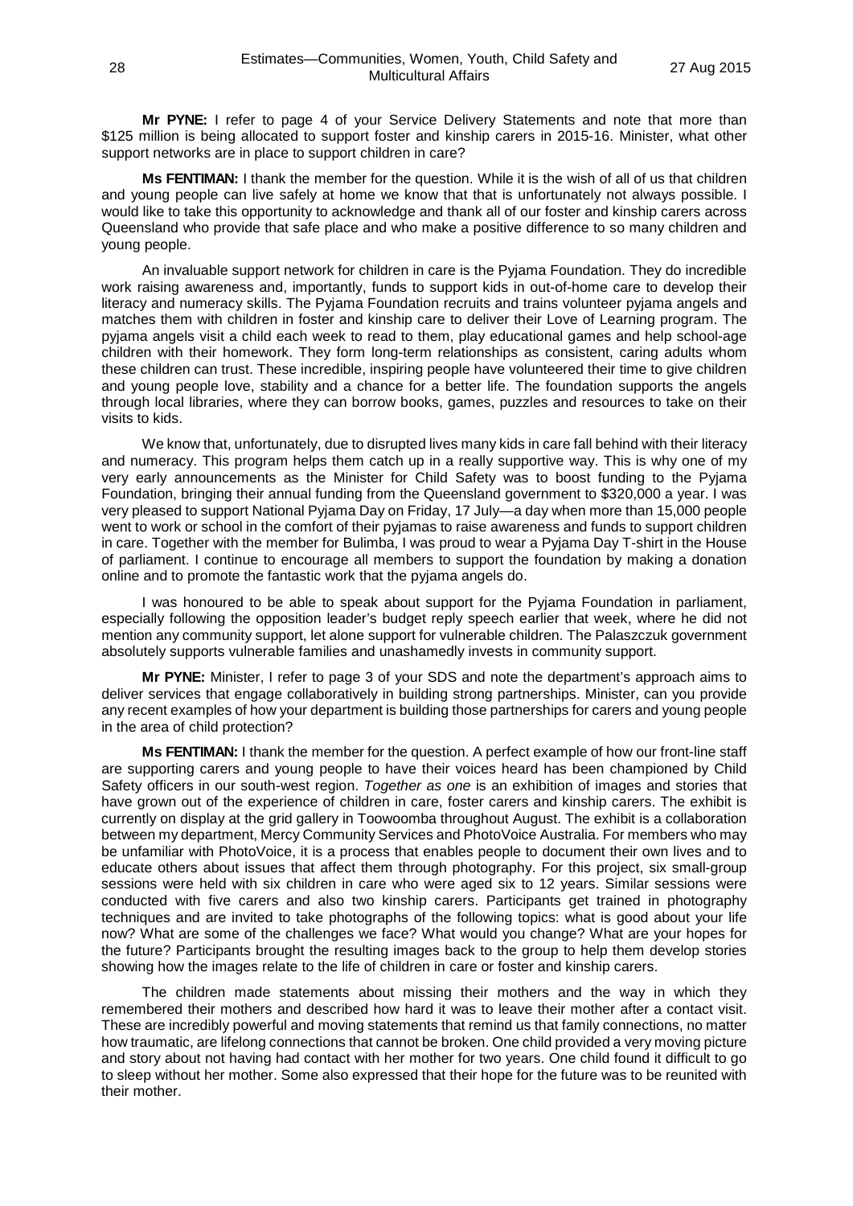**Mr PYNE:** I refer to page 4 of your Service Delivery Statements and note that more than $125 million is being allocated to support foster and kinship carers in 2015-16. Minister, what other support networks are in place to support children in care?

**Ms FENTIMAN:** I thank the member for the question. While it is the wish of all of us that children and young people can live safely at home we know that that is unfortunately not always possible. I would like to take this opportunity to acknowledge and thank all of our foster and kinship carers across Queensland who provide that safe place and who make a positive difference to so many children and young people.

An invaluable support network for children in care is the Pyjama Foundation. They do incredible work raising awareness and, importantly, funds to support kids in out-of-home care to develop their literacy and numeracy skills. The Pyjama Foundation recruits and trains volunteer pyjama angels and matches them with children in foster and kinship care to deliver their Love of Learning program. The pyjama angels visit a child each week to read to them, play educational games and help school-age children with their homework. They form long-term relationships as consistent, caring adults whom these children can trust. These incredible, inspiring people have volunteered their time to give children and young people love, stability and a chance for a better life. The foundation supports the angels through local libraries, where they can borrow books, games, puzzles and resources to take on their visits to kids.

We know that, unfortunately, due to disrupted lives many kids in care fall behind with their literacy and numeracy. This program helps them catch up in a really supportive way. This is why one of my very early announcements as the Minister for Child Safety was to boost funding to the Pyjama Foundation, bringing their annual funding from the Queensland government to $320,000 a year. I was very pleased to support National Pyjama Day on Friday, 17 July—a day when more than 15,000 people went to work or school in the comfort of their pyjamas to raise awareness and funds to support children in care. Together with the member for Bulimba, I was proud to wear a Pyjama Day T-shirt in the House of parliament. I continue to encourage all members to support the foundation by making a donation online and to promote the fantastic work that the pyjama angels do.

I was honoured to be able to speak about support for the Pyjama Foundation in parliament, especially following the opposition leader's budget reply speech earlier that week, where he did not mention any community support, let alone support for vulnerable children. The Palaszczuk government absolutely supports vulnerable families and unashamedly invests in community support.

**Mr PYNE:** Minister, I refer to page 3 of your SDS and note the department's approach aims to deliver services that engage collaboratively in building strong partnerships. Minister, can you provide any recent examples of how your department is building those partnerships for carers and young people in the area of child protection?

**Ms FENTIMAN:** I thank the member for the question. A perfect example of how our front-line staff are supporting carers and young people to have their voices heard has been championed by Child Safety officers in our south-west region. *Together as one* is an exhibition of images and stories that have grown out of the experience of children in care, foster carers and kinship carers. The exhibit is currently on display at the grid gallery in Toowoomba throughout August. The exhibit is a collaboration between my department, Mercy Community Services and PhotoVoice Australia. For members who may be unfamiliar with PhotoVoice, it is a process that enables people to document their own lives and to educate others about issues that affect them through photography. For this project, six small-group sessions were held with six children in care who were aged six to 12 years. Similar sessions were conducted with five carers and also two kinship carers. Participants get trained in photography techniques and are invited to take photographs of the following topics: what is good about your life now? What are some of the challenges we face? What would you change? What are your hopes for the future? Participants brought the resulting images back to the group to help them develop stories showing how the images relate to the life of children in care or foster and kinship carers.

The children made statements about missing their mothers and the way in which they remembered their mothers and described how hard it was to leave their mother after a contact visit. These are incredibly powerful and moving statements that remind us that family connections, no matter how traumatic, are lifelong connections that cannot be broken. One child provided a very moving picture and story about not having had contact with her mother for two years. One child found it difficult to go to sleep without her mother. Some also expressed that their hope for the future was to be reunited with their mother.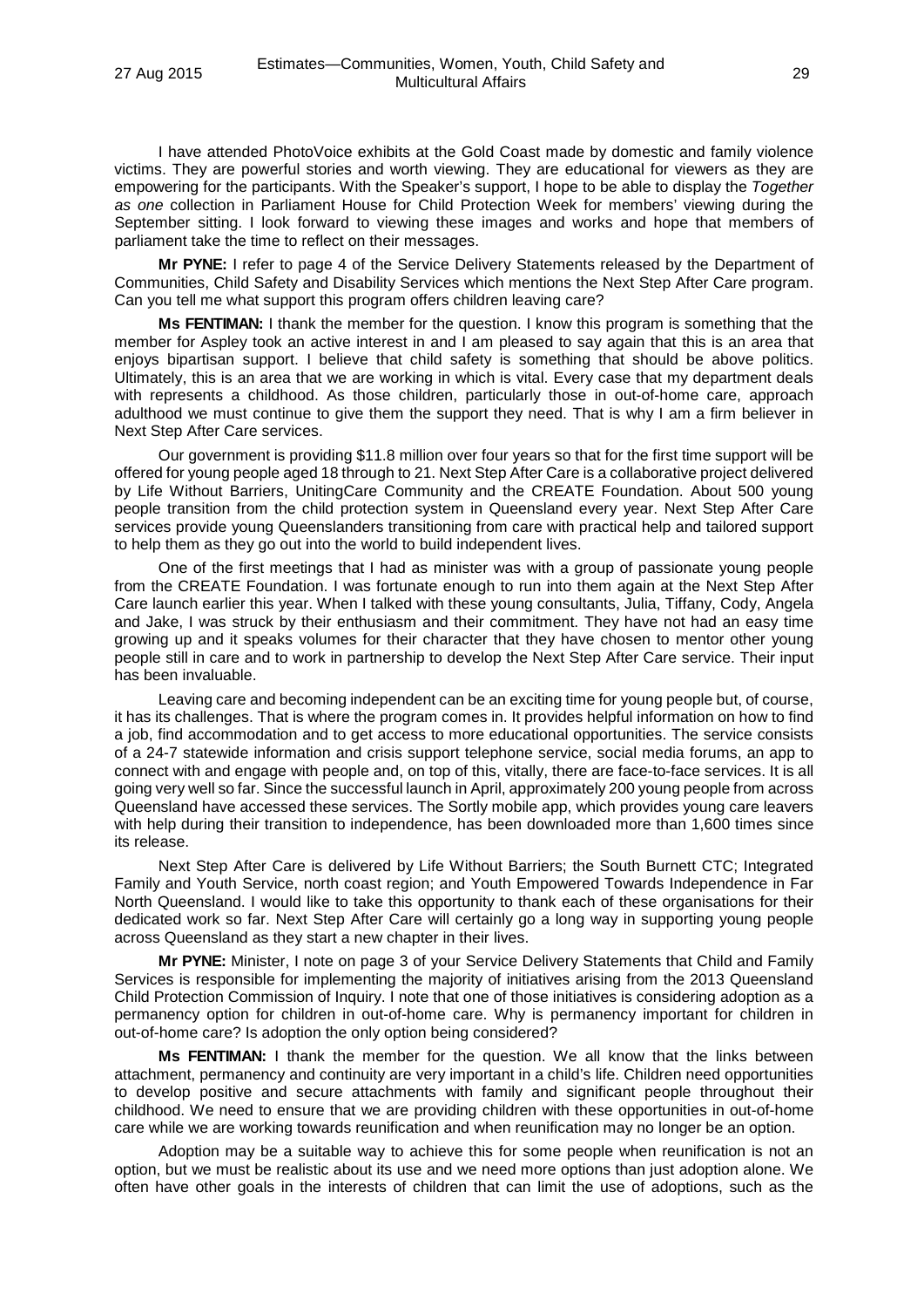I have attended PhotoVoice exhibits at the Gold Coast made by domestic and family violence victims. They are powerful stories and worth viewing. They are educational for viewers as they are empowering for the participants. With the Speaker's support, I hope to be able to display the *Together as one* collection in Parliament House for Child Protection Week for members' viewing during the September sitting. I look forward to viewing these images and works and hope that members of parliament take the time to reflect on their messages.

**Mr PYNE:** I refer to page 4 of the Service Delivery Statements released by the Department of Communities, Child Safety and Disability Services which mentions the Next Step After Care program. Can you tell me what support this program offers children leaving care?

**Ms FENTIMAN:** I thank the member for the question. I know this program is something that the member for Aspley took an active interest in and I am pleased to say again that this is an area that enjoys bipartisan support. I believe that child safety is something that should be above politics. Ultimately, this is an area that we are working in which is vital. Every case that my department deals with represents a childhood. As those children, particularly those in out-of-home care, approach adulthood we must continue to give them the support they need. That is why I am a firm believer in Next Step After Care services.

Our government is providing $11.8 million over four years so that for the first time support will be offered for young people aged 18 through to 21. Next Step After Care is a collaborative project delivered by Life Without Barriers, UnitingCare Community and the CREATE Foundation. About 500 young people transition from the child protection system in Queensland every year. Next Step After Care services provide young Queenslanders transitioning from care with practical help and tailored support to help them as they go out into the world to build independent lives.

One of the first meetings that I had as minister was with a group of passionate young people from the CREATE Foundation. I was fortunate enough to run into them again at the Next Step After Care launch earlier this year. When I talked with these young consultants, Julia, Tiffany, Cody, Angela and Jake, I was struck by their enthusiasm and their commitment. They have not had an easy time growing up and it speaks volumes for their character that they have chosen to mentor other young people still in care and to work in partnership to develop the Next Step After Care service. Their input has been invaluable.

Leaving care and becoming independent can be an exciting time for young people but, of course, it has its challenges. That is where the program comes in. It provides helpful information on how to find a job, find accommodation and to get access to more educational opportunities. The service consists of a 24-7 statewide information and crisis support telephone service, social media forums, an app to connect with and engage with people and, on top of this, vitally, there are face-to-face services. It is all going very well so far. Since the successful launch in April, approximately 200 young people from across Queensland have accessed these services. The Sortly mobile app, which provides young care leavers with help during their transition to independence, has been downloaded more than 1,600 times since its release.

Next Step After Care is delivered by Life Without Barriers; the South Burnett CTC; Integrated Family and Youth Service, north coast region; and Youth Empowered Towards Independence in Far North Queensland. I would like to take this opportunity to thank each of these organisations for their dedicated work so far. Next Step After Care will certainly go a long way in supporting young people across Queensland as they start a new chapter in their lives.

**Mr PYNE:** Minister, I note on page 3 of your Service Delivery Statements that Child and Family Services is responsible for implementing the majority of initiatives arising from the 2013 Queensland Child Protection Commission of Inquiry. I note that one of those initiatives is considering adoption as a permanency option for children in out-of-home care. Why is permanency important for children in out-of-home care? Is adoption the only option being considered?

**Ms FENTIMAN:** I thank the member for the question. We all know that the links between attachment, permanency and continuity are very important in a child's life. Children need opportunities to develop positive and secure attachments with family and significant people throughout their childhood. We need to ensure that we are providing children with these opportunities in out-of-home care while we are working towards reunification and when reunification may no longer be an option.

Adoption may be a suitable way to achieve this for some people when reunification is not an option, but we must be realistic about its use and we need more options than just adoption alone. We often have other goals in the interests of children that can limit the use of adoptions, such as the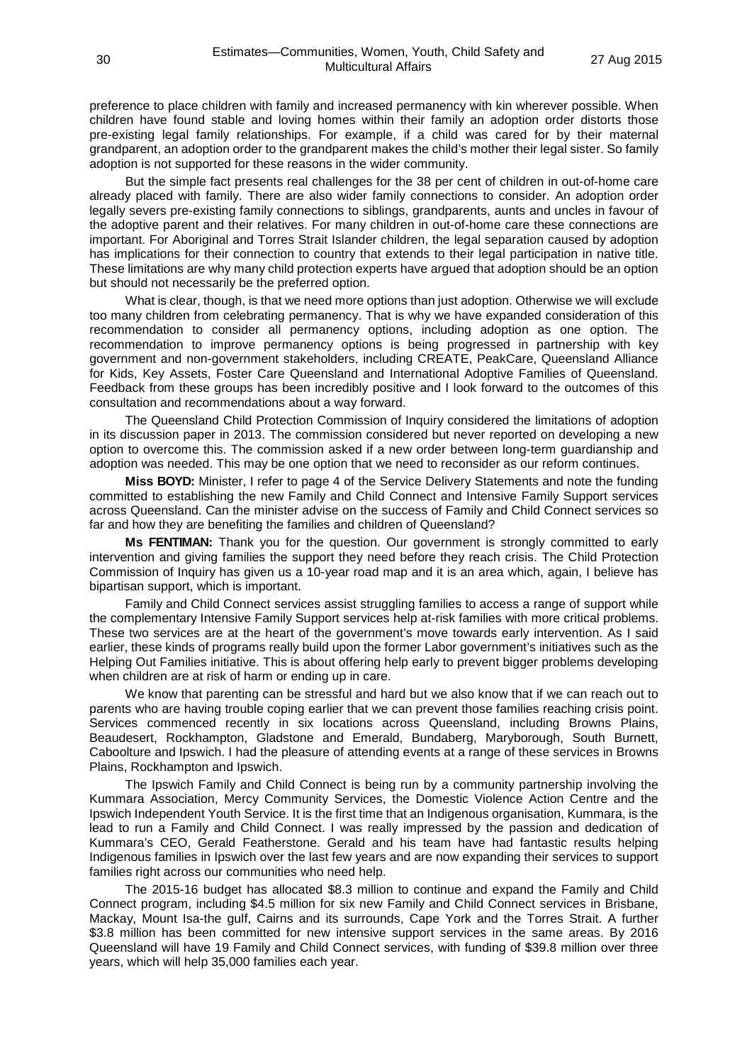preference to place children with family and increased permanency with kin wherever possible. When children have found stable and loving homes within their family an adoption order distorts those pre-existing legal family relationships. For example, if a child was cared for by their maternal grandparent, an adoption order to the grandparent makes the child's mother their legal sister. So family adoption is not supported for these reasons in the wider community.

But the simple fact presents real challenges for the 38 per cent of children in out-of-home care already placed with family. There are also wider family connections to consider. An adoption order legally severs pre-existing family connections to siblings, grandparents, aunts and uncles in favour of the adoptive parent and their relatives. For many children in out-of-home care these connections are important. For Aboriginal and Torres Strait Islander children, the legal separation caused by adoption has implications for their connection to country that extends to their legal participation in native title. These limitations are why many child protection experts have argued that adoption should be an option but should not necessarily be the preferred option.

What is clear, though, is that we need more options than just adoption. Otherwise we will exclude too many children from celebrating permanency. That is why we have expanded consideration of this recommendation to consider all permanency options, including adoption as one option. The recommendation to improve permanency options is being progressed in partnership with key government and non-government stakeholders, including CREATE, PeakCare, Queensland Alliance for Kids, Key Assets, Foster Care Queensland and International Adoptive Families of Queensland. Feedback from these groups has been incredibly positive and I look forward to the outcomes of this consultation and recommendations about a way forward.

The Queensland Child Protection Commission of Inquiry considered the limitations of adoption in its discussion paper in 2013. The commission considered but never reported on developing a new option to overcome this. The commission asked if a new order between long-term guardianship and adoption was needed. This may be one option that we need to reconsider as our reform continues.

**Miss BOYD:** Minister, I refer to page 4 of the Service Delivery Statements and note the funding committed to establishing the new Family and Child Connect and Intensive Family Support services across Queensland. Can the minister advise on the success of Family and Child Connect services so far and how they are benefiting the families and children of Queensland?

**Ms FENTIMAN:** Thank you for the question. Our government is strongly committed to early intervention and giving families the support they need before they reach crisis. The Child Protection Commission of Inquiry has given us a 10-year road map and it is an area which, again, I believe has bipartisan support, which is important.

Family and Child Connect services assist struggling families to access a range of support while the complementary Intensive Family Support services help at-risk families with more critical problems. These two services are at the heart of the government's move towards early intervention. As I said earlier, these kinds of programs really build upon the former Labor government's initiatives such as the Helping Out Families initiative. This is about offering help early to prevent bigger problems developing when children are at risk of harm or ending up in care.

We know that parenting can be stressful and hard but we also know that if we can reach out to parents who are having trouble coping earlier that we can prevent those families reaching crisis point. Services commenced recently in six locations across Queensland, including Browns Plains, Beaudesert, Rockhampton, Gladstone and Emerald, Bundaberg, Maryborough, South Burnett, Caboolture and Ipswich. I had the pleasure of attending events at a range of these services in Browns Plains, Rockhampton and Ipswich.

The Ipswich Family and Child Connect is being run by a community partnership involving the Kummara Association, Mercy Community Services, the Domestic Violence Action Centre and the Ipswich Independent Youth Service. It is the first time that an Indigenous organisation, Kummara, is the lead to run a Family and Child Connect. I was really impressed by the passion and dedication of Kummara's CEO, Gerald Featherstone. Gerald and his team have had fantastic results helping Indigenous families in Ipswich over the last few years and are now expanding their services to support families right across our communities who need help.

The 2015-16 budget has allocated $8.3 million to continue and expand the Family and Child Connect program, including $4.5 million for six new Family and Child Connect services in Brisbane, Mackay, Mount Isa-the gulf, Cairns and its surrounds, Cape York and the Torres Strait. A further $3.8 million has been committed for new intensive support services in the same areas. By 2016 Queensland will have 19 Family and Child Connect services, with funding of $39.8 million over three years, which will help 35,000 families each year.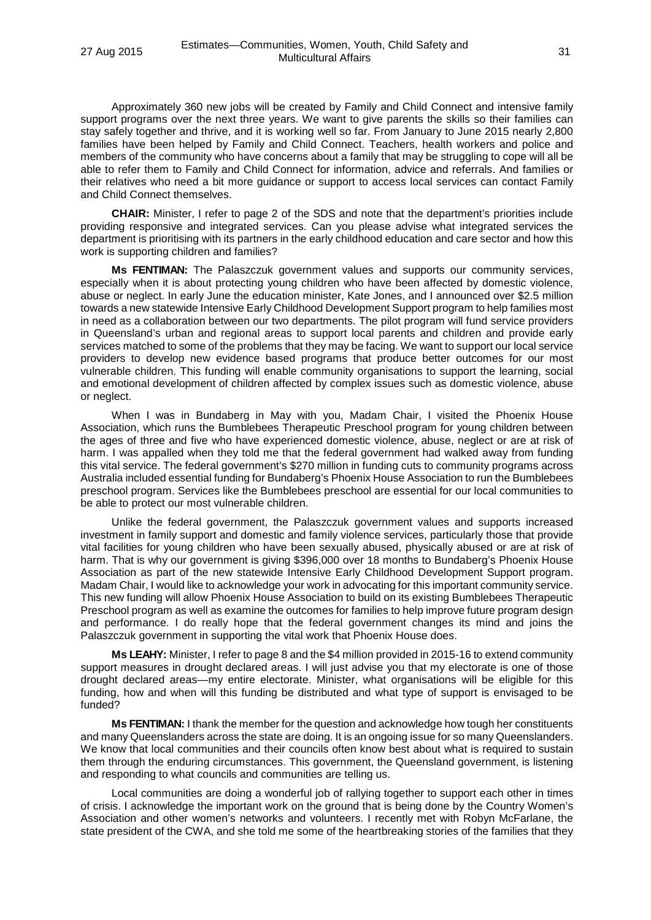Approximately 360 new jobs will be created by Family and Child Connect and intensive family support programs over the next three years. We want to give parents the skills so their families can stay safely together and thrive, and it is working well so far. From January to June 2015 nearly 2,800 families have been helped by Family and Child Connect. Teachers, health workers and police and members of the community who have concerns about a family that may be struggling to cope will all be able to refer them to Family and Child Connect for information, advice and referrals. And families or their relatives who need a bit more guidance or support to access local services can contact Family and Child Connect themselves.

**CHAIR:** Minister, I refer to page 2 of the SDS and note that the department's priorities include providing responsive and integrated services. Can you please advise what integrated services the department is prioritising with its partners in the early childhood education and care sector and how this work is supporting children and families?

**Ms FENTIMAN:** The Palaszczuk government values and supports our community services, especially when it is about protecting young children who have been affected by domestic violence, abuse or neglect. In early June the education minister, Kate Jones, and I announced over $2.5 million towards a new statewide Intensive Early Childhood Development Support program to help families most in need as a collaboration between our two departments. The pilot program will fund service providers in Queensland's urban and regional areas to support local parents and children and provide early services matched to some of the problems that they may be facing. We want to support our local service providers to develop new evidence based programs that produce better outcomes for our most vulnerable children. This funding will enable community organisations to support the learning, social and emotional development of children affected by complex issues such as domestic violence, abuse or neglect.

When I was in Bundaberg in May with you, Madam Chair, I visited the Phoenix House Association, which runs the Bumblebees Therapeutic Preschool program for young children between the ages of three and five who have experienced domestic violence, abuse, neglect or are at risk of harm. I was appalled when they told me that the federal government had walked away from funding this vital service. The federal government's $270 million in funding cuts to community programs across Australia included essential funding for Bundaberg's Phoenix House Association to run the Bumblebees preschool program. Services like the Bumblebees preschool are essential for our local communities to be able to protect our most vulnerable children.

Unlike the federal government, the Palaszczuk government values and supports increased investment in family support and domestic and family violence services, particularly those that provide vital facilities for young children who have been sexually abused, physically abused or are at risk of harm. That is why our government is giving $396,000 over 18 months to Bundaberg's Phoenix House Association as part of the new statewide Intensive Early Childhood Development Support program. Madam Chair, I would like to acknowledge your work in advocating for this important community service. This new funding will allow Phoenix House Association to build on its existing Bumblebees Therapeutic Preschool program as well as examine the outcomes for families to help improve future program design and performance. I do really hope that the federal government changes its mind and joins the Palaszczuk government in supporting the vital work that Phoenix House does.

**Ms LEAHY:** Minister, I refer to page 8 and the $4 million provided in 2015-16 to extend community support measures in drought declared areas. I will just advise you that my electorate is one of those drought declared areas—my entire electorate. Minister, what organisations will be eligible for this funding, how and when will this funding be distributed and what type of support is envisaged to be funded?

**Ms FENTIMAN:** I thank the member for the question and acknowledge how tough her constituents and many Queenslanders across the state are doing. It is an ongoing issue for so many Queenslanders. We know that local communities and their councils often know best about what is required to sustain them through the enduring circumstances. This government, the Queensland government, is listening and responding to what councils and communities are telling us.

Local communities are doing a wonderful job of rallying together to support each other in times of crisis. I acknowledge the important work on the ground that is being done by the Country Women's Association and other women's networks and volunteers. I recently met with Robyn McFarlane, the state president of the CWA, and she told me some of the heartbreaking stories of the families that they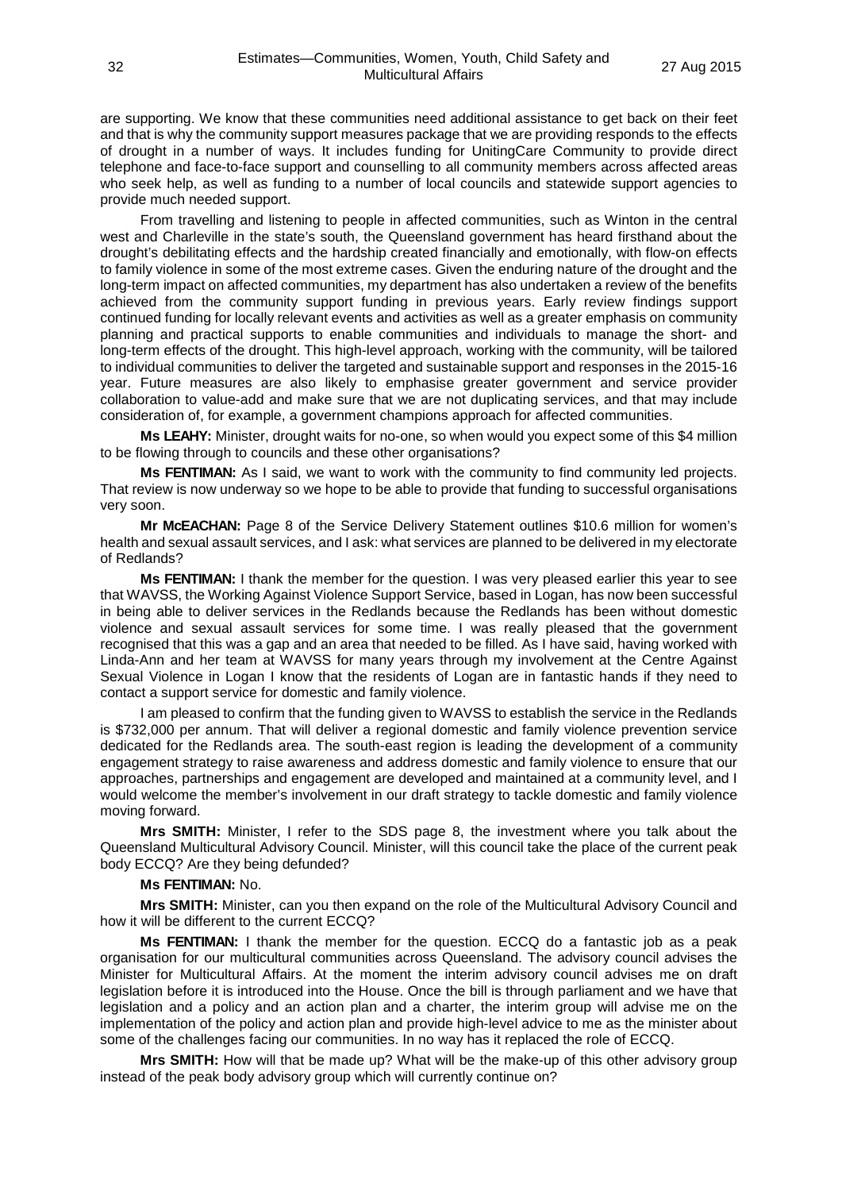are supporting. We know that these communities need additional assistance to get back on their feet and that is why the community support measures package that we are providing responds to the effects of drought in a number of ways. It includes funding for UnitingCare Community to provide direct telephone and face-to-face support and counselling to all community members across affected areas who seek help, as well as funding to a number of local councils and statewide support agencies to provide much needed support.

From travelling and listening to people in affected communities, such as Winton in the central west and Charleville in the state's south, the Queensland government has heard firsthand about the drought's debilitating effects and the hardship created financially and emotionally, with flow-on effects to family violence in some of the most extreme cases. Given the enduring nature of the drought and the long-term impact on affected communities, my department has also undertaken a review of the benefits achieved from the community support funding in previous years. Early review findings support continued funding for locally relevant events and activities as well as a greater emphasis on community planning and practical supports to enable communities and individuals to manage the short- and long-term effects of the drought. This high-level approach, working with the community, will be tailored to individual communities to deliver the targeted and sustainable support and responses in the 2015-16 year. Future measures are also likely to emphasise greater government and service provider collaboration to value-add and make sure that we are not duplicating services, and that may include consideration of, for example, a government champions approach for affected communities.

**Ms LEAHY:** Minister, drought waits for no-one, so when would you expect some of this $4 million to be flowing through to councils and these other organisations?

**Ms FENTIMAN:** As I said, we want to work with the community to find community led projects. That review is now underway so we hope to be able to provide that funding to successful organisations very soon.

**Mr McEACHAN:** Page 8 of the Service Delivery Statement outlines $10.6 million for women's health and sexual assault services, and I ask: what services are planned to be delivered in my electorate of Redlands?

**Ms FENTIMAN:** I thank the member for the question. I was very pleased earlier this year to see that WAVSS, the Working Against Violence Support Service, based in Logan, has now been successful in being able to deliver services in the Redlands because the Redlands has been without domestic violence and sexual assault services for some time. I was really pleased that the government recognised that this was a gap and an area that needed to be filled. As I have said, having worked with Linda-Ann and her team at WAVSS for many years through my involvement at the Centre Against Sexual Violence in Logan I know that the residents of Logan are in fantastic hands if they need to contact a support service for domestic and family violence.

I am pleased to confirm that the funding given to WAVSS to establish the service in the Redlands is $732,000 per annum. That will deliver a regional domestic and family violence prevention service dedicated for the Redlands area. The south-east region is leading the development of a community engagement strategy to raise awareness and address domestic and family violence to ensure that our approaches, partnerships and engagement are developed and maintained at a community level, and I would welcome the member's involvement in our draft strategy to tackle domestic and family violence moving forward.

**Mrs SMITH:** Minister, I refer to the SDS page 8, the investment where you talk about the Queensland Multicultural Advisory Council. Minister, will this council take the place of the current peak body ECCQ? Are they being defunded?

**Ms FENTIMAN:** No.

**Mrs SMITH:** Minister, can you then expand on the role of the Multicultural Advisory Council and how it will be different to the current ECCQ?

**Ms FENTIMAN:** I thank the member for the question. ECCQ do a fantastic job as a peak organisation for our multicultural communities across Queensland. The advisory council advises the Minister for Multicultural Affairs. At the moment the interim advisory council advises me on draft legislation before it is introduced into the House. Once the bill is through parliament and we have that legislation and a policy and an action plan and a charter, the interim group will advise me on the implementation of the policy and action plan and provide high-level advice to me as the minister about some of the challenges facing our communities. In no way has it replaced the role of ECCQ.

**Mrs SMITH:** How will that be made up? What will be the make-up of this other advisory group instead of the peak body advisory group which will currently continue on?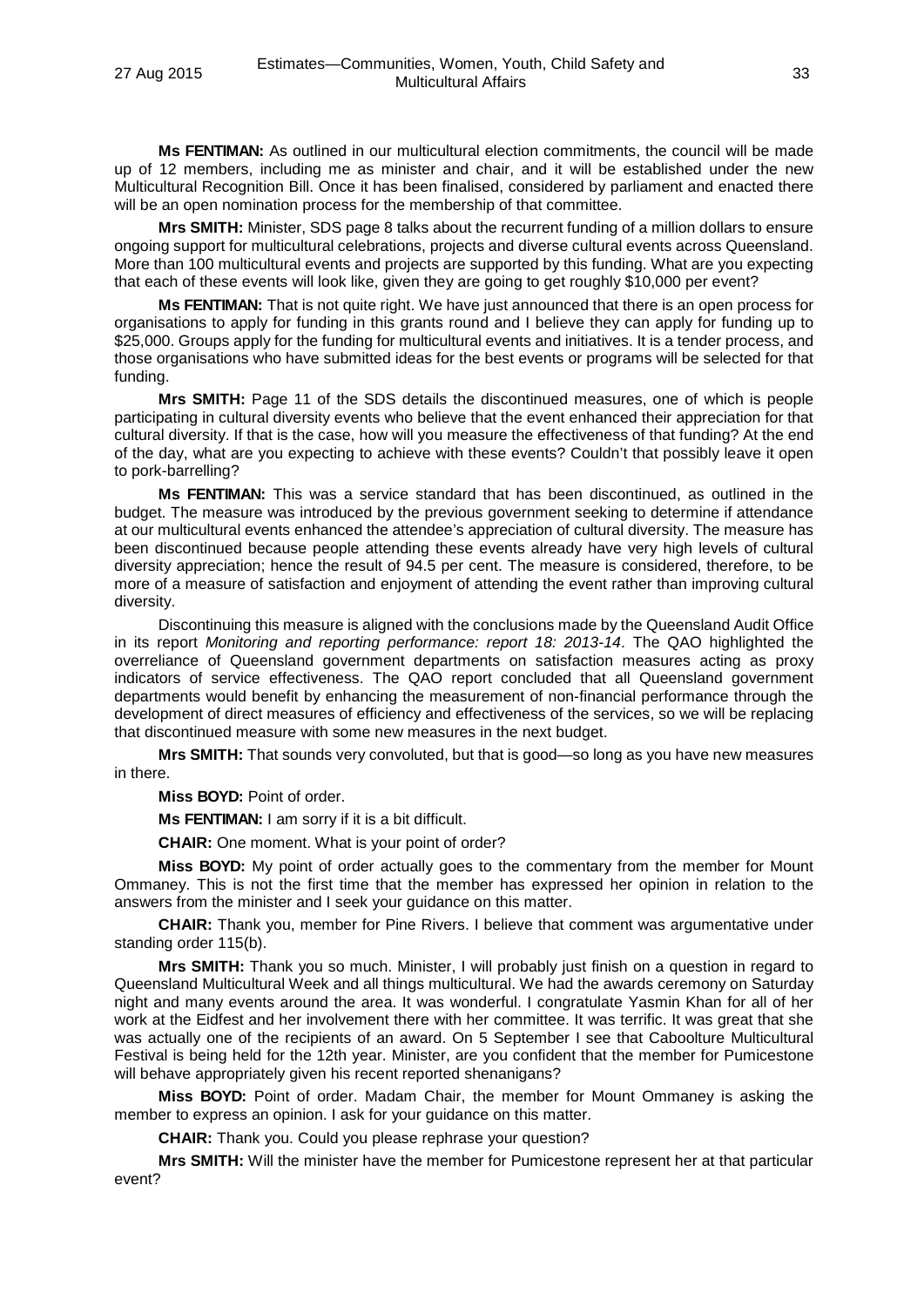**Ms FENTIMAN:** As outlined in our multicultural election commitments, the council will be made up of 12 members, including me as minister and chair, and it will be established under the new Multicultural Recognition Bill. Once it has been finalised, considered by parliament and enacted there will be an open nomination process for the membership of that committee.

**Mrs SMITH:** Minister, SDS page 8 talks about the recurrent funding of a million dollars to ensure ongoing support for multicultural celebrations, projects and diverse cultural events across Queensland. More than 100 multicultural events and projects are supported by this funding. What are you expecting that each of these events will look like, given they are going to get roughly $10,000 per event?

**Ms FENTIMAN:** That is not quite right. We have just announced that there is an open process for organisations to apply for funding in this grants round and I believe they can apply for funding up to $25,000. Groups apply for the funding for multicultural events and initiatives. It is a tender process, and those organisations who have submitted ideas for the best events or programs will be selected for that funding.

**Mrs SMITH:** Page 11 of the SDS details the discontinued measures, one of which is people participating in cultural diversity events who believe that the event enhanced their appreciation for that cultural diversity. If that is the case, how will you measure the effectiveness of that funding? At the end of the day, what are you expecting to achieve with these events? Couldn't that possibly leave it open to pork-barrelling?

**Ms FENTIMAN:** This was a service standard that has been discontinued, as outlined in the budget. The measure was introduced by the previous government seeking to determine if attendance at our multicultural events enhanced the attendee's appreciation of cultural diversity. The measure has been discontinued because people attending these events already have very high levels of cultural diversity appreciation; hence the result of 94.5 per cent. The measure is considered, therefore, to be more of a measure of satisfaction and enjoyment of attending the event rather than improving cultural diversity.

Discontinuing this measure is aligned with the conclusions made by the Queensland Audit Office in its report *Monitoring and reporting performance: report 18: 2013-14*. The QAO highlighted the overreliance of Queensland government departments on satisfaction measures acting as proxy indicators of service effectiveness. The QAO report concluded that all Queensland government departments would benefit by enhancing the measurement of non-financial performance through the development of direct measures of efficiency and effectiveness of the services, so we will be replacing that discontinued measure with some new measures in the next budget.

**Mrs SMITH:** That sounds very convoluted, but that is good—so long as you have new measures in there.

**Miss BOYD:** Point of order.

**Ms FENTIMAN:** I am sorry if it is a bit difficult.

**CHAIR:** One moment. What is your point of order?

**Miss BOYD:** My point of order actually goes to the commentary from the member for Mount Ommaney. This is not the first time that the member has expressed her opinion in relation to the answers from the minister and I seek your guidance on this matter.

**CHAIR:** Thank you, member for Pine Rivers. I believe that comment was argumentative under standing order 115(b).

**Mrs SMITH:** Thank you so much. Minister, I will probably just finish on a question in regard to Queensland Multicultural Week and all things multicultural. We had the awards ceremony on Saturday night and many events around the area. It was wonderful. I congratulate Yasmin Khan for all of her work at the Eidfest and her involvement there with her committee. It was terrific. It was great that she was actually one of the recipients of an award. On 5 September I see that Caboolture Multicultural Festival is being held for the 12th year. Minister, are you confident that the member for Pumicestone will behave appropriately given his recent reported shenanigans?

**Miss BOYD:** Point of order. Madam Chair, the member for Mount Ommaney is asking the member to express an opinion. I ask for your guidance on this matter.

**CHAIR:** Thank you. Could you please rephrase your question?

**Mrs SMITH:** Will the minister have the member for Pumicestone represent her at that particular event?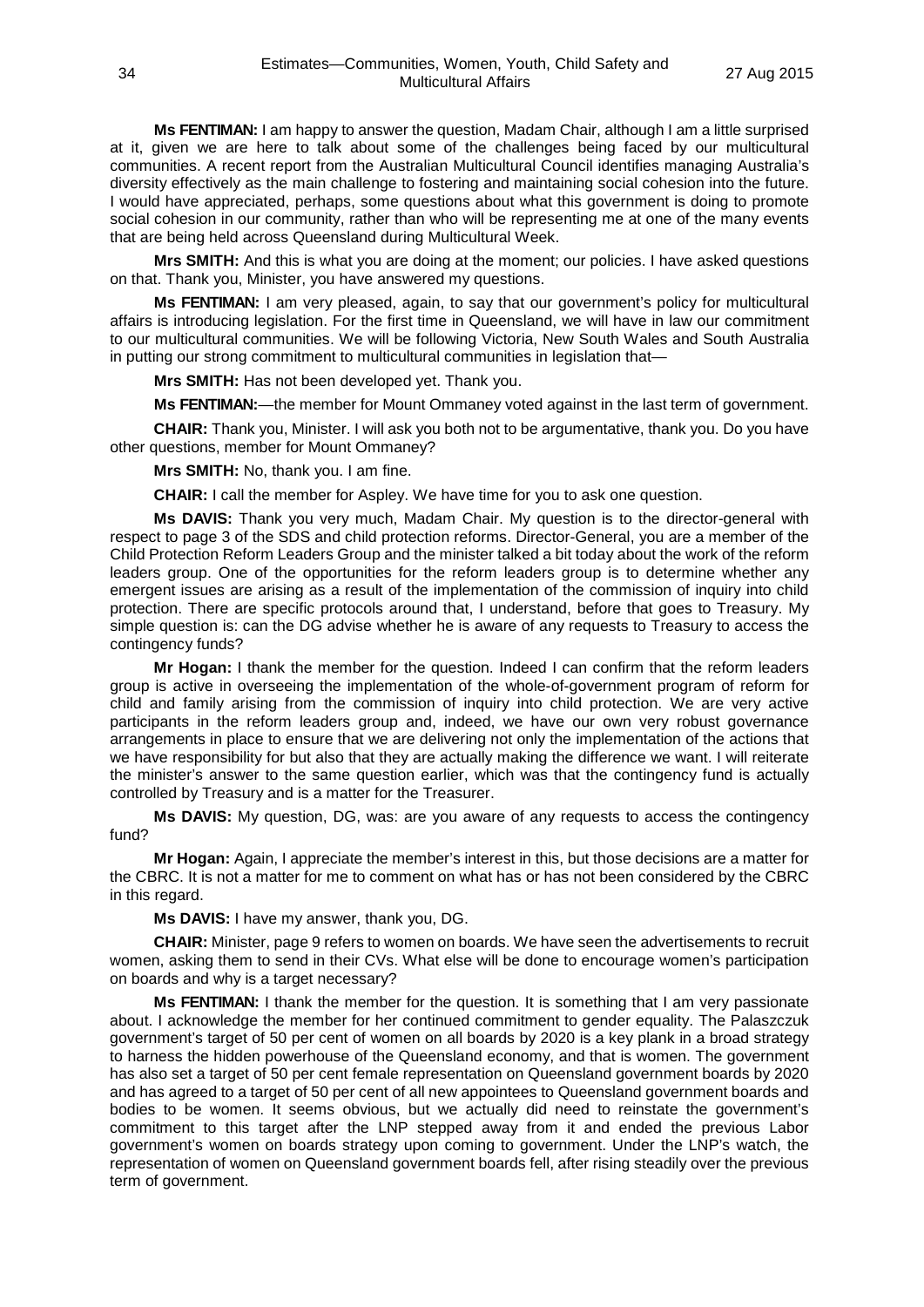**Ms FENTIMAN:** I am happy to answer the question, Madam Chair, although I am a little surprised at it, given we are here to talk about some of the challenges being faced by our multicultural communities. A recent report from the Australian Multicultural Council identifies managing Australia's diversity effectively as the main challenge to fostering and maintaining social cohesion into the future. I would have appreciated, perhaps, some questions about what this government is doing to promote social cohesion in our community, rather than who will be representing me at one of the many events that are being held across Queensland during Multicultural Week.

**Mrs SMITH:** And this is what you are doing at the moment; our policies. I have asked questions on that. Thank you, Minister, you have answered my questions.

**Ms FENTIMAN:** I am very pleased, again, to say that our government's policy for multicultural affairs is introducing legislation. For the first time in Queensland, we will have in law our commitment to our multicultural communities. We will be following Victoria, New South Wales and South Australia in putting our strong commitment to multicultural communities in legislation that—

**Mrs SMITH:** Has not been developed yet. Thank you.

**Ms FENTIMAN:**—the member for Mount Ommaney voted against in the last term of government.

**CHAIR:** Thank you, Minister. I will ask you both not to be argumentative, thank you. Do you have other questions, member for Mount Ommaney?

**Mrs SMITH:** No, thank you. I am fine.

**CHAIR:** I call the member for Aspley. We have time for you to ask one question.

**Ms DAVIS:** Thank you very much, Madam Chair. My question is to the director-general with respect to page 3 of the SDS and child protection reforms. Director-General, you are a member of the Child Protection Reform Leaders Group and the minister talked a bit today about the work of the reform leaders group. One of the opportunities for the reform leaders group is to determine whether any emergent issues are arising as a result of the implementation of the commission of inquiry into child protection. There are specific protocols around that, I understand, before that goes to Treasury. My simple question is: can the DG advise whether he is aware of any requests to Treasury to access the contingency funds?

**Mr Hogan:** I thank the member for the question. Indeed I can confirm that the reform leaders group is active in overseeing the implementation of the whole-of-government program of reform for child and family arising from the commission of inquiry into child protection. We are very active participants in the reform leaders group and, indeed, we have our own very robust governance arrangements in place to ensure that we are delivering not only the implementation of the actions that we have responsibility for but also that they are actually making the difference we want. I will reiterate the minister's answer to the same question earlier, which was that the contingency fund is actually controlled by Treasury and is a matter for the Treasurer.

**Ms DAVIS:** My question, DG, was: are you aware of any requests to access the contingency fund?

**Mr Hogan:** Again, I appreciate the member's interest in this, but those decisions are a matter for the CBRC. It is not a matter for me to comment on what has or has not been considered by the CBRC in this regard.

**Ms DAVIS:** I have my answer, thank you, DG.

**CHAIR:** Minister, page 9 refers to women on boards. We have seen the advertisements to recruit women, asking them to send in their CVs. What else will be done to encourage women's participation on boards and why is a target necessary?

**Ms FENTIMAN:** I thank the member for the question. It is something that I am very passionate about. I acknowledge the member for her continued commitment to gender equality. The Palaszczuk government's target of 50 per cent of women on all boards by 2020 is a key plank in a broad strategy to harness the hidden powerhouse of the Queensland economy, and that is women. The government has also set a target of 50 per cent female representation on Queensland government boards by 2020 and has agreed to a target of 50 per cent of all new appointees to Queensland government boards and bodies to be women. It seems obvious, but we actually did need to reinstate the government's commitment to this target after the LNP stepped away from it and ended the previous Labor government's women on boards strategy upon coming to government. Under the LNP's watch, the representation of women on Queensland government boards fell, after rising steadily over the previous term of government.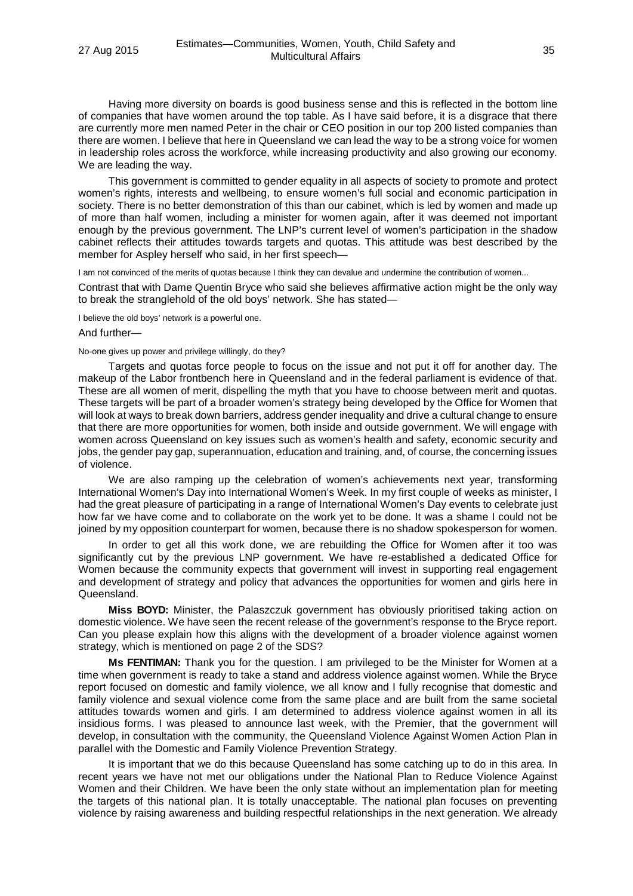Having more diversity on boards is good business sense and this is reflected in the bottom line of companies that have women around the top table. As I have said before, it is a disgrace that there are currently more men named Peter in the chair or CEO position in our top 200 listed companies than there are women. I believe that here in Queensland we can lead the way to be a strong voice for women in leadership roles across the workforce, while increasing productivity and also growing our economy. We are leading the way.

This government is committed to gender equality in all aspects of society to promote and protect women's rights, interests and wellbeing, to ensure women's full social and economic participation in society. There is no better demonstration of this than our cabinet, which is led by women and made up of more than half women, including a minister for women again, after it was deemed not important enough by the previous government. The LNP's current level of women's participation in the shadow cabinet reflects their attitudes towards targets and quotas. This attitude was best described by the member for Aspley herself who said, in her first speech—

> I am not convinced of the merits of quotas because I think they can devalue and undermine the contribution of women...

Contrast that with Dame Quentin Bryce who said she believes affirmative action might be the only way to break the stranglehold of the old boys' network. She has stated—

> I believe the old boys' network is a powerful one.

And further—

> No-one gives up power and privilege willingly, do they?

Targets and quotas force people to focus on the issue and not put it off for another day. The makeup of the Labor frontbench here in Queensland and in the federal parliament is evidence of that. These are all women of merit, dispelling the myth that you have to choose between merit and quotas. These targets will be part of a broader women's strategy being developed by the Office for Women that will look at ways to break down barriers, address gender inequality and drive a cultural change to ensure that there are more opportunities for women, both inside and outside government. We will engage with women across Queensland on key issues such as women's health and safety, economic security and jobs, the gender pay gap, superannuation, education and training, and, of course, the concerning issues of violence.

We are also ramping up the celebration of women's achievements next year, transforming International Women's Day into International Women's Week. In my first couple of weeks as minister, I had the great pleasure of participating in a range of International Women's Day events to celebrate just how far we have come and to collaborate on the work yet to be done. It was a shame I could not be joined by my opposition counterpart for women, because there is no shadow spokesperson for women.

In order to get all this work done, we are rebuilding the Office for Women after it too was significantly cut by the previous LNP government. We have re-established a dedicated Office for Women because the community expects that government will invest in supporting real engagement and development of strategy and policy that advances the opportunities for women and girls here in Queensland.

**Miss BOYD:** Minister, the Palaszczuk government has obviously prioritised taking action on domestic violence. We have seen the recent release of the government's response to the Bryce report. Can you please explain how this aligns with the development of a broader violence against women strategy, which is mentioned on page 2 of the SDS?

**Ms FENTIMAN:** Thank you for the question. I am privileged to be the Minister for Women at a time when government is ready to take a stand and address violence against women. While the Bryce report focused on domestic and family violence, we all know and I fully recognise that domestic and family violence and sexual violence come from the same place and are built from the same societal attitudes towards women and girls. I am determined to address violence against women in all its insidious forms. I was pleased to announce last week, with the Premier, that the government will develop, in consultation with the community, the Queensland Violence Against Women Action Plan in parallel with the Domestic and Family Violence Prevention Strategy.

It is important that we do this because Queensland has some catching up to do in this area. In recent years we have not met our obligations under the National Plan to Reduce Violence Against Women and their Children. We have been the only state without an implementation plan for meeting the targets of this national plan. It is totally unacceptable. The national plan focuses on preventing violence by raising awareness and building respectful relationships in the next generation. We already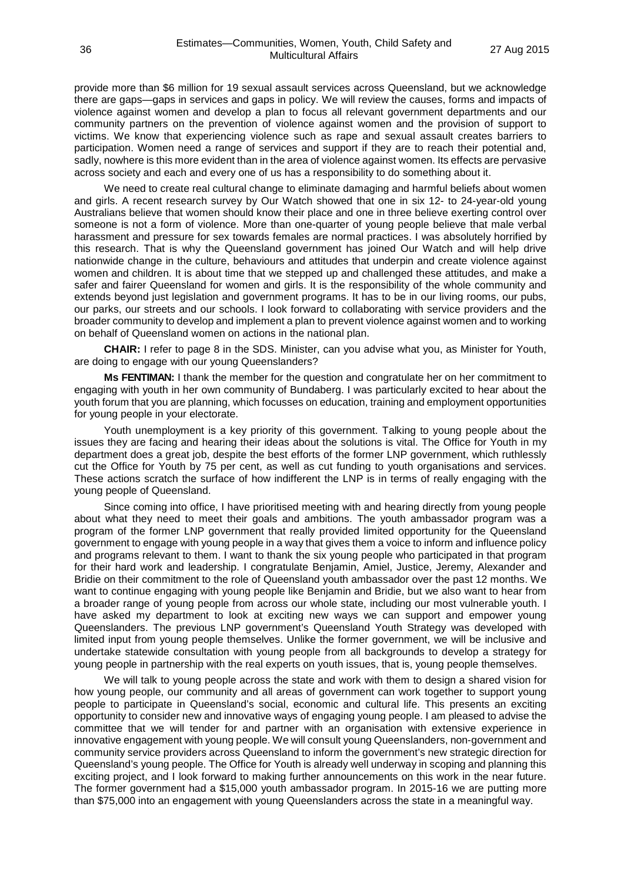provide more than $6 million for 19 sexual assault services across Queensland, but we acknowledge there are gaps—gaps in services and gaps in policy. We will review the causes, forms and impacts of violence against women and develop a plan to focus all relevant government departments and our community partners on the prevention of violence against women and the provision of support to victims. We know that experiencing violence such as rape and sexual assault creates barriers to participation. Women need a range of services and support if they are to reach their potential and, sadly, nowhere is this more evident than in the area of violence against women. Its effects are pervasive across society and each and every one of us has a responsibility to do something about it.

We need to create real cultural change to eliminate damaging and harmful beliefs about women and girls. A recent research survey by Our Watch showed that one in six 12- to 24-year-old young Australians believe that women should know their place and one in three believe exerting control over someone is not a form of violence. More than one-quarter of young people believe that male verbal harassment and pressure for sex towards females are normal practices. I was absolutely horrified by this research. That is why the Queensland government has joined Our Watch and will help drive nationwide change in the culture, behaviours and attitudes that underpin and create violence against women and children. It is about time that we stepped up and challenged these attitudes, and make a safer and fairer Queensland for women and girls. It is the responsibility of the whole community and extends beyond just legislation and government programs. It has to be in our living rooms, our pubs, our parks, our streets and our schools. I look forward to collaborating with service providers and the broader community to develop and implement a plan to prevent violence against women and to working on behalf of Queensland women on actions in the national plan.

**CHAIR:** I refer to page 8 in the SDS. Minister, can you advise what you, as Minister for Youth, are doing to engage with our young Queenslanders?

**Ms FENTIMAN:** I thank the member for the question and congratulate her on her commitment to engaging with youth in her own community of Bundaberg. I was particularly excited to hear about the youth forum that you are planning, which focusses on education, training and employment opportunities for young people in your electorate.

Youth unemployment is a key priority of this government. Talking to young people about the issues they are facing and hearing their ideas about the solutions is vital. The Office for Youth in my department does a great job, despite the best efforts of the former LNP government, which ruthlessly cut the Office for Youth by 75 per cent, as well as cut funding to youth organisations and services. These actions scratch the surface of how indifferent the LNP is in terms of really engaging with the young people of Queensland.

Since coming into office, I have prioritised meeting with and hearing directly from young people about what they need to meet their goals and ambitions. The youth ambassador program was a program of the former LNP government that really provided limited opportunity for the Queensland government to engage with young people in a way that gives them a voice to inform and influence policy and programs relevant to them. I want to thank the six young people who participated in that program for their hard work and leadership. I congratulate Benjamin, Amiel, Justice, Jeremy, Alexander and Bridie on their commitment to the role of Queensland youth ambassador over the past 12 months. We want to continue engaging with young people like Benjamin and Bridie, but we also want to hear from a broader range of young people from across our whole state, including our most vulnerable youth. I have asked my department to look at exciting new ways we can support and empower young Queenslanders. The previous LNP government's Queensland Youth Strategy was developed with limited input from young people themselves. Unlike the former government, we will be inclusive and undertake statewide consultation with young people from all backgrounds to develop a strategy for young people in partnership with the real experts on youth issues, that is, young people themselves.

We will talk to young people across the state and work with them to design a shared vision for how young people, our community and all areas of government can work together to support young people to participate in Queensland's social, economic and cultural life. This presents an exciting opportunity to consider new and innovative ways of engaging young people. I am pleased to advise the committee that we will tender for and partner with an organisation with extensive experience in innovative engagement with young people. We will consult young Queenslanders, non-government and community service providers across Queensland to inform the government's new strategic direction for Queensland's young people. The Office for Youth is already well underway in scoping and planning this exciting project, and I look forward to making further announcements on this work in the near future. The former government had a $15,000 youth ambassador program. In 2015-16 we are putting more than $75,000 into an engagement with young Queenslanders across the state in a meaningful way.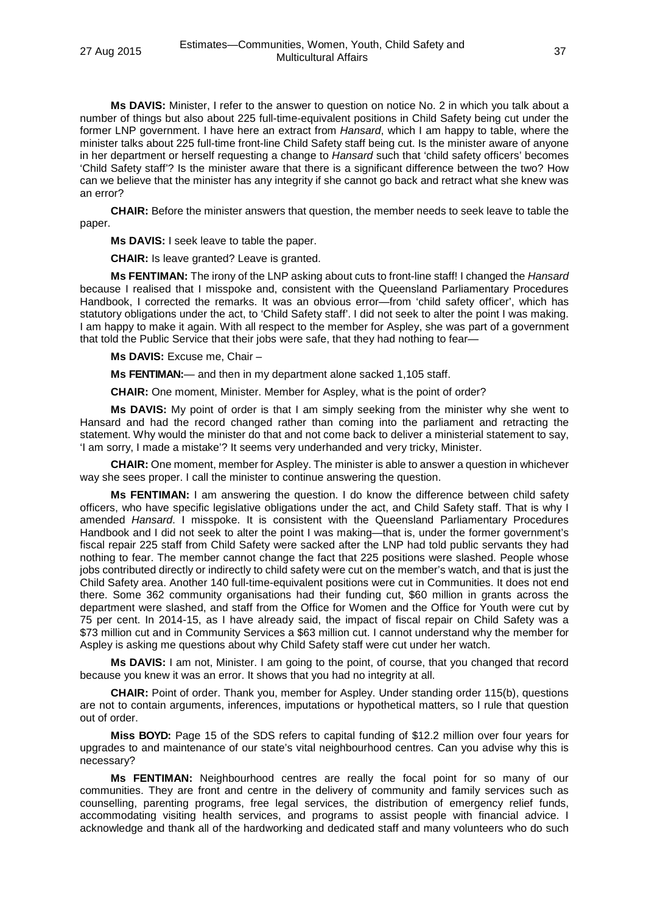**Ms DAVIS:** Minister, I refer to the answer to question on notice No. 2 in which you talk about a number of things but also about 225 full-time-equivalent positions in Child Safety being cut under the former LNP government. I have here an extract from *Hansard*, which I am happy to table, where the minister talks about 225 full-time front-line Child Safety staff being cut. Is the minister aware of anyone in her department or herself requesting a change to *Hansard* such that 'child safety officers' becomes 'Child Safety staff'? Is the minister aware that there is a significant difference between the two? How can we believe that the minister has any integrity if she cannot go back and retract what she knew was an error?

**CHAIR:** Before the minister answers that question, the member needs to seek leave to table the paper.

**Ms DAVIS:** I seek leave to table the paper.

**CHAIR:** Is leave granted? Leave is granted.

**Ms FENTIMAN:** The irony of the LNP asking about cuts to front-line staff! I changed the *Hansard* because I realised that I misspoke and, consistent with the Queensland Parliamentary Procedures Handbook, I corrected the remarks. It was an obvious error—from 'child safety officer', which has statutory obligations under the act, to 'Child Safety staff'. I did not seek to alter the point I was making. I am happy to make it again. With all respect to the member for Aspley, she was part of a government that told the Public Service that their jobs were safe, that they had nothing to fear—

**Ms DAVIS:** Excuse me, Chair –

**Ms FENTIMAN:**— and then in my department alone sacked 1,105 staff.

**CHAIR:** One moment, Minister. Member for Aspley, what is the point of order?

**Ms DAVIS:** My point of order is that I am simply seeking from the minister why she went to Hansard and had the record changed rather than coming into the parliament and retracting the statement. Why would the minister do that and not come back to deliver a ministerial statement to say, 'I am sorry, I made a mistake'? It seems very underhanded and very tricky, Minister.

**CHAIR:** One moment, member for Aspley. The minister is able to answer a question in whichever way she sees proper. I call the minister to continue answering the question.

**Ms FENTIMAN:** I am answering the question. I do know the difference between child safety officers, who have specific legislative obligations under the act, and Child Safety staff. That is why I amended *Hansard*. I misspoke. It is consistent with the Queensland Parliamentary Procedures Handbook and I did not seek to alter the point I was making—that is, under the former government's fiscal repair 225 staff from Child Safety were sacked after the LNP had told public servants they had nothing to fear. The member cannot change the fact that 225 positions were slashed. People whose jobs contributed directly or indirectly to child safety were cut on the member's watch, and that is just the Child Safety area. Another 140 full-time-equivalent positions were cut in Communities. It does not end there. Some 362 community organisations had their funding cut, $60 million in grants across the department were slashed, and staff from the Office for Women and the Office for Youth were cut by 75 per cent. In 2014-15, as I have already said, the impact of fiscal repair on Child Safety was a $73 million cut and in Community Services a $63 million cut. I cannot understand why the member for Aspley is asking me questions about why Child Safety staff were cut under her watch.

**Ms DAVIS:** I am not, Minister. I am going to the point, of course, that you changed that record because you knew it was an error. It shows that you had no integrity at all.

**CHAIR:** Point of order. Thank you, member for Aspley. Under standing order 115(b), questions are not to contain arguments, inferences, imputations or hypothetical matters, so I rule that question out of order.

**Miss BOYD:** Page 15 of the SDS refers to capital funding of $12.2 million over four years for upgrades to and maintenance of our state's vital neighbourhood centres. Can you advise why this is necessary?

**Ms FENTIMAN:** Neighbourhood centres are really the focal point for so many of our communities. They are front and centre in the delivery of community and family services such as counselling, parenting programs, free legal services, the distribution of emergency relief funds, accommodating visiting health services, and programs to assist people with financial advice. I acknowledge and thank all of the hardworking and dedicated staff and many volunteers who do such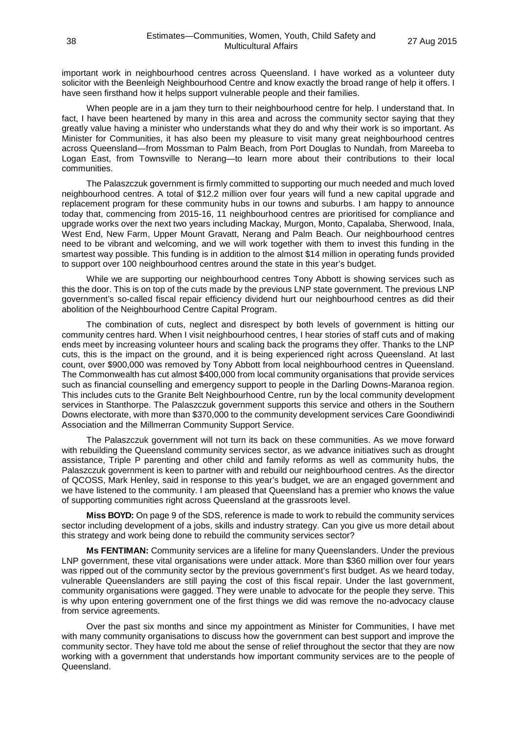important work in neighbourhood centres across Queensland. I have worked as a volunteer duty solicitor with the Beenleigh Neighbourhood Centre and know exactly the broad range of help it offers. I have seen firsthand how it helps support vulnerable people and their families.

When people are in a jam they turn to their neighbourhood centre for help. I understand that. In fact, I have been heartened by many in this area and across the community sector saying that they greatly value having a minister who understands what they do and why their work is so important. As Minister for Communities, it has also been my pleasure to visit many great neighbourhood centres across Queensland—from Mossman to Palm Beach, from Port Douglas to Nundah, from Mareeba to Logan East, from Townsville to Nerang—to learn more about their contributions to their local communities.

The Palaszczuk government is firmly committed to supporting our much needed and much loved neighbourhood centres. A total of $12.2 million over four years will fund a new capital upgrade and replacement program for these community hubs in our towns and suburbs. I am happy to announce today that, commencing from 2015-16, 11 neighbourhood centres are prioritised for compliance and upgrade works over the next two years including Mackay, Murgon, Monto, Capalaba, Sherwood, Inala, West End, New Farm, Upper Mount Gravatt, Nerang and Palm Beach. Our neighbourhood centres need to be vibrant and welcoming, and we will work together with them to invest this funding in the smartest way possible. This funding is in addition to the almost $14 million in operating funds provided to support over 100 neighbourhood centres around the state in this year's budget.

While we are supporting our neighbourhood centres Tony Abbott is showing services such as this the door. This is on top of the cuts made by the previous LNP state government. The previous LNP government's so-called fiscal repair efficiency dividend hurt our neighbourhood centres as did their abolition of the Neighbourhood Centre Capital Program.

The combination of cuts, neglect and disrespect by both levels of government is hitting our community centres hard. When I visit neighbourhood centres, I hear stories of staff cuts and of making ends meet by increasing volunteer hours and scaling back the programs they offer. Thanks to the LNP cuts, this is the impact on the ground, and it is being experienced right across Queensland. At last count, over $900,000 was removed by Tony Abbott from local neighbourhood centres in Queensland. The Commonwealth has cut almost $400,000 from local community organisations that provide services such as financial counselling and emergency support to people in the Darling Downs-Maranoa region. This includes cuts to the Granite Belt Neighbourhood Centre, run by the local community development services in Stanthorpe. The Palaszczuk government supports this service and others in the Southern Downs electorate, with more than $370,000 to the community development services Care Goondiwindi Association and the Millmerran Community Support Service.

The Palaszczuk government will not turn its back on these communities. As we move forward with rebuilding the Queensland community services sector, as we advance initiatives such as drought assistance, Triple P parenting and other child and family reforms as well as community hubs, the Palaszczuk government is keen to partner with and rebuild our neighbourhood centres. As the director of QCOSS, Mark Henley, said in response to this year's budget, we are an engaged government and we have listened to the community. I am pleased that Queensland has a premier who knows the value of supporting communities right across Queensland at the grassroots level.

**Miss BOYD:** On page 9 of the SDS, reference is made to work to rebuild the community services sector including development of a jobs, skills and industry strategy. Can you give us more detail about this strategy and work being done to rebuild the community services sector?

**Ms FENTIMAN:** Community services are a lifeline for many Queenslanders. Under the previous LNP government, these vital organisations were under attack. More than $360 million over four years was ripped out of the community sector by the previous government's first budget. As we heard today, vulnerable Queenslanders are still paying the cost of this fiscal repair. Under the last government, community organisations were gagged. They were unable to advocate for the people they serve. This is why upon entering government one of the first things we did was remove the no-advocacy clause from service agreements.

Over the past six months and since my appointment as Minister for Communities, I have met with many community organisations to discuss how the government can best support and improve the community sector. They have told me about the sense of relief throughout the sector that they are now working with a government that understands how important community services are to the people of Queensland.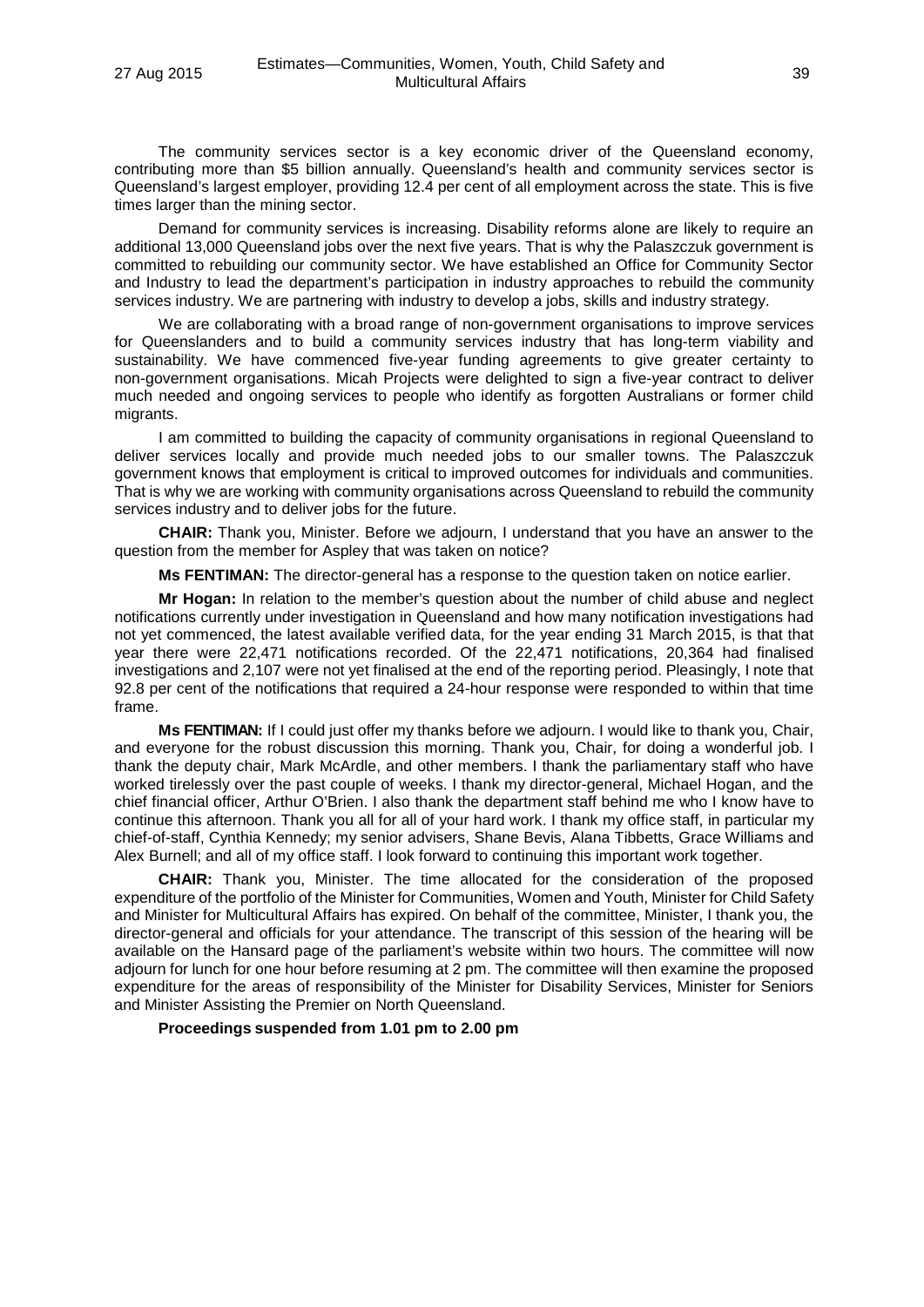The community services sector is a key economic driver of the Queensland economy, contributing more than $5 billion annually. Queensland's health and community services sector is Queensland's largest employer, providing 12.4 per cent of all employment across the state. This is five times larger than the mining sector.

Demand for community services is increasing. Disability reforms alone are likely to require an additional 13,000 Queensland jobs over the next five years. That is why the Palaszczuk government is committed to rebuilding our community sector. We have established an Office for Community Sector and Industry to lead the department's participation in industry approaches to rebuild the community services industry. We are partnering with industry to develop a jobs, skills and industry strategy.

We are collaborating with a broad range of non-government organisations to improve services for Queenslanders and to build a community services industry that has long-term viability and sustainability. We have commenced five-year funding agreements to give greater certainty to non-government organisations. Micah Projects were delighted to sign a five-year contract to deliver much needed and ongoing services to people who identify as forgotten Australians or former child migrants.

I am committed to building the capacity of community organisations in regional Queensland to deliver services locally and provide much needed jobs to our smaller towns. The Palaszczuk government knows that employment is critical to improved outcomes for individuals and communities. That is why we are working with community organisations across Queensland to rebuild the community services industry and to deliver jobs for the future.

**CHAIR:** Thank you, Minister. Before we adjourn, I understand that you have an answer to the question from the member for Aspley that was taken on notice?

**Ms FENTIMAN:** The director-general has a response to the question taken on notice earlier.

**Mr Hogan:** In relation to the member's question about the number of child abuse and neglect notifications currently under investigation in Queensland and how many notification investigations had not yet commenced, the latest available verified data, for the year ending 31 March 2015, is that that year there were 22,471 notifications recorded. Of the 22,471 notifications, 20,364 had finalised investigations and 2,107 were not yet finalised at the end of the reporting period. Pleasingly, I note that 92.8 per cent of the notifications that required a 24-hour response were responded to within that time frame.

**Ms FENTIMAN:** If I could just offer my thanks before we adjourn. I would like to thank you, Chair, and everyone for the robust discussion this morning. Thank you, Chair, for doing a wonderful job. I thank the deputy chair, Mark McArdle, and other members. I thank the parliamentary staff who have worked tirelessly over the past couple of weeks. I thank my director-general, Michael Hogan, and the chief financial officer, Arthur O'Brien. I also thank the department staff behind me who I know have to continue this afternoon. Thank you all for all of your hard work. I thank my office staff, in particular my chief-of-staff, Cynthia Kennedy; my senior advisers, Shane Bevis, Alana Tibbetts, Grace Williams and Alex Burnell; and all of my office staff. I look forward to continuing this important work together.

**CHAIR:** Thank you, Minister. The time allocated for the consideration of the proposed expenditure of the portfolio of the Minister for Communities, Women and Youth, Minister for Child Safety and Minister for Multicultural Affairs has expired. On behalf of the committee, Minister, I thank you, the director-general and officials for your attendance. The transcript of this session of the hearing will be available on the Hansard page of the parliament's website within two hours. The committee will now adjourn for lunch for one hour before resuming at 2 pm. The committee will then examine the proposed expenditure for the areas of responsibility of the Minister for Disability Services, Minister for Seniors and Minister Assisting the Premier on North Queensland.

**Proceedings suspended from 1.01 pm to 2.00 pm**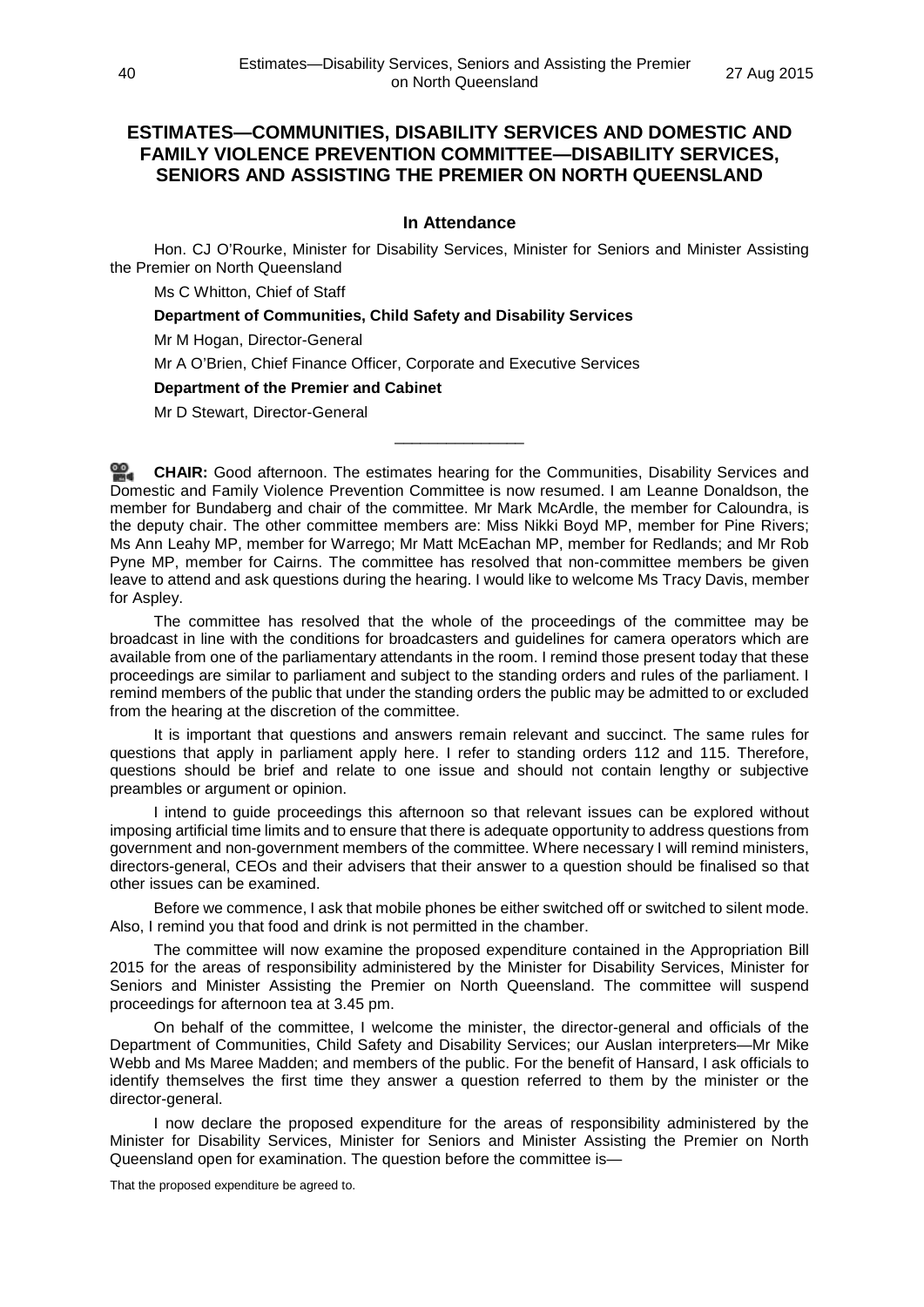## ESTIMATES—COMMUNITIES, DISABILITY SERVICES AND DOMESTIC AND FAMILY VIOLENCE PREVENTION COMMITTEE—DISABILITY SERVICES, SENIORS AND ASSISTING THE PREMIER ON NORTH QUEENSLAND

### In Attendance

Hon. CJ O'Rourke, Minister for Disability Services, Minister for Seniors and Minister Assisting the Premier on North Queensland

Ms C Whitton, Chief of Staff

**Department of Communities, Child Safety and Disability Services**

Mr M Hogan, Director-General

Mr A O'Brien, Chief Finance Officer, Corporate and Executive Services

**Department of the Premier and Cabinet**

Mr D Stewart, Director-General

---

**CHAIR:** Good afternoon. The estimates hearing for the Communities, Disability Services and Domestic and Family Violence Prevention Committee is now resumed. I am Leanne Donaldson, the member for Bundaberg and chair of the committee. Mr Mark McArdle, the member for Caloundra, is the deputy chair. The other committee members are: Miss Nikki Boyd MP, member for Pine Rivers; Ms Ann Leahy MP, member for Warrego; Mr Matt McEachan MP, member for Redlands; and Mr Rob Pyne MP, member for Cairns. The committee has resolved that non-committee members be given leave to attend and ask questions during the hearing. I would like to welcome Ms Tracy Davis, member for Aspley.

The committee has resolved that the whole of the proceedings of the committee may be broadcast in line with the conditions for broadcasters and guidelines for camera operators which are available from one of the parliamentary attendants in the room. I remind those present today that these proceedings are similar to parliament and subject to the standing orders and rules of the parliament. I remind members of the public that under the standing orders the public may be admitted to or excluded from the hearing at the discretion of the committee.

It is important that questions and answers remain relevant and succinct. The same rules for questions that apply in parliament apply here. I refer to standing orders 112 and 115. Therefore, questions should be brief and relate to one issue and should not contain lengthy or subjective preambles or argument or opinion.

I intend to guide proceedings this afternoon so that relevant issues can be explored without imposing artificial time limits and to ensure that there is adequate opportunity to address questions from government and non-government members of the committee. Where necessary I will remind ministers, directors-general, CEOs and their advisers that their answer to a question should be finalised so that other issues can be examined.

Before we commence, I ask that mobile phones be either switched off or switched to silent mode. Also, I remind you that food and drink is not permitted in the chamber.

The committee will now examine the proposed expenditure contained in the Appropriation Bill 2015 for the areas of responsibility administered by the Minister for Disability Services, Minister for Seniors and Minister Assisting the Premier on North Queensland. The committee will suspend proceedings for afternoon tea at 3.45 pm.

On behalf of the committee, I welcome the minister, the director-general and officials of the Department of Communities, Child Safety and Disability Services; our Auslan interpreters—Mr Mike Webb and Ms Maree Madden; and members of the public. For the benefit of Hansard, I ask officials to identify themselves the first time they answer a question referred to them by the minister or the director-general.

I now declare the proposed expenditure for the areas of responsibility administered by the Minister for Disability Services, Minister for Seniors and Minister Assisting the Premier on North Queensland open for examination. The question before the committee is—

That the proposed expenditure be agreed to.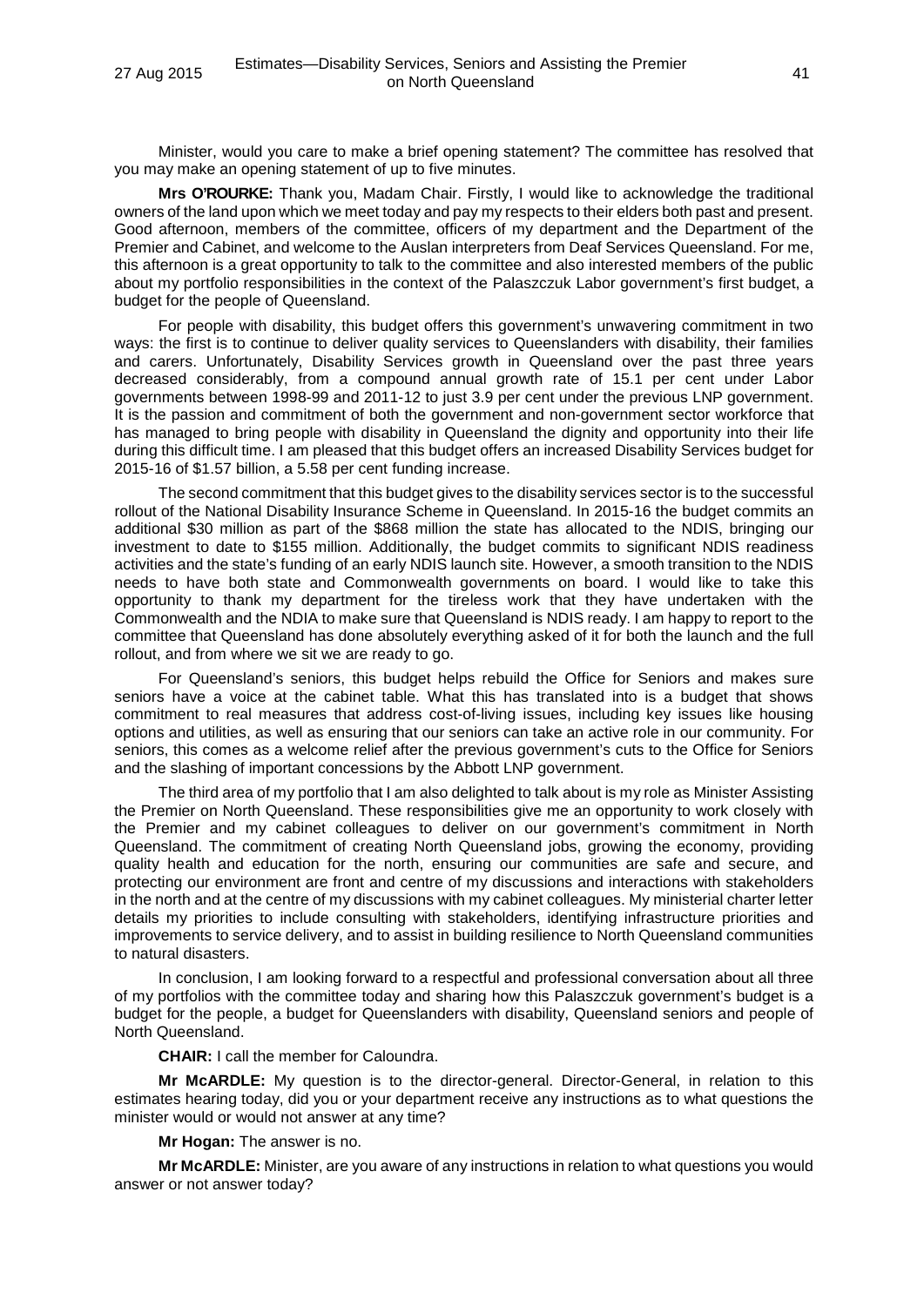Minister, would you care to make a brief opening statement? The committee has resolved that you may make an opening statement of up to five minutes.

**Mrs O'ROURKE:** Thank you, Madam Chair. Firstly, I would like to acknowledge the traditional owners of the land upon which we meet today and pay my respects to their elders both past and present. Good afternoon, members of the committee, officers of my department and the Department of the Premier and Cabinet, and welcome to the Auslan interpreters from Deaf Services Queensland. For me, this afternoon is a great opportunity to talk to the committee and also interested members of the public about my portfolio responsibilities in the context of the Palaszczuk Labor government's first budget, a budget for the people of Queensland.

For people with disability, this budget offers this government's unwavering commitment in two ways: the first is to continue to deliver quality services to Queenslanders with disability, their families and carers. Unfortunately, Disability Services growth in Queensland over the past three years decreased considerably, from a compound annual growth rate of 15.1 per cent under Labor governments between 1998-99 and 2011-12 to just 3.9 per cent under the previous LNP government. It is the passion and commitment of both the government and non-government sector workforce that has managed to bring people with disability in Queensland the dignity and opportunity into their life during this difficult time. I am pleased that this budget offers an increased Disability Services budget for 2015-16 of $1.57 billion, a 5.58 per cent funding increase.

The second commitment that this budget gives to the disability services sector is to the successful rollout of the National Disability Insurance Scheme in Queensland. In 2015-16 the budget commits an additional $30 million as part of the $868 million the state has allocated to the NDIS, bringing our investment to date to $155 million. Additionally, the budget commits to significant NDIS readiness activities and the state's funding of an early NDIS launch site. However, a smooth transition to the NDIS needs to have both state and Commonwealth governments on board. I would like to take this opportunity to thank my department for the tireless work that they have undertaken with the Commonwealth and the NDIA to make sure that Queensland is NDIS ready. I am happy to report to the committee that Queensland has done absolutely everything asked of it for both the launch and the full rollout, and from where we sit we are ready to go.

For Queensland's seniors, this budget helps rebuild the Office for Seniors and makes sure seniors have a voice at the cabinet table. What this has translated into is a budget that shows commitment to real measures that address cost-of-living issues, including key issues like housing options and utilities, as well as ensuring that our seniors can take an active role in our community. For seniors, this comes as a welcome relief after the previous government's cuts to the Office for Seniors and the slashing of important concessions by the Abbott LNP government.

The third area of my portfolio that I am also delighted to talk about is my role as Minister Assisting the Premier on North Queensland. These responsibilities give me an opportunity to work closely with the Premier and my cabinet colleagues to deliver on our government's commitment in North Queensland. The commitment of creating North Queensland jobs, growing the economy, providing quality health and education for the north, ensuring our communities are safe and secure, and protecting our environment are front and centre of my discussions and interactions with stakeholders in the north and at the centre of my discussions with my cabinet colleagues. My ministerial charter letter details my priorities to include consulting with stakeholders, identifying infrastructure priorities and improvements to service delivery, and to assist in building resilience to North Queensland communities to natural disasters.

In conclusion, I am looking forward to a respectful and professional conversation about all three of my portfolios with the committee today and sharing how this Palaszczuk government's budget is a budget for the people, a budget for Queenslanders with disability, Queensland seniors and people of North Queensland.

**CHAIR:** I call the member for Caloundra.

**Mr McARDLE:** My question is to the director-general. Director-General, in relation to this estimates hearing today, did you or your department receive any instructions as to what questions the minister would or would not answer at any time?

**Mr Hogan:** The answer is no.

**Mr McARDLE:** Minister, are you aware of any instructions in relation to what questions you would answer or not answer today?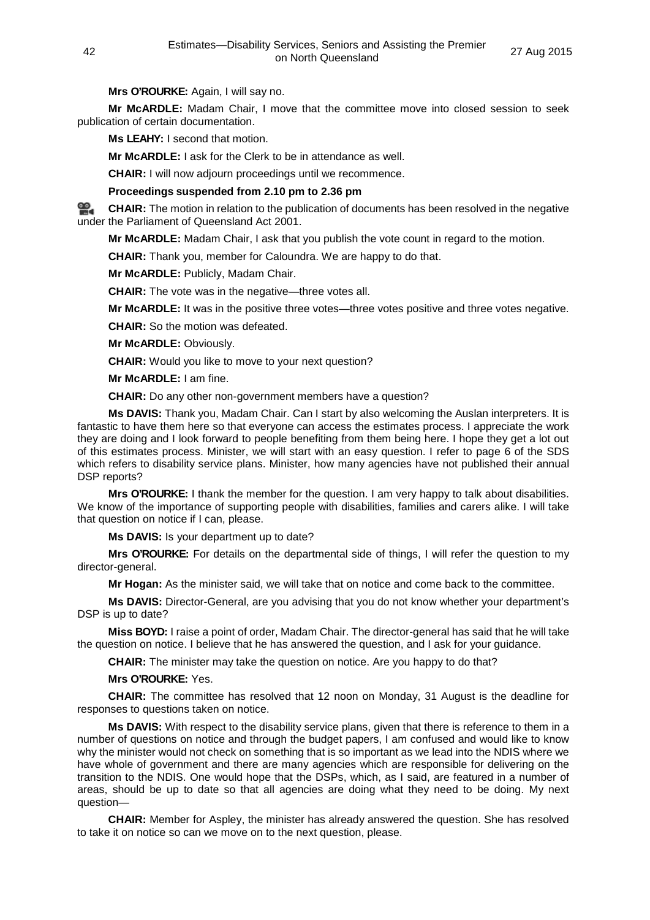**Mrs O'ROURKE:** Again, I will say no.

**Mr McARDLE:** Madam Chair, I move that the committee move into closed session to seek publication of certain documentation.

**Ms LEAHY:** I second that motion.

**Mr McARDLE:** I ask for the Clerk to be in attendance as well.

**CHAIR:** I will now adjourn proceedings until we recommence.

**Proceedings suspended from 2.10 pm to 2.36 pm**

**CHAIR:** The motion in relation to the publication of documents has been resolved in the negative under the Parliament of Queensland Act 2001.

**Mr McARDLE:** Madam Chair, I ask that you publish the vote count in regard to the motion.

**CHAIR:** Thank you, member for Caloundra. We are happy to do that.

**Mr McARDLE:** Publicly, Madam Chair.

**CHAIR:** The vote was in the negative—three votes all.

**Mr McARDLE:** It was in the positive three votes—three votes positive and three votes negative.

**CHAIR:** So the motion was defeated.

**Mr McARDLE:** Obviously.

**CHAIR:** Would you like to move to your next question?

**Mr McARDLE:** I am fine.

**CHAIR:** Do any other non-government members have a question?

**Ms DAVIS:** Thank you, Madam Chair. Can I start by also welcoming the Auslan interpreters. It is fantastic to have them here so that everyone can access the estimates process. I appreciate the work they are doing and I look forward to people benefiting from them being here. I hope they get a lot out of this estimates process. Minister, we will start with an easy question. I refer to page 6 of the SDS which refers to disability service plans. Minister, how many agencies have not published their annual DSP reports?

**Mrs O'ROURKE:** I thank the member for the question. I am very happy to talk about disabilities. We know of the importance of supporting people with disabilities, families and carers alike. I will take that question on notice if I can, please.

**Ms DAVIS:** Is your department up to date?

**Mrs O'ROURKE:** For details on the departmental side of things, I will refer the question to my director-general.

**Mr Hogan:** As the minister said, we will take that on notice and come back to the committee.

**Ms DAVIS:** Director-General, are you advising that you do not know whether your department's DSP is up to date?

**Miss BOYD:** I raise a point of order, Madam Chair. The director-general has said that he will take the question on notice. I believe that he has answered the question, and I ask for your guidance.

**CHAIR:** The minister may take the question on notice. Are you happy to do that?

**Mrs O'ROURKE:** Yes.

**CHAIR:** The committee has resolved that 12 noon on Monday, 31 August is the deadline for responses to questions taken on notice.

**Ms DAVIS:** With respect to the disability service plans, given that there is reference to them in a number of questions on notice and through the budget papers, I am confused and would like to know why the minister would not check on something that is so important as we lead into the NDIS where we have whole of government and there are many agencies which are responsible for delivering on the transition to the NDIS. One would hope that the DSPs, which, as I said, are featured in a number of areas, should be up to date so that all agencies are doing what they need to be doing. My next question—

**CHAIR:** Member for Aspley, the minister has already answered the question. She has resolved to take it on notice so can we move on to the next question, please.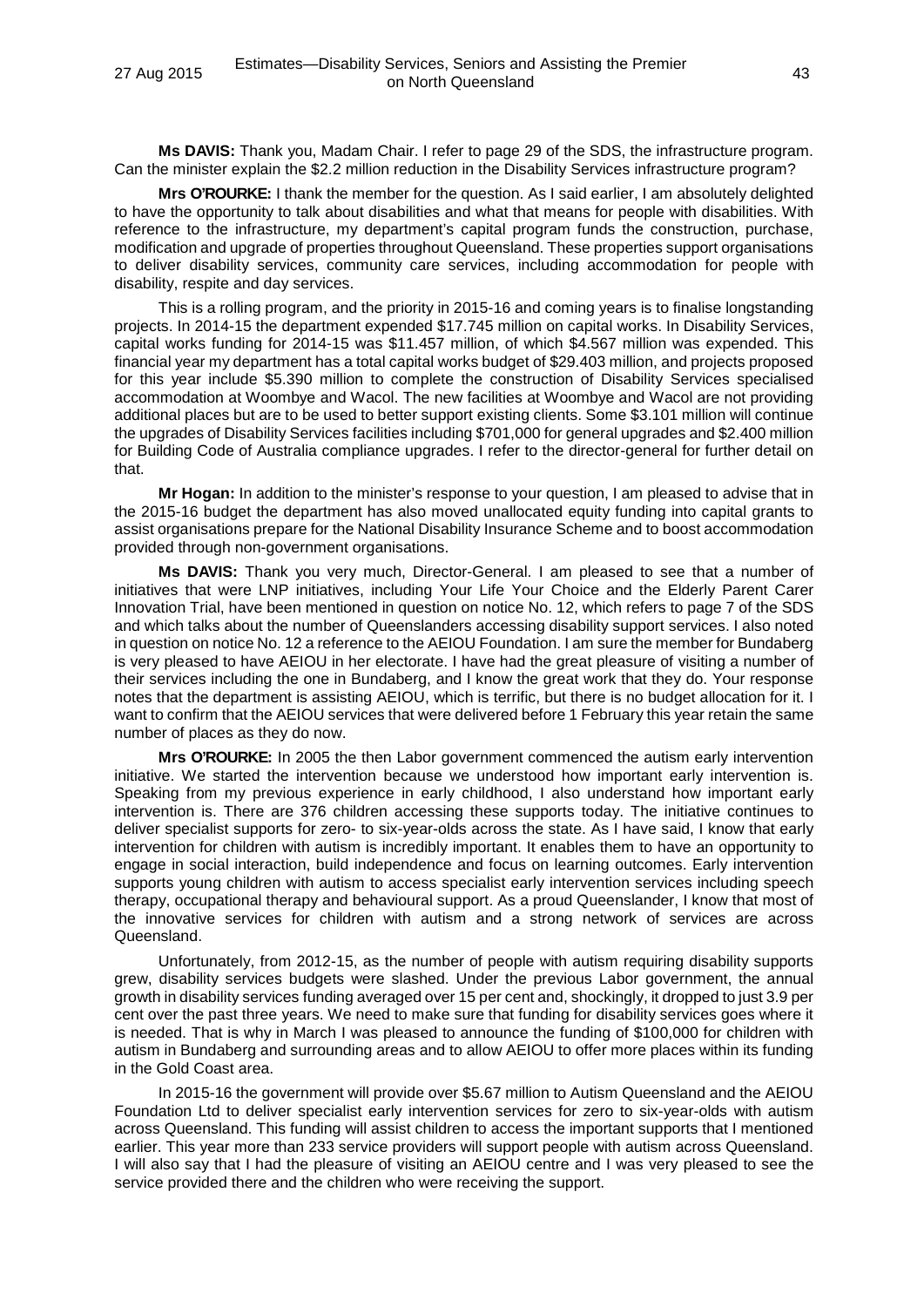**Ms DAVIS:** Thank you, Madam Chair. I refer to page 29 of the SDS, the infrastructure program. Can the minister explain the $2.2 million reduction in the Disability Services infrastructure program?

**Mrs O'ROURKE:** I thank the member for the question. As I said earlier, I am absolutely delighted to have the opportunity to talk about disabilities and what that means for people with disabilities. With reference to the infrastructure, my department's capital program funds the construction, purchase, modification and upgrade of properties throughout Queensland. These properties support organisations to deliver disability services, community care services, including accommodation for people with disability, respite and day services.

This is a rolling program, and the priority in 2015-16 and coming years is to finalise longstanding projects. In 2014-15 the department expended $17.745 million on capital works. In Disability Services, capital works funding for 2014-15 was $11.457 million, of which $4.567 million was expended. This financial year my department has a total capital works budget of $29.403 million, and projects proposed for this year include $5.390 million to complete the construction of Disability Services specialised accommodation at Woombye and Wacol. The new facilities at Woombye and Wacol are not providing additional places but are to be used to better support existing clients. Some $3.101 million will continue the upgrades of Disability Services facilities including $701,000 for general upgrades and $2.400 million for Building Code of Australia compliance upgrades. I refer to the director-general for further detail on that.

**Mr Hogan:** In addition to the minister's response to your question, I am pleased to advise that in the 2015-16 budget the department has also moved unallocated equity funding into capital grants to assist organisations prepare for the National Disability Insurance Scheme and to boost accommodation provided through non-government organisations.

**Ms DAVIS:** Thank you very much, Director-General. I am pleased to see that a number of initiatives that were LNP initiatives, including Your Life Your Choice and the Elderly Parent Carer Innovation Trial, have been mentioned in question on notice No. 12, which refers to page 7 of the SDS and which talks about the number of Queenslanders accessing disability support services. I also noted in question on notice No. 12 a reference to the AEIOU Foundation. I am sure the member for Bundaberg is very pleased to have AEIOU in her electorate. I have had the great pleasure of visiting a number of their services including the one in Bundaberg, and I know the great work that they do. Your response notes that the department is assisting AEIOU, which is terrific, but there is no budget allocation for it. I want to confirm that the AEIOU services that were delivered before 1 February this year retain the same number of places as they do now.

**Mrs O'ROURKE:** In 2005 the then Labor government commenced the autism early intervention initiative. We started the intervention because we understood how important early intervention is. Speaking from my previous experience in early childhood, I also understand how important early intervention is. There are 376 children accessing these supports today. The initiative continues to deliver specialist supports for zero- to six-year-olds across the state. As I have said, I know that early intervention for children with autism is incredibly important. It enables them to have an opportunity to engage in social interaction, build independence and focus on learning outcomes. Early intervention supports young children with autism to access specialist early intervention services including speech therapy, occupational therapy and behavioural support. As a proud Queenslander, I know that most of the innovative services for children with autism and a strong network of services are across Queensland.

Unfortunately, from 2012-15, as the number of people with autism requiring disability supports grew, disability services budgets were slashed. Under the previous Labor government, the annual growth in disability services funding averaged over 15 per cent and, shockingly, it dropped to just 3.9 per cent over the past three years. We need to make sure that funding for disability services goes where it is needed. That is why in March I was pleased to announce the funding of $100,000 for children with autism in Bundaberg and surrounding areas and to allow AEIOU to offer more places within its funding in the Gold Coast area.

In 2015-16 the government will provide over $5.67 million to Autism Queensland and the AEIOU Foundation Ltd to deliver specialist early intervention services for zero to six-year-olds with autism across Queensland. This funding will assist children to access the important supports that I mentioned earlier. This year more than 233 service providers will support people with autism across Queensland. I will also say that I had the pleasure of visiting an AEIOU centre and I was very pleased to see the service provided there and the children who were receiving the support.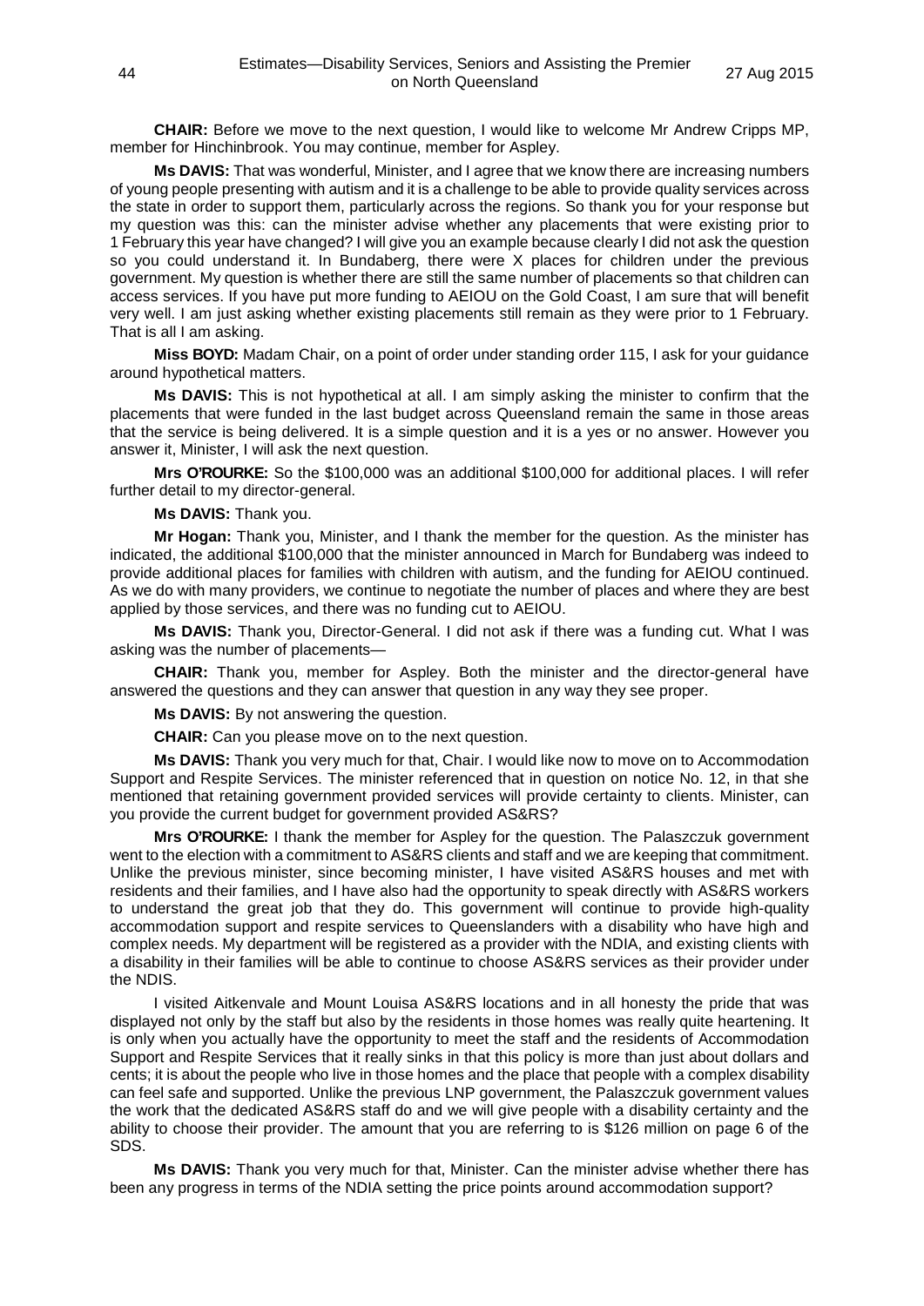**CHAIR:** Before we move to the next question, I would like to welcome Mr Andrew Cripps MP, member for Hinchinbrook. You may continue, member for Aspley.

**Ms DAVIS:** That was wonderful, Minister, and I agree that we know there are increasing numbers of young people presenting with autism and it is a challenge to be able to provide quality services across the state in order to support them, particularly across the regions. So thank you for your response but my question was this: can the minister advise whether any placements that were existing prior to 1 February this year have changed? I will give you an example because clearly I did not ask the question so you could understand it. In Bundaberg, there were X places for children under the previous government. My question is whether there are still the same number of placements so that children can access services. If you have put more funding to AEIOU on the Gold Coast, I am sure that will benefit very well. I am just asking whether existing placements still remain as they were prior to 1 February. That is all I am asking.

**Miss BOYD:** Madam Chair, on a point of order under standing order 115, I ask for your guidance around hypothetical matters.

**Ms DAVIS:** This is not hypothetical at all. I am simply asking the minister to confirm that the placements that were funded in the last budget across Queensland remain the same in those areas that the service is being delivered. It is a simple question and it is a yes or no answer. However you answer it, Minister, I will ask the next question.

**Mrs O'ROURKE:** So the $100,000 was an additional $100,000 for additional places. I will refer further detail to my director-general.

**Ms DAVIS:** Thank you.

**Mr Hogan:** Thank you, Minister, and I thank the member for the question. As the minister has indicated, the additional $100,000 that the minister announced in March for Bundaberg was indeed to provide additional places for families with children with autism, and the funding for AEIOU continued. As we do with many providers, we continue to negotiate the number of places and where they are best applied by those services, and there was no funding cut to AEIOU.

**Ms DAVIS:** Thank you, Director-General. I did not ask if there was a funding cut. What I was asking was the number of placements—

**CHAIR:** Thank you, member for Aspley. Both the minister and the director-general have answered the questions and they can answer that question in any way they see proper.

**Ms DAVIS:** By not answering the question.

**CHAIR:** Can you please move on to the next question.

**Ms DAVIS:** Thank you very much for that, Chair. I would like now to move on to Accommodation Support and Respite Services. The minister referenced that in question on notice No. 12, in that she mentioned that retaining government provided services will provide certainty to clients. Minister, can you provide the current budget for government provided AS&RS?

**Mrs O'ROURKE:** I thank the member for Aspley for the question. The Palaszczuk government went to the election with a commitment to AS&RS clients and staff and we are keeping that commitment. Unlike the previous minister, since becoming minister, I have visited AS&RS houses and met with residents and their families, and I have also had the opportunity to speak directly with AS&RS workers to understand the great job that they do. This government will continue to provide high-quality accommodation support and respite services to Queenslanders with a disability who have high and complex needs. My department will be registered as a provider with the NDIA, and existing clients with a disability in their families will be able to continue to choose AS&RS services as their provider under the NDIS.

I visited Aitkenvale and Mount Louisa AS&RS locations and in all honesty the pride that was displayed not only by the staff but also by the residents in those homes was really quite heartening. It is only when you actually have the opportunity to meet the staff and the residents of Accommodation Support and Respite Services that it really sinks in that this policy is more than just about dollars and cents; it is about the people who live in those homes and the place that people with a complex disability can feel safe and supported. Unlike the previous LNP government, the Palaszczuk government values the work that the dedicated AS&RS staff do and we will give people with a disability certainty and the ability to choose their provider. The amount that you are referring to is $126 million on page 6 of the SDS.

**Ms DAVIS:** Thank you very much for that, Minister. Can the minister advise whether there has been any progress in terms of the NDIA setting the price points around accommodation support?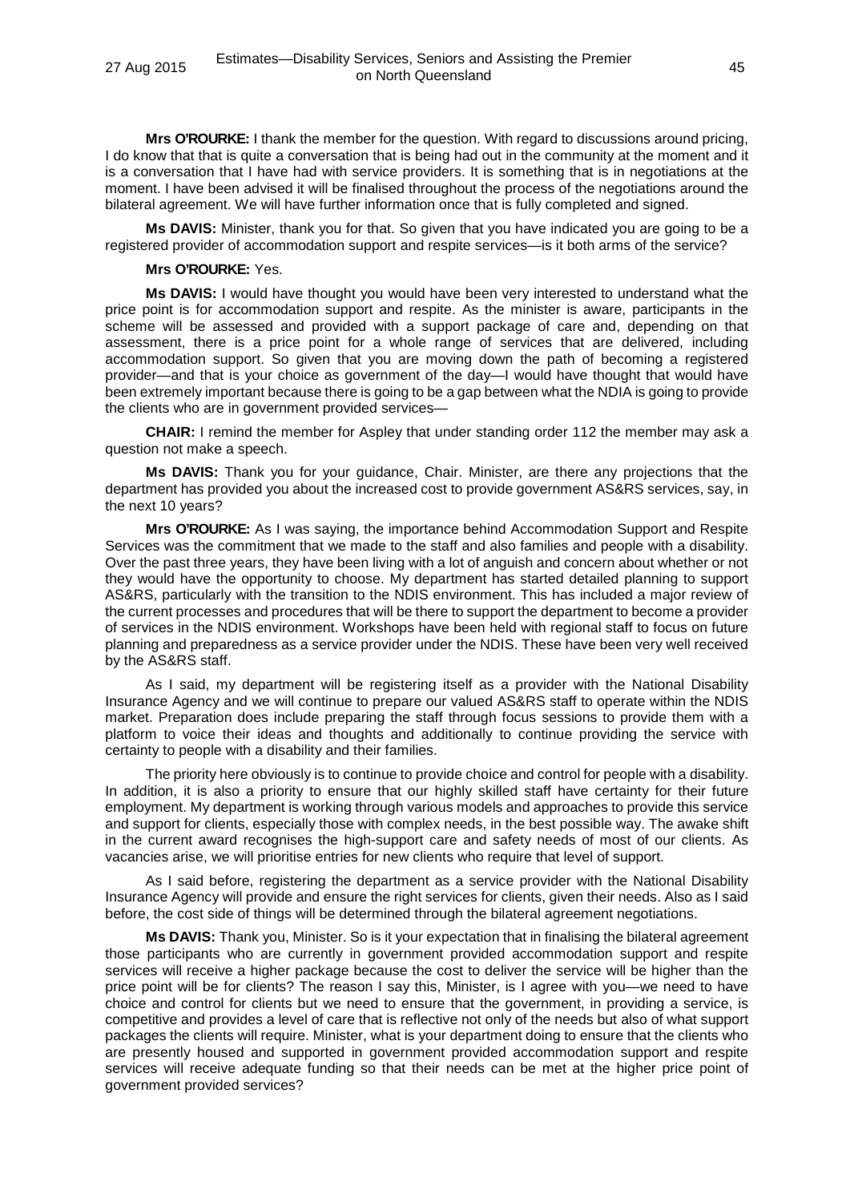**Mrs O'ROURKE:** I thank the member for the question. With regard to discussions around pricing, I do know that that is quite a conversation that is being had out in the community at the moment and it is a conversation that I have had with service providers. It is something that is in negotiations at the moment. I have been advised it will be finalised throughout the process of the negotiations around the bilateral agreement. We will have further information once that is fully completed and signed.

**Ms DAVIS:** Minister, thank you for that. So given that you have indicated you are going to be a registered provider of accommodation support and respite services—is it both arms of the service?

**Mrs O'ROURKE:** Yes.

**Ms DAVIS:** I would have thought you would have been very interested to understand what the price point is for accommodation support and respite. As the minister is aware, participants in the scheme will be assessed and provided with a support package of care and, depending on that assessment, there is a price point for a whole range of services that are delivered, including accommodation support. So given that you are moving down the path of becoming a registered provider—and that is your choice as government of the day—I would have thought that would have been extremely important because there is going to be a gap between what the NDIA is going to provide the clients who are in government provided services—

**CHAIR:** I remind the member for Aspley that under standing order 112 the member may ask a question not make a speech.

**Ms DAVIS:** Thank you for your guidance, Chair. Minister, are there any projections that the department has provided you about the increased cost to provide government AS&RS services, say, in the next 10 years?

**Mrs O'ROURKE:** As I was saying, the importance behind Accommodation Support and Respite Services was the commitment that we made to the staff and also families and people with a disability. Over the past three years, they have been living with a lot of anguish and concern about whether or not they would have the opportunity to choose. My department has started detailed planning to support AS&RS, particularly with the transition to the NDIS environment. This has included a major review of the current processes and procedures that will be there to support the department to become a provider of services in the NDIS environment. Workshops have been held with regional staff to focus on future planning and preparedness as a service provider under the NDIS. These have been very well received by the AS&RS staff.

As I said, my department will be registering itself as a provider with the National Disability Insurance Agency and we will continue to prepare our valued AS&RS staff to operate within the NDIS market. Preparation does include preparing the staff through focus sessions to provide them with a platform to voice their ideas and thoughts and additionally to continue providing the service with certainty to people with a disability and their families.

The priority here obviously is to continue to provide choice and control for people with a disability. In addition, it is also a priority to ensure that our highly skilled staff have certainty for their future employment. My department is working through various models and approaches to provide this service and support for clients, especially those with complex needs, in the best possible way. The awake shift in the current award recognises the high-support care and safety needs of most of our clients. As vacancies arise, we will prioritise entries for new clients who require that level of support.

As I said before, registering the department as a service provider with the National Disability Insurance Agency will provide and ensure the right services for clients, given their needs. Also as I said before, the cost side of things will be determined through the bilateral agreement negotiations.

**Ms DAVIS:** Thank you, Minister. So is it your expectation that in finalising the bilateral agreement those participants who are currently in government provided accommodation support and respite services will receive a higher package because the cost to deliver the service will be higher than the price point will be for clients? The reason I say this, Minister, is I agree with you—we need to have choice and control for clients but we need to ensure that the government, in providing a service, is competitive and provides a level of care that is reflective not only of the needs but also of what support packages the clients will require. Minister, what is your department doing to ensure that the clients who are presently housed and supported in government provided accommodation support and respite services will receive adequate funding so that their needs can be met at the higher price point of government provided services?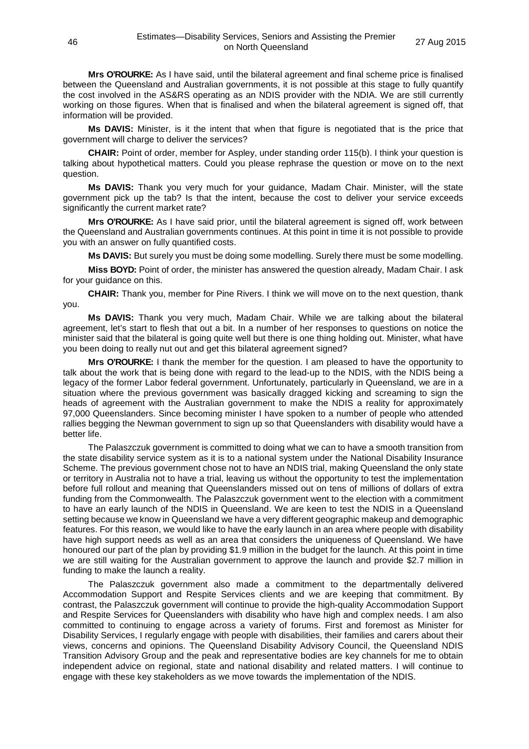**Mrs O'ROURKE:** As I have said, until the bilateral agreement and final scheme price is finalised between the Queensland and Australian governments, it is not possible at this stage to fully quantify the cost involved in the AS&RS operating as an NDIS provider with the NDIA. We are still currently working on those figures. When that is finalised and when the bilateral agreement is signed off, that information will be provided.

**Ms DAVIS:** Minister, is it the intent that when that figure is negotiated that is the price that government will charge to deliver the services?

**CHAIR:** Point of order, member for Aspley, under standing order 115(b). I think your question is talking about hypothetical matters. Could you please rephrase the question or move on to the next question.

**Ms DAVIS:** Thank you very much for your guidance, Madam Chair. Minister, will the state government pick up the tab? Is that the intent, because the cost to deliver your service exceeds significantly the current market rate?

**Mrs O'ROURKE:** As I have said prior, until the bilateral agreement is signed off, work between the Queensland and Australian governments continues. At this point in time it is not possible to provide you with an answer on fully quantified costs.

**Ms DAVIS:** But surely you must be doing some modelling. Surely there must be some modelling.

**Miss BOYD:** Point of order, the minister has answered the question already, Madam Chair. I ask for your guidance on this.

**CHAIR:** Thank you, member for Pine Rivers. I think we will move on to the next question, thank you.

**Ms DAVIS:** Thank you very much, Madam Chair. While we are talking about the bilateral agreement, let's start to flesh that out a bit. In a number of her responses to questions on notice the minister said that the bilateral is going quite well but there is one thing holding out. Minister, what have you been doing to really nut out and get this bilateral agreement signed?

**Mrs O'ROURKE:** I thank the member for the question. I am pleased to have the opportunity to talk about the work that is being done with regard to the lead-up to the NDIS, with the NDIS being a legacy of the former Labor federal government. Unfortunately, particularly in Queensland, we are in a situation where the previous government was basically dragged kicking and screaming to sign the heads of agreement with the Australian government to make the NDIS a reality for approximately 97,000 Queenslanders. Since becoming minister I have spoken to a number of people who attended rallies begging the Newman government to sign up so that Queenslanders with disability would have a better life.

The Palaszczuk government is committed to doing what we can to have a smooth transition from the state disability service system as it is to a national system under the National Disability Insurance Scheme. The previous government chose not to have an NDIS trial, making Queensland the only state or territory in Australia not to have a trial, leaving us without the opportunity to test the implementation before full rollout and meaning that Queenslanders missed out on tens of millions of dollars of extra funding from the Commonwealth. The Palaszczuk government went to the election with a commitment to have an early launch of the NDIS in Queensland. We are keen to test the NDIS in a Queensland setting because we know in Queensland we have a very different geographic makeup and demographic features. For this reason, we would like to have the early launch in an area where people with disability have high support needs as well as an area that considers the uniqueness of Queensland. We have honoured our part of the plan by providing $1.9 million in the budget for the launch. At this point in time we are still waiting for the Australian government to approve the launch and provide $2.7 million in funding to make the launch a reality.

The Palaszczuk government also made a commitment to the departmentally delivered Accommodation Support and Respite Services clients and we are keeping that commitment. By contrast, the Palaszczuk government will continue to provide the high-quality Accommodation Support and Respite Services for Queenslanders with disability who have high and complex needs. I am also committed to continuing to engage across a variety of forums. First and foremost as Minister for Disability Services, I regularly engage with people with disabilities, their families and carers about their views, concerns and opinions. The Queensland Disability Advisory Council, the Queensland NDIS Transition Advisory Group and the peak and representative bodies are key channels for me to obtain independent advice on regional, state and national disability and related matters. I will continue to engage with these key stakeholders as we move towards the implementation of the NDIS.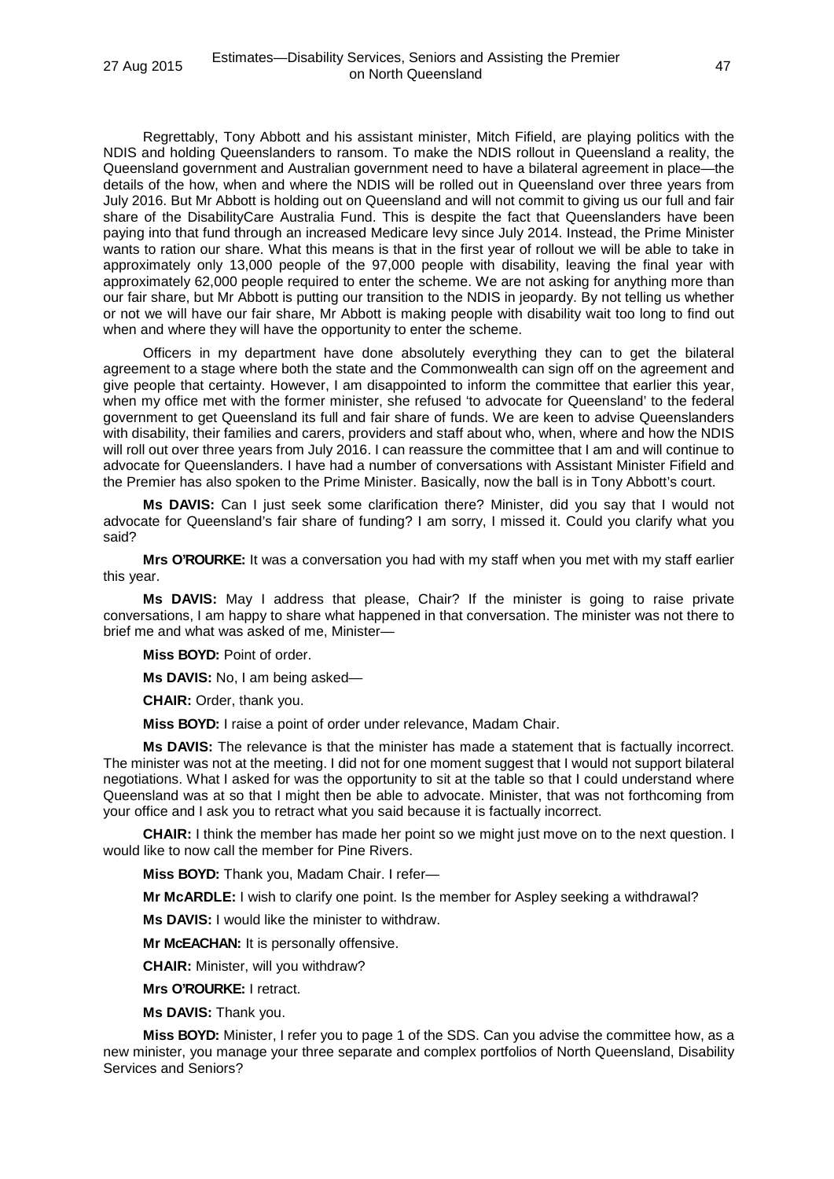Regrettably, Tony Abbott and his assistant minister, Mitch Fifield, are playing politics with the NDIS and holding Queenslanders to ransom. To make the NDIS rollout in Queensland a reality, the Queensland government and Australian government need to have a bilateral agreement in place—the details of the how, when and where the NDIS will be rolled out in Queensland over three years from July 2016. But Mr Abbott is holding out on Queensland and will not commit to giving us our full and fair share of the DisabilityCare Australia Fund. This is despite the fact that Queenslanders have been paying into that fund through an increased Medicare levy since July 2014. Instead, the Prime Minister wants to ration our share. What this means is that in the first year of rollout we will be able to take in approximately only 13,000 people of the 97,000 people with disability, leaving the final year with approximately 62,000 people required to enter the scheme. We are not asking for anything more than our fair share, but Mr Abbott is putting our transition to the NDIS in jeopardy. By not telling us whether or not we will have our fair share, Mr Abbott is making people with disability wait too long to find out when and where they will have the opportunity to enter the scheme.

Officers in my department have done absolutely everything they can to get the bilateral agreement to a stage where both the state and the Commonwealth can sign off on the agreement and give people that certainty. However, I am disappointed to inform the committee that earlier this year, when my office met with the former minister, she refused 'to advocate for Queensland' to the federal government to get Queensland its full and fair share of funds. We are keen to advise Queenslanders with disability, their families and carers, providers and staff about who, when, where and how the NDIS will roll out over three years from July 2016. I can reassure the committee that I am and will continue to advocate for Queenslanders. I have had a number of conversations with Assistant Minister Fifield and the Premier has also spoken to the Prime Minister. Basically, now the ball is in Tony Abbott's court.

**Ms DAVIS:** Can I just seek some clarification there? Minister, did you say that I would not advocate for Queensland's fair share of funding? I am sorry, I missed it. Could you clarify what you said?

**Mrs O'ROURKE:** It was a conversation you had with my staff when you met with my staff earlier this year.

**Ms DAVIS:** May I address that please, Chair? If the minister is going to raise private conversations, I am happy to share what happened in that conversation. The minister was not there to brief me and what was asked of me, Minister—

**Miss BOYD:** Point of order.

**Ms DAVIS:** No, I am being asked—

**CHAIR:** Order, thank you.

**Miss BOYD:** I raise a point of order under relevance, Madam Chair.

**Ms DAVIS:** The relevance is that the minister has made a statement that is factually incorrect. The minister was not at the meeting. I did not for one moment suggest that I would not support bilateral negotiations. What I asked for was the opportunity to sit at the table so that I could understand where Queensland was at so that I might then be able to advocate. Minister, that was not forthcoming from your office and I ask you to retract what you said because it is factually incorrect.

**CHAIR:** I think the member has made her point so we might just move on to the next question. I would like to now call the member for Pine Rivers.

**Miss BOYD:** Thank you, Madam Chair. I refer—

**Mr McARDLE:** I wish to clarify one point. Is the member for Aspley seeking a withdrawal?

**Ms DAVIS:** I would like the minister to withdraw.

**Mr McEACHAN:** It is personally offensive.

**CHAIR:** Minister, will you withdraw?

**Mrs O'ROURKE:** I retract.

**Ms DAVIS:** Thank you.

**Miss BOYD:** Minister, I refer you to page 1 of the SDS. Can you advise the committee how, as a new minister, you manage your three separate and complex portfolios of North Queensland, Disability Services and Seniors?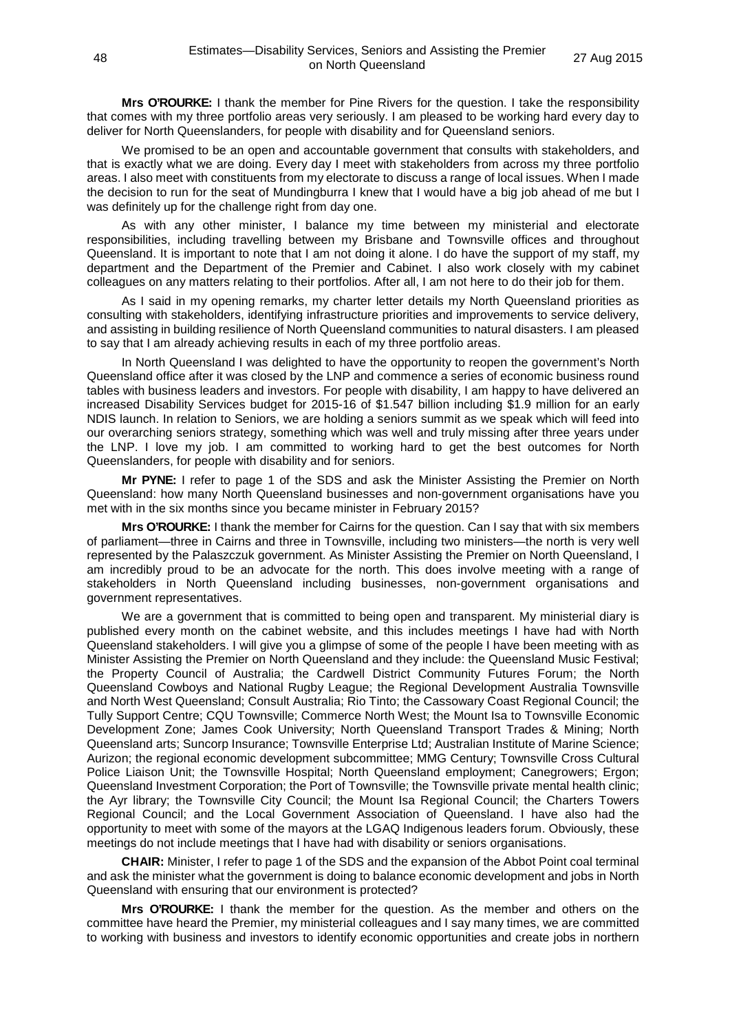**Mrs O'ROURKE:** I thank the member for Pine Rivers for the question. I take the responsibility that comes with my three portfolio areas very seriously. I am pleased to be working hard every day to deliver for North Queenslanders, for people with disability and for Queensland seniors.

We promised to be an open and accountable government that consults with stakeholders, and that is exactly what we are doing. Every day I meet with stakeholders from across my three portfolio areas. I also meet with constituents from my electorate to discuss a range of local issues. When I made the decision to run for the seat of Mundingburra I knew that I would have a big job ahead of me but I was definitely up for the challenge right from day one.

As with any other minister, I balance my time between my ministerial and electorate responsibilities, including travelling between my Brisbane and Townsville offices and throughout Queensland. It is important to note that I am not doing it alone. I do have the support of my staff, my department and the Department of the Premier and Cabinet. I also work closely with my cabinet colleagues on any matters relating to their portfolios. After all, I am not here to do their job for them.

As I said in my opening remarks, my charter letter details my North Queensland priorities as consulting with stakeholders, identifying infrastructure priorities and improvements to service delivery, and assisting in building resilience of North Queensland communities to natural disasters. I am pleased to say that I am already achieving results in each of my three portfolio areas.

In North Queensland I was delighted to have the opportunity to reopen the government's North Queensland office after it was closed by the LNP and commence a series of economic business round tables with business leaders and investors. For people with disability, I am happy to have delivered an increased Disability Services budget for 2015-16 of $1.547 billion including $1.9 million for an early NDIS launch. In relation to Seniors, we are holding a seniors summit as we speak which will feed into our overarching seniors strategy, something which was well and truly missing after three years under the LNP. I love my job. I am committed to working hard to get the best outcomes for North Queenslanders, for people with disability and for seniors.

**Mr PYNE:** I refer to page 1 of the SDS and ask the Minister Assisting the Premier on North Queensland: how many North Queensland businesses and non-government organisations have you met with in the six months since you became minister in February 2015?

**Mrs O'ROURKE:** I thank the member for Cairns for the question. Can I say that with six members of parliament—three in Cairns and three in Townsville, including two ministers—the north is very well represented by the Palaszczuk government. As Minister Assisting the Premier on North Queensland, I am incredibly proud to be an advocate for the north. This does involve meeting with a range of stakeholders in North Queensland including businesses, non-government organisations and government representatives.

We are a government that is committed to being open and transparent. My ministerial diary is published every month on the cabinet website, and this includes meetings I have had with North Queensland stakeholders. I will give you a glimpse of some of the people I have been meeting with as Minister Assisting the Premier on North Queensland and they include: the Queensland Music Festival; the Property Council of Australia; the Cardwell District Community Futures Forum; the North Queensland Cowboys and National Rugby League; the Regional Development Australia Townsville and North West Queensland; Consult Australia; Rio Tinto; the Cassowary Coast Regional Council; the Tully Support Centre; CQU Townsville; Commerce North West; the Mount Isa to Townsville Economic Development Zone; James Cook University; North Queensland Transport Trades & Mining; North Queensland arts; Suncorp Insurance; Townsville Enterprise Ltd; Australian Institute of Marine Science; Aurizon; the regional economic development subcommittee; MMG Century; Townsville Cross Cultural Police Liaison Unit; the Townsville Hospital; North Queensland employment; Canegrowers; Ergon; Queensland Investment Corporation; the Port of Townsville; the Townsville private mental health clinic; the Ayr library; the Townsville City Council; the Mount Isa Regional Council; the Charters Towers Regional Council; and the Local Government Association of Queensland. I have also had the opportunity to meet with some of the mayors at the LGAQ Indigenous leaders forum. Obviously, these meetings do not include meetings that I have had with disability or seniors organisations.

**CHAIR:** Minister, I refer to page 1 of the SDS and the expansion of the Abbot Point coal terminal and ask the minister what the government is doing to balance economic development and jobs in North Queensland with ensuring that our environment is protected?

**Mrs O'ROURKE:** I thank the member for the question. As the member and others on the committee have heard the Premier, my ministerial colleagues and I say many times, we are committed to working with business and investors to identify economic opportunities and create jobs in northern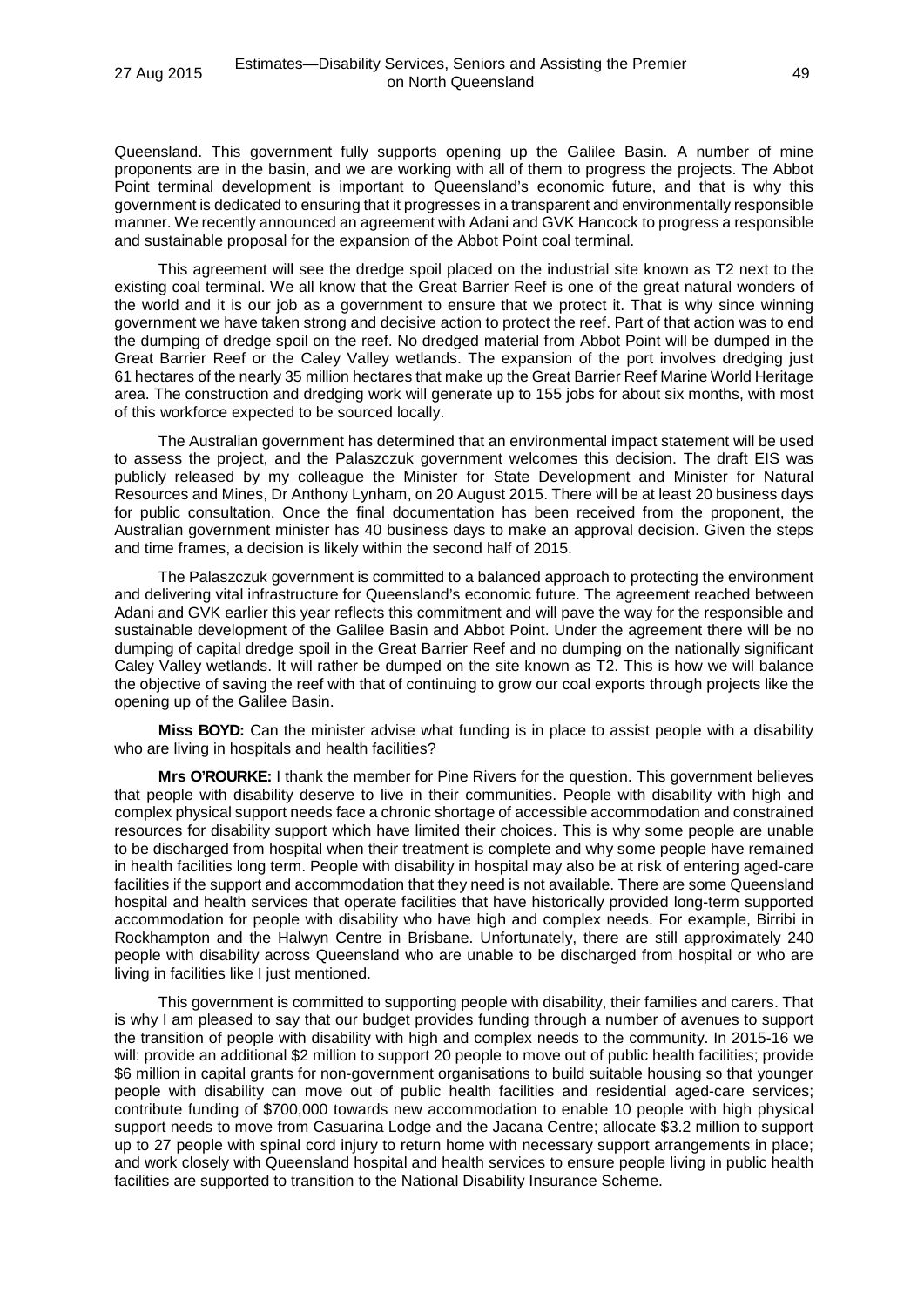Queensland. This government fully supports opening up the Galilee Basin. A number of mine proponents are in the basin, and we are working with all of them to progress the projects. The Abbot Point terminal development is important to Queensland's economic future, and that is why this government is dedicated to ensuring that it progresses in a transparent and environmentally responsible manner. We recently announced an agreement with Adani and GVK Hancock to progress a responsible and sustainable proposal for the expansion of the Abbot Point coal terminal.

This agreement will see the dredge spoil placed on the industrial site known as T2 next to the existing coal terminal. We all know that the Great Barrier Reef is one of the great natural wonders of the world and it is our job as a government to ensure that we protect it. That is why since winning government we have taken strong and decisive action to protect the reef. Part of that action was to end the dumping of dredge spoil on the reef. No dredged material from Abbot Point will be dumped in the Great Barrier Reef or the Caley Valley wetlands. The expansion of the port involves dredging just 61 hectares of the nearly 35 million hectares that make up the Great Barrier Reef Marine World Heritage area. The construction and dredging work will generate up to 155 jobs for about six months, with most of this workforce expected to be sourced locally.

The Australian government has determined that an environmental impact statement will be used to assess the project, and the Palaszczuk government welcomes this decision. The draft EIS was publicly released by my colleague the Minister for State Development and Minister for Natural Resources and Mines, Dr Anthony Lynham, on 20 August 2015. There will be at least 20 business days for public consultation. Once the final documentation has been received from the proponent, the Australian government minister has 40 business days to make an approval decision. Given the steps and time frames, a decision is likely within the second half of 2015.

The Palaszczuk government is committed to a balanced approach to protecting the environment and delivering vital infrastructure for Queensland's economic future. The agreement reached between Adani and GVK earlier this year reflects this commitment and will pave the way for the responsible and sustainable development of the Galilee Basin and Abbot Point. Under the agreement there will be no dumping of capital dredge spoil in the Great Barrier Reef and no dumping on the nationally significant Caley Valley wetlands. It will rather be dumped on the site known as T2. This is how we will balance the objective of saving the reef with that of continuing to grow our coal exports through projects like the opening up of the Galilee Basin.

**Miss BOYD:** Can the minister advise what funding is in place to assist people with a disability who are living in hospitals and health facilities?

**Mrs O'ROURKE:** I thank the member for Pine Rivers for the question. This government believes that people with disability deserve to live in their communities. People with disability with high and complex physical support needs face a chronic shortage of accessible accommodation and constrained resources for disability support which have limited their choices. This is why some people are unable to be discharged from hospital when their treatment is complete and why some people have remained in health facilities long term. People with disability in hospital may also be at risk of entering aged-care facilities if the support and accommodation that they need is not available. There are some Queensland hospital and health services that operate facilities that have historically provided long-term supported accommodation for people with disability who have high and complex needs. For example, Birribi in Rockhampton and the Halwyn Centre in Brisbane. Unfortunately, there are still approximately 240 people with disability across Queensland who are unable to be discharged from hospital or who are living in facilities like I just mentioned.

This government is committed to supporting people with disability, their families and carers. That is why I am pleased to say that our budget provides funding through a number of avenues to support the transition of people with disability with high and complex needs to the community. In 2015-16 we will: provide an additional $2 million to support 20 people to move out of public health facilities; provide $6 million in capital grants for non-government organisations to build suitable housing so that younger people with disability can move out of public health facilities and residential aged-care services; contribute funding of $700,000 towards new accommodation to enable 10 people with high physical support needs to move from Casuarina Lodge and the Jacana Centre; allocate $3.2 million to support up to 27 people with spinal cord injury to return home with necessary support arrangements in place; and work closely with Queensland hospital and health services to ensure people living in public health facilities are supported to transition to the National Disability Insurance Scheme.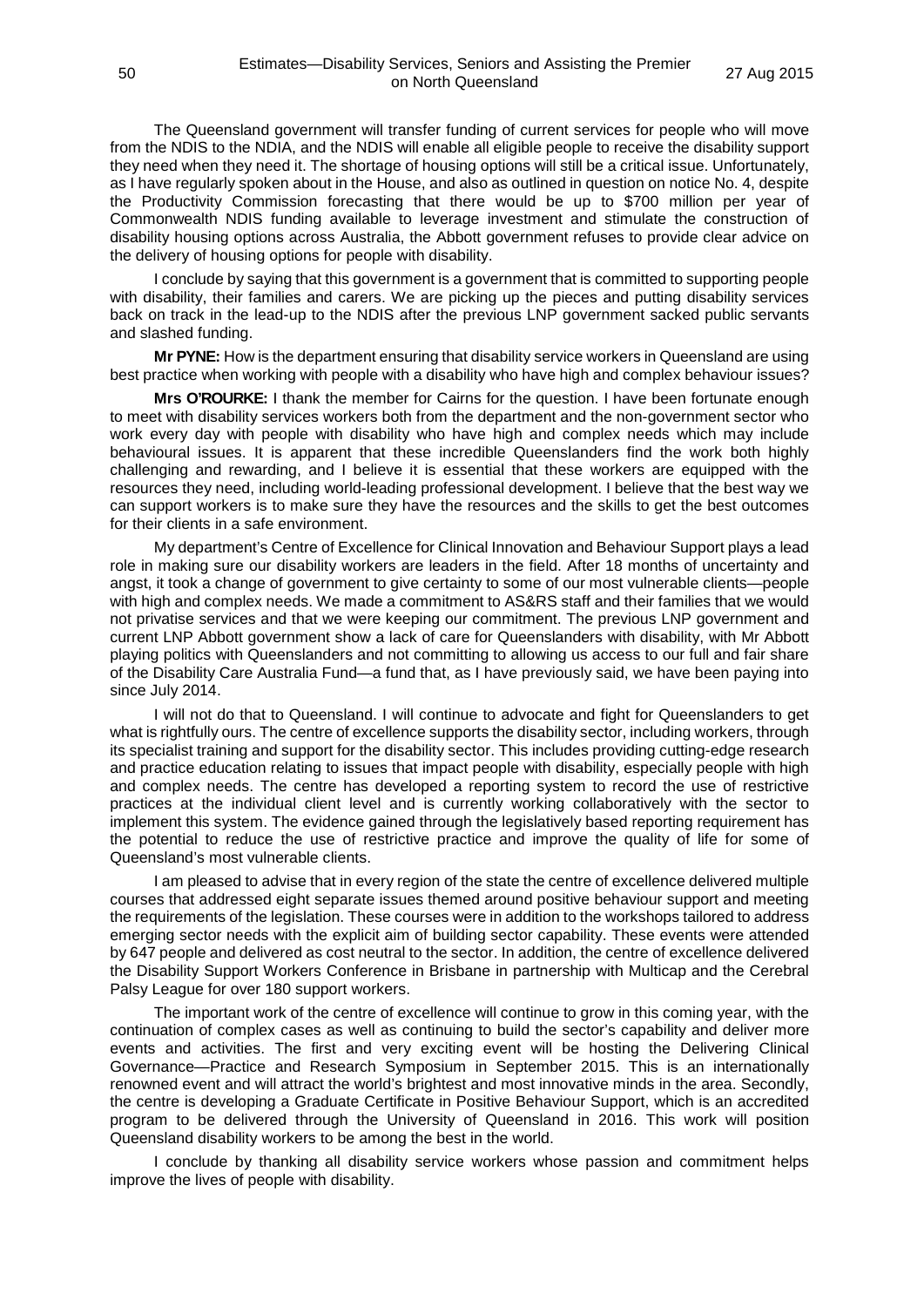The Queensland government will transfer funding of current services for people who will move from the NDIS to the NDIA, and the NDIS will enable all eligible people to receive the disability support they need when they need it. The shortage of housing options will still be a critical issue. Unfortunately, as I have regularly spoken about in the House, and also as outlined in question on notice No. 4, despite the Productivity Commission forecasting that there would be up to $700 million per year of Commonwealth NDIS funding available to leverage investment and stimulate the construction of disability housing options across Australia, the Abbott government refuses to provide clear advice on the delivery of housing options for people with disability.

I conclude by saying that this government is a government that is committed to supporting people with disability, their families and carers. We are picking up the pieces and putting disability services back on track in the lead-up to the NDIS after the previous LNP government sacked public servants and slashed funding.

**Mr PYNE:** How is the department ensuring that disability service workers in Queensland are using best practice when working with people with a disability who have high and complex behaviour issues?

**Mrs O'ROURKE:** I thank the member for Cairns for the question. I have been fortunate enough to meet with disability services workers both from the department and the non-government sector who work every day with people with disability who have high and complex needs which may include behavioural issues. It is apparent that these incredible Queenslanders find the work both highly challenging and rewarding, and I believe it is essential that these workers are equipped with the resources they need, including world-leading professional development. I believe that the best way we can support workers is to make sure they have the resources and the skills to get the best outcomes for their clients in a safe environment.

My department's Centre of Excellence for Clinical Innovation and Behaviour Support plays a lead role in making sure our disability workers are leaders in the field. After 18 months of uncertainty and angst, it took a change of government to give certainty to some of our most vulnerable clients—people with high and complex needs. We made a commitment to AS&RS staff and their families that we would not privatise services and that we were keeping our commitment. The previous LNP government and current LNP Abbott government show a lack of care for Queenslanders with disability, with Mr Abbott playing politics with Queenslanders and not committing to allowing us access to our full and fair share of the Disability Care Australia Fund—a fund that, as I have previously said, we have been paying into since July 2014.

I will not do that to Queensland. I will continue to advocate and fight for Queenslanders to get what is rightfully ours. The centre of excellence supports the disability sector, including workers, through its specialist training and support for the disability sector. This includes providing cutting-edge research and practice education relating to issues that impact people with disability, especially people with high and complex needs. The centre has developed a reporting system to record the use of restrictive practices at the individual client level and is currently working collaboratively with the sector to implement this system. The evidence gained through the legislatively based reporting requirement has the potential to reduce the use of restrictive practice and improve the quality of life for some of Queensland's most vulnerable clients.

I am pleased to advise that in every region of the state the centre of excellence delivered multiple courses that addressed eight separate issues themed around positive behaviour support and meeting the requirements of the legislation. These courses were in addition to the workshops tailored to address emerging sector needs with the explicit aim of building sector capability. These events were attended by 647 people and delivered as cost neutral to the sector. In addition, the centre of excellence delivered the Disability Support Workers Conference in Brisbane in partnership with Multicap and the Cerebral Palsy League for over 180 support workers.

The important work of the centre of excellence will continue to grow in this coming year, with the continuation of complex cases as well as continuing to build the sector's capability and deliver more events and activities. The first and very exciting event will be hosting the Delivering Clinical Governance—Practice and Research Symposium in September 2015. This is an internationally renowned event and will attract the world's brightest and most innovative minds in the area. Secondly, the centre is developing a Graduate Certificate in Positive Behaviour Support, which is an accredited program to be delivered through the University of Queensland in 2016. This work will position Queensland disability workers to be among the best in the world.

I conclude by thanking all disability service workers whose passion and commitment helps improve the lives of people with disability.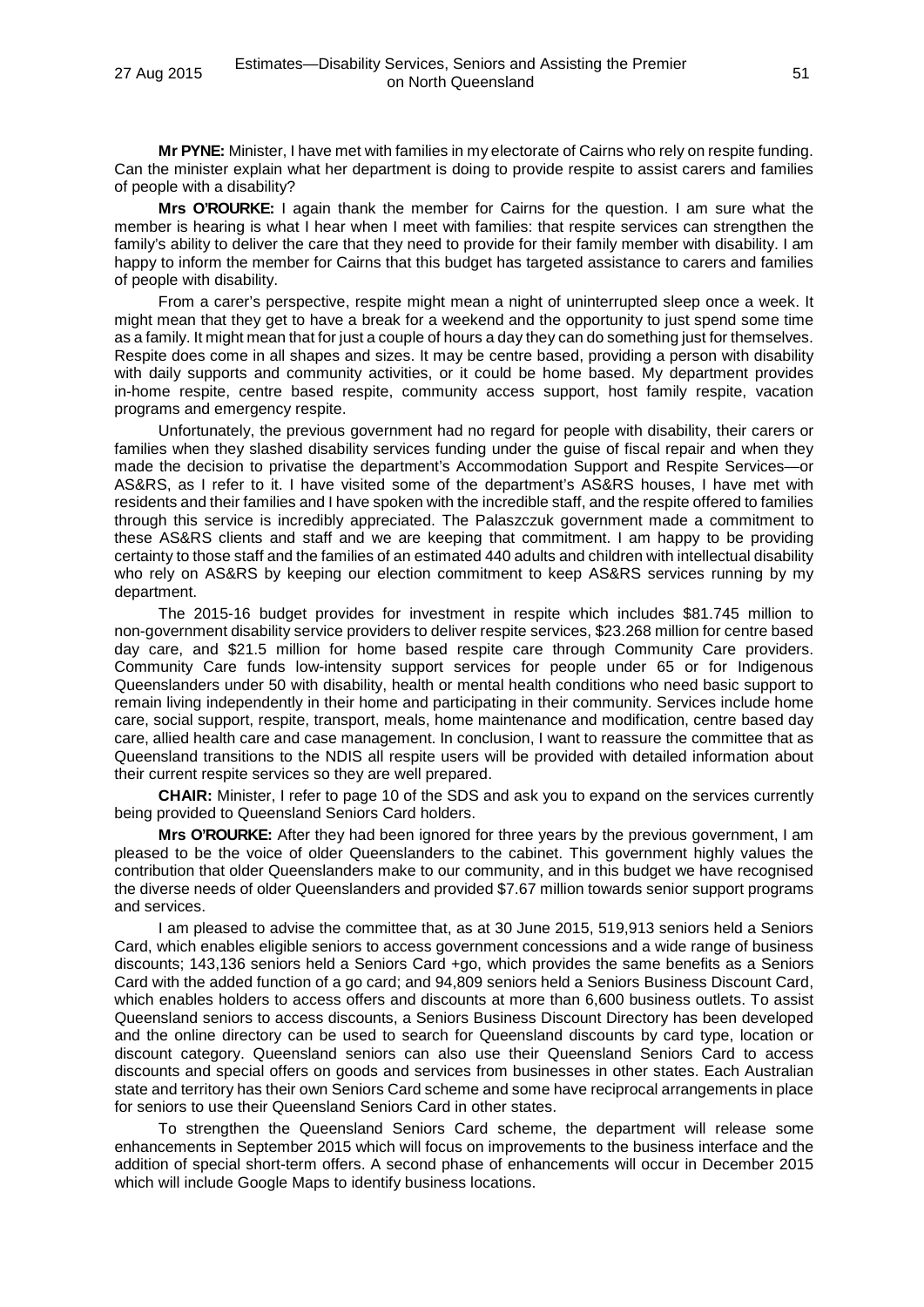**Mr PYNE:** Minister, I have met with families in my electorate of Cairns who rely on respite funding. Can the minister explain what her department is doing to provide respite to assist carers and families of people with a disability?

**Mrs O'ROURKE:** I again thank the member for Cairns for the question. I am sure what the member is hearing is what I hear when I meet with families: that respite services can strengthen the family's ability to deliver the care that they need to provide for their family member with disability. I am happy to inform the member for Cairns that this budget has targeted assistance to carers and families of people with disability.

From a carer's perspective, respite might mean a night of uninterrupted sleep once a week. It might mean that they get to have a break for a weekend and the opportunity to just spend some time as a family. It might mean that for just a couple of hours a day they can do something just for themselves. Respite does come in all shapes and sizes. It may be centre based, providing a person with disability with daily supports and community activities, or it could be home based. My department provides in-home respite, centre based respite, community access support, host family respite, vacation programs and emergency respite.

Unfortunately, the previous government had no regard for people with disability, their carers or families when they slashed disability services funding under the guise of fiscal repair and when they made the decision to privatise the department's Accommodation Support and Respite Services—or AS&RS, as I refer to it. I have visited some of the department's AS&RS houses, I have met with residents and their families and I have spoken with the incredible staff, and the respite offered to families through this service is incredibly appreciated. The Palaszczuk government made a commitment to these AS&RS clients and staff and we are keeping that commitment. I am happy to be providing certainty to those staff and the families of an estimated 440 adults and children with intellectual disability who rely on AS&RS by keeping our election commitment to keep AS&RS services running by my department.

The 2015-16 budget provides for investment in respite which includes \$81.745 million to non-government disability service providers to deliver respite services, \$23.268 million for centre based day care, and \$21.5 million for home based respite care through Community Care providers. Community Care funds low-intensity support services for people under 65 or for Indigenous Queenslanders under 50 with disability, health or mental health conditions who need basic support to remain living independently in their home and participating in their community. Services include home care, social support, respite, transport, meals, home maintenance and modification, centre based day care, allied health care and case management. In conclusion, I want to reassure the committee that as Queensland transitions to the NDIS all respite users will be provided with detailed information about their current respite services so they are well prepared.

**CHAIR:** Minister, I refer to page 10 of the SDS and ask you to expand on the services currently being provided to Queensland Seniors Card holders.

**Mrs O'ROURKE:** After they had been ignored for three years by the previous government, I am pleased to be the voice of older Queenslanders to the cabinet. This government highly values the contribution that older Queenslanders make to our community, and in this budget we have recognised the diverse needs of older Queenslanders and provided \$7.67 million towards senior support programs and services.

I am pleased to advise the committee that, as at 30 June 2015, 519,913 seniors held a Seniors Card, which enables eligible seniors to access government concessions and a wide range of business discounts; 143,136 seniors held a Seniors Card +go, which provides the same benefits as a Seniors Card with the added function of a go card; and 94,809 seniors held a Seniors Business Discount Card, which enables holders to access offers and discounts at more than 6,600 business outlets. To assist Queensland seniors to access discounts, a Seniors Business Discount Directory has been developed and the online directory can be used to search for Queensland discounts by card type, location or discount category. Queensland seniors can also use their Queensland Seniors Card to access discounts and special offers on goods and services from businesses in other states. Each Australian state and territory has their own Seniors Card scheme and some have reciprocal arrangements in place for seniors to use their Queensland Seniors Card in other states.

To strengthen the Queensland Seniors Card scheme, the department will release some enhancements in September 2015 which will focus on improvements to the business interface and the addition of special short-term offers. A second phase of enhancements will occur in December 2015 which will include Google Maps to identify business locations.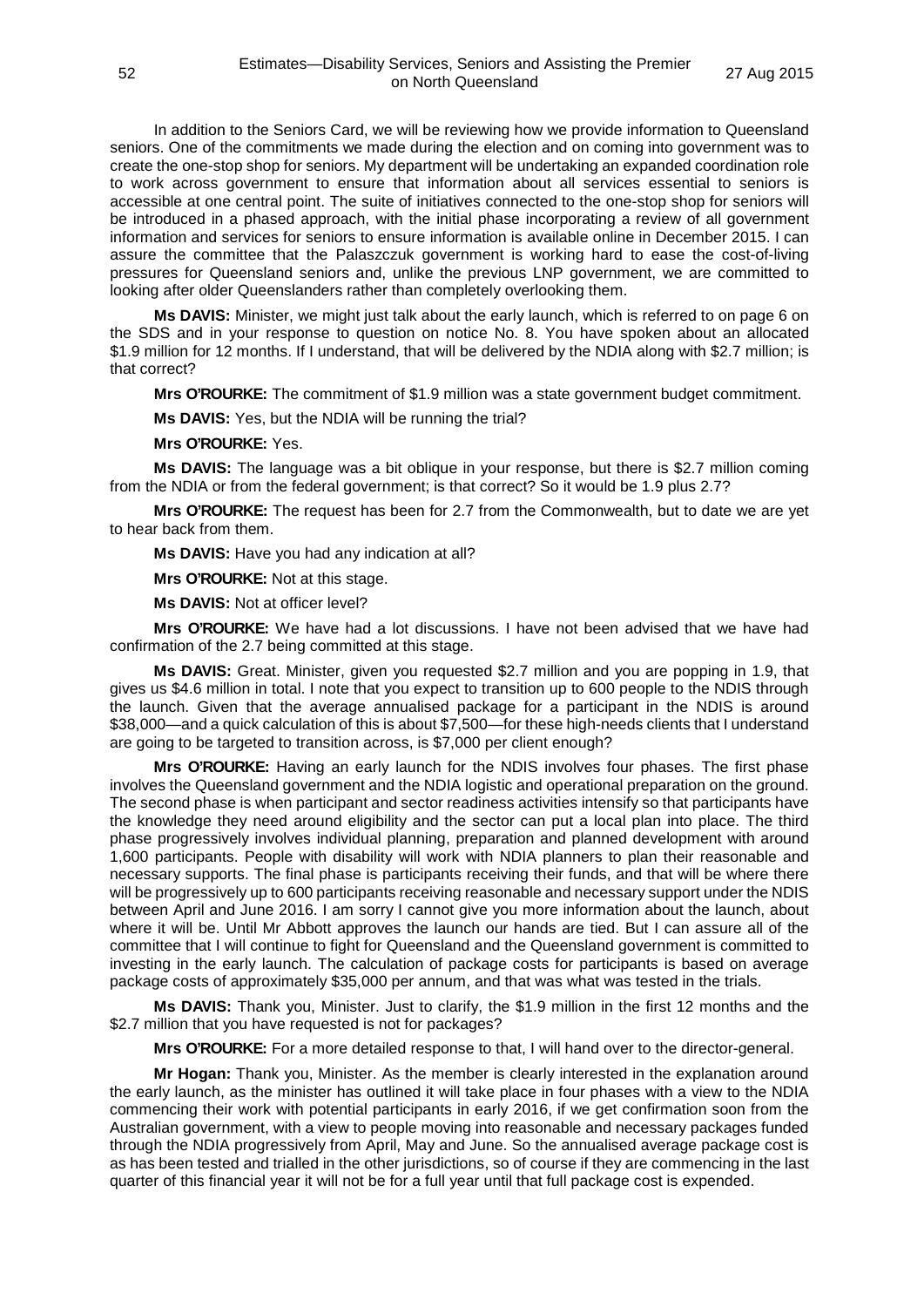In addition to the Seniors Card, we will be reviewing how we provide information to Queensland seniors. One of the commitments we made during the election and on coming into government was to create the one-stop shop for seniors. My department will be undertaking an expanded coordination role to work across government to ensure that information about all services essential to seniors is accessible at one central point. The suite of initiatives connected to the one-stop shop for seniors will be introduced in a phased approach, with the initial phase incorporating a review of all government information and services for seniors to ensure information is available online in December 2015. I can assure the committee that the Palaszczuk government is working hard to ease the cost-of-living pressures for Queensland seniors and, unlike the previous LNP government, we are committed to looking after older Queenslanders rather than completely overlooking them.

**Ms DAVIS:** Minister, we might just talk about the early launch, which is referred to on page 6 on the SDS and in your response to question on notice No. 8. You have spoken about an allocated \$1.9 million for 12 months. If I understand, that will be delivered by the NDIA along with \$2.7 million; is that correct?

**Mrs O'ROURKE:** The commitment of \$1.9 million was a state government budget commitment.

**Ms DAVIS:** Yes, but the NDIA will be running the trial?

**Mrs O'ROURKE:** Yes.

**Ms DAVIS:** The language was a bit oblique in your response, but there is \$2.7 million coming from the NDIA or from the federal government; is that correct? So it would be 1.9 plus 2.7?

**Mrs O'ROURKE:** The request has been for 2.7 from the Commonwealth, but to date we are yet to hear back from them.

**Ms DAVIS:** Have you had any indication at all?

**Mrs O'ROURKE:** Not at this stage.

**Ms DAVIS:** Not at officer level?

**Mrs O'ROURKE:** We have had a lot discussions. I have not been advised that we have had confirmation of the 2.7 being committed at this stage.

**Ms DAVIS:** Great. Minister, given you requested \$2.7 million and you are popping in 1.9, that gives us \$4.6 million in total. I note that you expect to transition up to 600 people to the NDIS through the launch. Given that the average annualised package for a participant in the NDIS is around \$38,000—and a quick calculation of this is about \$7,500—for these high-needs clients that I understand are going to be targeted to transition across, is \$7,000 per client enough?

**Mrs O'ROURKE:** Having an early launch for the NDIS involves four phases. The first phase involves the Queensland government and the NDIA logistic and operational preparation on the ground. The second phase is when participant and sector readiness activities intensify so that participants have the knowledge they need around eligibility and the sector can put a local plan into place. The third phase progressively involves individual planning, preparation and planned development with around 1,600 participants. People with disability will work with NDIA planners to plan their reasonable and necessary supports. The final phase is participants receiving their funds, and that will be where there will be progressively up to 600 participants receiving reasonable and necessary support under the NDIS between April and June 2016. I am sorry I cannot give you more information about the launch, about where it will be. Until Mr Abbott approves the launch our hands are tied. But I can assure all of the committee that I will continue to fight for Queensland and the Queensland government is committed to investing in the early launch. The calculation of package costs for participants is based on average package costs of approximately \$35,000 per annum, and that was what was tested in the trials.

**Ms DAVIS:** Thank you, Minister. Just to clarify, the \$1.9 million in the first 12 months and the \$2.7 million that you have requested is not for packages?

**Mrs O'ROURKE:** For a more detailed response to that, I will hand over to the director-general.

**Mr Hogan:** Thank you, Minister. As the member is clearly interested in the explanation around the early launch, as the minister has outlined it will take place in four phases with a view to the NDIA commencing their work with potential participants in early 2016, if we get confirmation soon from the Australian government, with a view to people moving into reasonable and necessary packages funded through the NDIA progressively from April, May and June. So the annualised average package cost is as has been tested and trialled in the other jurisdictions, so of course if they are commencing in the last quarter of this financial year it will not be for a full year until that full package cost is expended.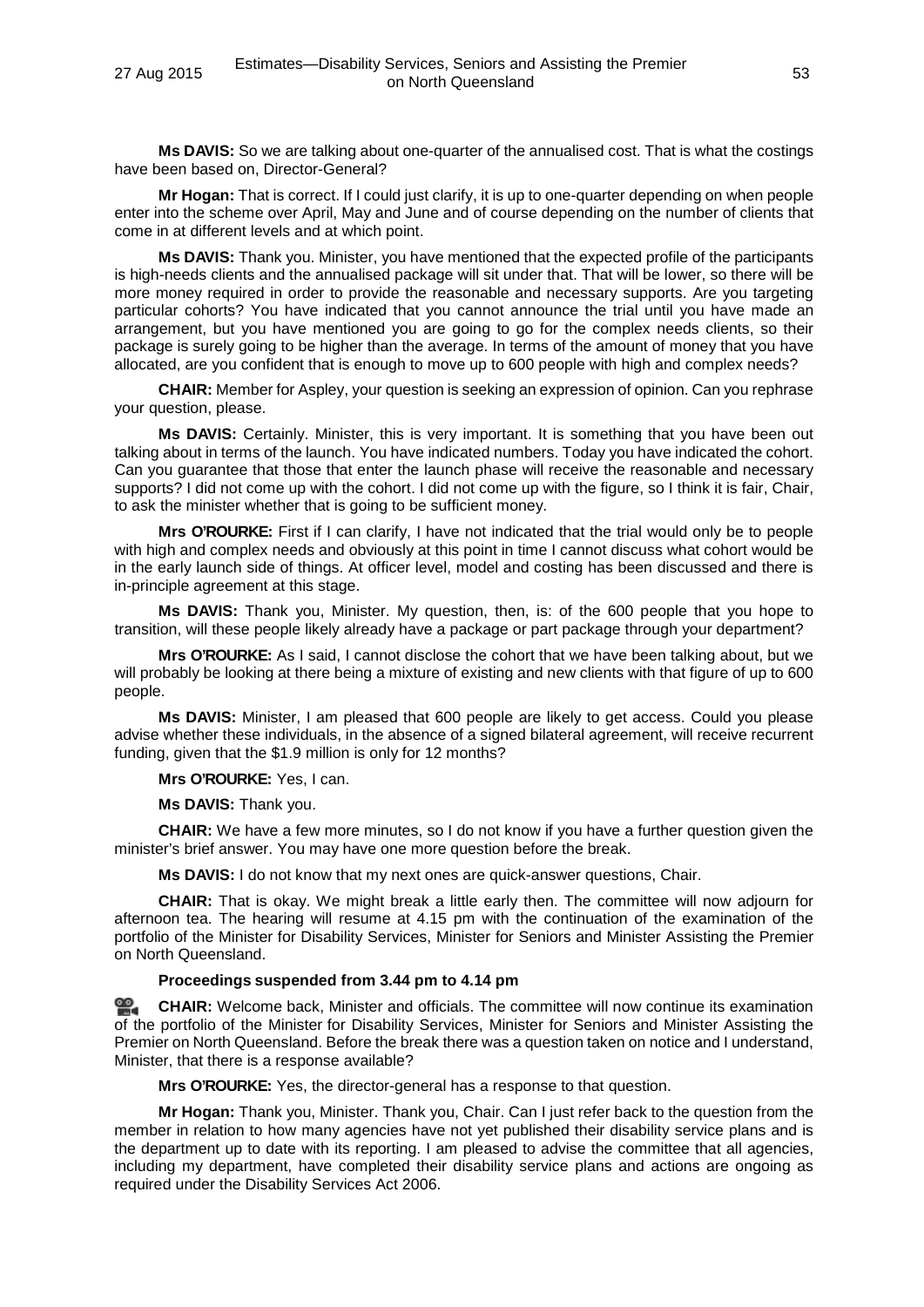**Ms DAVIS:** So we are talking about one-quarter of the annualised cost. That is what the costings have been based on, Director-General?

**Mr Hogan:** That is correct. If I could just clarify, it is up to one-quarter depending on when people enter into the scheme over April, May and June and of course depending on the number of clients that come in at different levels and at which point.

**Ms DAVIS:** Thank you. Minister, you have mentioned that the expected profile of the participants is high-needs clients and the annualised package will sit under that. That will be lower, so there will be more money required in order to provide the reasonable and necessary supports. Are you targeting particular cohorts? You have indicated that you cannot announce the trial until you have made an arrangement, but you have mentioned you are going to go for the complex needs clients, so their package is surely going to be higher than the average. In terms of the amount of money that you have allocated, are you confident that is enough to move up to 600 people with high and complex needs?

**CHAIR:** Member for Aspley, your question is seeking an expression of opinion. Can you rephrase your question, please.

**Ms DAVIS:** Certainly. Minister, this is very important. It is something that you have been out talking about in terms of the launch. You have indicated numbers. Today you have indicated the cohort. Can you guarantee that those that enter the launch phase will receive the reasonable and necessary supports? I did not come up with the cohort. I did not come up with the figure, so I think it is fair, Chair, to ask the minister whether that is going to be sufficient money.

**Mrs O'ROURKE:** First if I can clarify, I have not indicated that the trial would only be to people with high and complex needs and obviously at this point in time I cannot discuss what cohort would be in the early launch side of things. At officer level, model and costing has been discussed and there is in-principle agreement at this stage.

**Ms DAVIS:** Thank you, Minister. My question, then, is: of the 600 people that you hope to transition, will these people likely already have a package or part package through your department?

**Mrs O'ROURKE:** As I said, I cannot disclose the cohort that we have been talking about, but we will probably be looking at there being a mixture of existing and new clients with that figure of up to 600 people.

**Ms DAVIS:** Minister, I am pleased that 600 people are likely to get access. Could you please advise whether these individuals, in the absence of a signed bilateral agreement, will receive recurrent funding, given that the $1.9 million is only for 12 months?

**Mrs O'ROURKE:** Yes, I can.

**Ms DAVIS:** Thank you.

**CHAIR:** We have a few more minutes, so I do not know if you have a further question given the minister's brief answer. You may have one more question before the break.

**Ms DAVIS:** I do not know that my next ones are quick-answer questions, Chair.

**CHAIR:** That is okay. We might break a little early then. The committee will now adjourn for afternoon tea. The hearing will resume at 4.15 pm with the continuation of the examination of the portfolio of the Minister for Disability Services, Minister for Seniors and Minister Assisting the Premier on North Queensland.

**Proceedings suspended from 3.44 pm to 4.14 pm**

**CHAIR:** Welcome back, Minister and officials. The committee will now continue its examination of the portfolio of the Minister for Disability Services, Minister for Seniors and Minister Assisting the Premier on North Queensland. Before the break there was a question taken on notice and I understand, Minister, that there is a response available?

**Mrs O'ROURKE:** Yes, the director-general has a response to that question.

**Mr Hogan:** Thank you, Minister. Thank you, Chair. Can I just refer back to the question from the member in relation to how many agencies have not yet published their disability service plans and is the department up to date with its reporting. I am pleased to advise the committee that all agencies, including my department, have completed their disability service plans and actions are ongoing as required under the Disability Services Act 2006.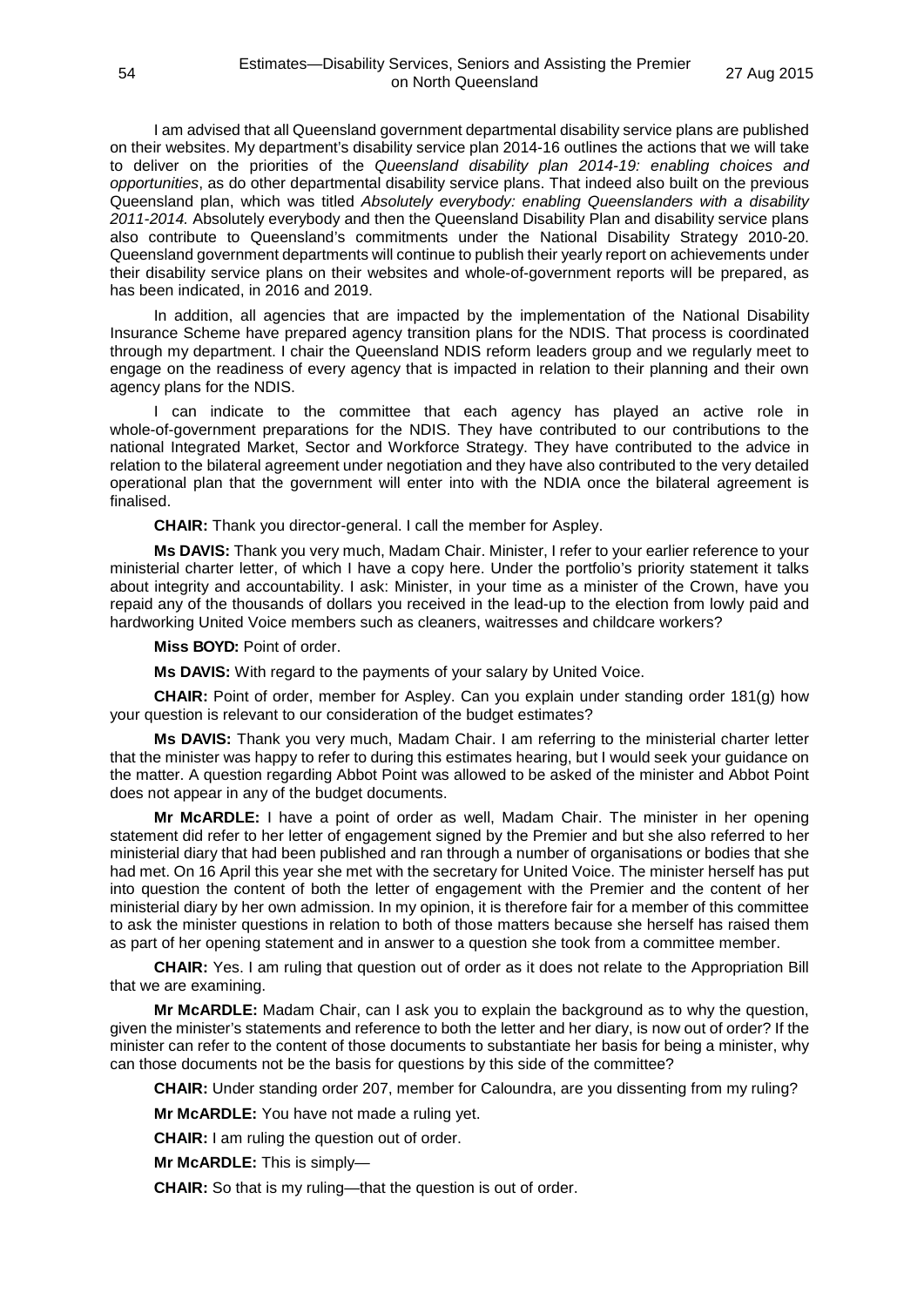I am advised that all Queensland government departmental disability service plans are published on their websites. My department's disability service plan 2014-16 outlines the actions that we will take to deliver on the priorities of the *Queensland disability plan 2014-19: enabling choices and opportunities*, as do other departmental disability service plans. That indeed also built on the previous Queensland plan, which was titled *Absolutely everybody: enabling Queenslanders with a disability 2011-2014.* Absolutely everybody and then the Queensland Disability Plan and disability service plans also contribute to Queensland's commitments under the National Disability Strategy 2010-20. Queensland government departments will continue to publish their yearly report on achievements under their disability service plans on their websites and whole-of-government reports will be prepared, as has been indicated, in 2016 and 2019.

In addition, all agencies that are impacted by the implementation of the National Disability Insurance Scheme have prepared agency transition plans for the NDIS. That process is coordinated through my department. I chair the Queensland NDIS reform leaders group and we regularly meet to engage on the readiness of every agency that is impacted in relation to their planning and their own agency plans for the NDIS.

I can indicate to the committee that each agency has played an active role in whole-of-government preparations for the NDIS. They have contributed to our contributions to the national Integrated Market, Sector and Workforce Strategy. They have contributed to the advice in relation to the bilateral agreement under negotiation and they have also contributed to the very detailed operational plan that the government will enter into with the NDIA once the bilateral agreement is finalised.

**CHAIR:** Thank you director-general. I call the member for Aspley.

**Ms DAVIS:** Thank you very much, Madam Chair. Minister, I refer to your earlier reference to your ministerial charter letter, of which I have a copy here. Under the portfolio's priority statement it talks about integrity and accountability. I ask: Minister, in your time as a minister of the Crown, have you repaid any of the thousands of dollars you received in the lead-up to the election from lowly paid and hardworking United Voice members such as cleaners, waitresses and childcare workers?

**Miss BOYD:** Point of order.

**Ms DAVIS:** With regard to the payments of your salary by United Voice.

**CHAIR:** Point of order, member for Aspley. Can you explain under standing order 181(g) how your question is relevant to our consideration of the budget estimates?

**Ms DAVIS:** Thank you very much, Madam Chair. I am referring to the ministerial charter letter that the minister was happy to refer to during this estimates hearing, but I would seek your guidance on the matter. A question regarding Abbot Point was allowed to be asked of the minister and Abbot Point does not appear in any of the budget documents.

**Mr McARDLE:** I have a point of order as well, Madam Chair. The minister in her opening statement did refer to her letter of engagement signed by the Premier and but she also referred to her ministerial diary that had been published and ran through a number of organisations or bodies that she had met. On 16 April this year she met with the secretary for United Voice. The minister herself has put into question the content of both the letter of engagement with the Premier and the content of her ministerial diary by her own admission. In my opinion, it is therefore fair for a member of this committee to ask the minister questions in relation to both of those matters because she herself has raised them as part of her opening statement and in answer to a question she took from a committee member.

**CHAIR:** Yes. I am ruling that question out of order as it does not relate to the Appropriation Bill that we are examining.

**Mr McARDLE:** Madam Chair, can I ask you to explain the background as to why the question, given the minister's statements and reference to both the letter and her diary, is now out of order? If the minister can refer to the content of those documents to substantiate her basis for being a minister, why can those documents not be the basis for questions by this side of the committee?

**CHAIR:** Under standing order 207, member for Caloundra, are you dissenting from my ruling?

**Mr McARDLE:** You have not made a ruling yet.

**CHAIR:** I am ruling the question out of order.

**Mr McARDLE:** This is simply—

**CHAIR:** So that is my ruling—that the question is out of order.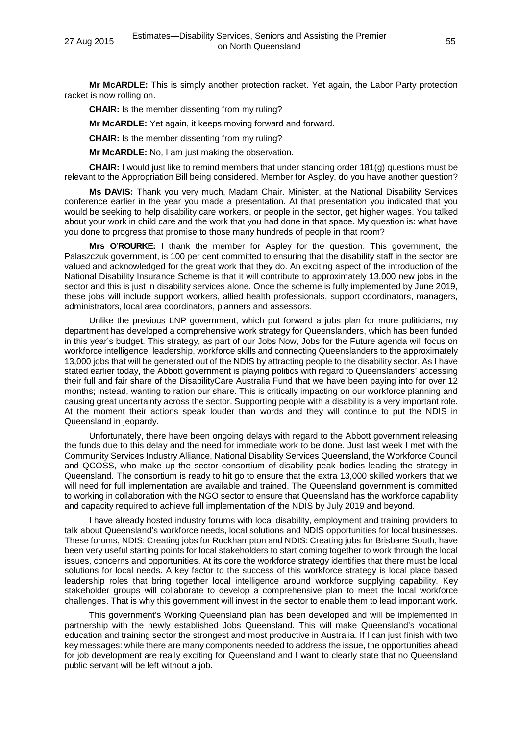**Mr McARDLE:** This is simply another protection racket. Yet again, the Labor Party protection racket is now rolling on.

**CHAIR:** Is the member dissenting from my ruling?

**Mr McARDLE:** Yet again, it keeps moving forward and forward.

**CHAIR:** Is the member dissenting from my ruling?

**Mr McARDLE:** No, I am just making the observation.

**CHAIR:** I would just like to remind members that under standing order 181(g) questions must be relevant to the Appropriation Bill being considered. Member for Aspley, do you have another question?

**Ms DAVIS:** Thank you very much, Madam Chair. Minister, at the National Disability Services conference earlier in the year you made a presentation. At that presentation you indicated that you would be seeking to help disability care workers, or people in the sector, get higher wages. You talked about your work in child care and the work that you had done in that space. My question is: what have you done to progress that promise to those many hundreds of people in that room?

**Mrs O'ROURKE:** I thank the member for Aspley for the question. This government, the Palaszczuk government, is 100 per cent committed to ensuring that the disability staff in the sector are valued and acknowledged for the great work that they do. An exciting aspect of the introduction of the National Disability Insurance Scheme is that it will contribute to approximately 13,000 new jobs in the sector and this is just in disability services alone. Once the scheme is fully implemented by June 2019, these jobs will include support workers, allied health professionals, support coordinators, managers, administrators, local area coordinators, planners and assessors.

Unlike the previous LNP government, which put forward a jobs plan for more politicians, my department has developed a comprehensive work strategy for Queenslanders, which has been funded in this year's budget. This strategy, as part of our Jobs Now, Jobs for the Future agenda will focus on workforce intelligence, leadership, workforce skills and connecting Queenslanders to the approximately 13,000 jobs that will be generated out of the NDIS by attracting people to the disability sector. As I have stated earlier today, the Abbott government is playing politics with regard to Queenslanders' accessing their full and fair share of the DisabilityCare Australia Fund that we have been paying into for over 12 months; instead, wanting to ration our share. This is critically impacting on our workforce planning and causing great uncertainty across the sector. Supporting people with a disability is a very important role. At the moment their actions speak louder than words and they will continue to put the NDIS in Queensland in jeopardy.

Unfortunately, there have been ongoing delays with regard to the Abbott government releasing the funds due to this delay and the need for immediate work to be done. Just last week I met with the Community Services Industry Alliance, National Disability Services Queensland, the Workforce Council and QCOSS, who make up the sector consortium of disability peak bodies leading the strategy in Queensland. The consortium is ready to hit go to ensure that the extra 13,000 skilled workers that we will need for full implementation are available and trained. The Queensland government is committed to working in collaboration with the NGO sector to ensure that Queensland has the workforce capability and capacity required to achieve full implementation of the NDIS by July 2019 and beyond.

I have already hosted industry forums with local disability, employment and training providers to talk about Queensland's workforce needs, local solutions and NDIS opportunities for local businesses. These forums, NDIS: Creating jobs for Rockhampton and NDIS: Creating jobs for Brisbane South, have been very useful starting points for local stakeholders to start coming together to work through the local issues, concerns and opportunities. At its core the workforce strategy identifies that there must be local solutions for local needs. A key factor to the success of this workforce strategy is local place based leadership roles that bring together local intelligence around workforce supplying capability. Key stakeholder groups will collaborate to develop a comprehensive plan to meet the local workforce challenges. That is why this government will invest in the sector to enable them to lead important work.

This government's Working Queensland plan has been developed and will be implemented in partnership with the newly established Jobs Queensland. This will make Queensland's vocational education and training sector the strongest and most productive in Australia. If I can just finish with two key messages: while there are many components needed to address the issue, the opportunities ahead for job development are really exciting for Queensland and I want to clearly state that no Queensland public servant will be left without a job.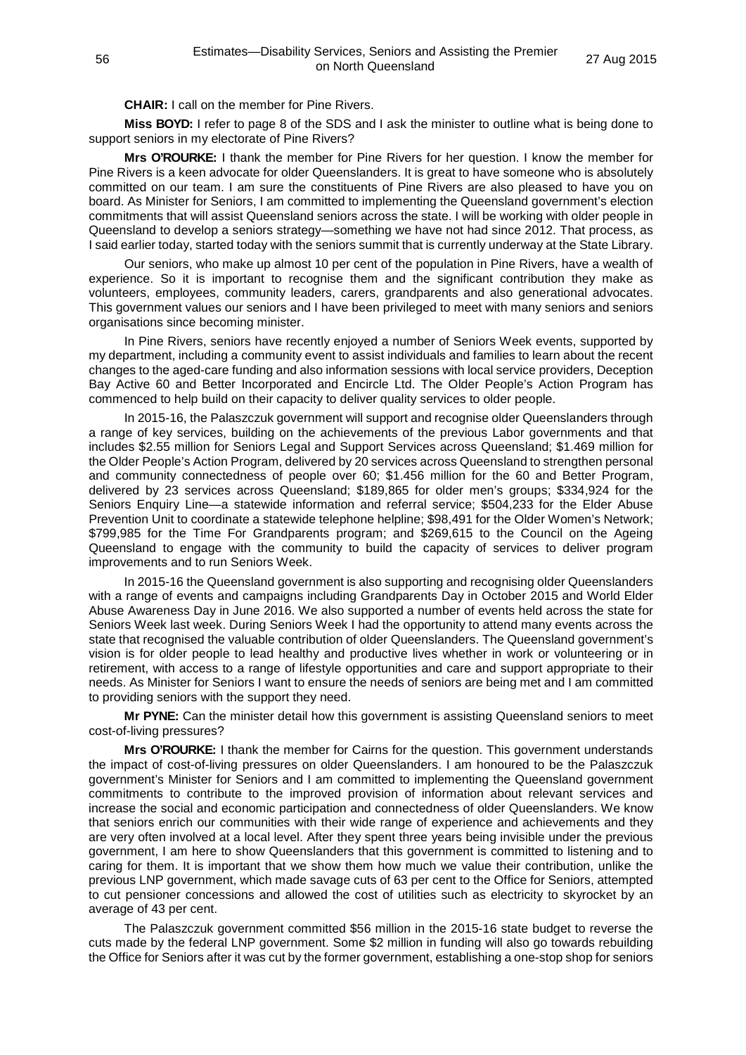**CHAIR:** I call on the member for Pine Rivers.

**Miss BOYD:** I refer to page 8 of the SDS and I ask the minister to outline what is being done to support seniors in my electorate of Pine Rivers?

**Mrs O'ROURKE:** I thank the member for Pine Rivers for her question. I know the member for Pine Rivers is a keen advocate for older Queenslanders. It is great to have someone who is absolutely committed on our team. I am sure the constituents of Pine Rivers are also pleased to have you on board. As Minister for Seniors, I am committed to implementing the Queensland government's election commitments that will assist Queensland seniors across the state. I will be working with older people in Queensland to develop a seniors strategy—something we have not had since 2012. That process, as I said earlier today, started today with the seniors summit that is currently underway at the State Library.

Our seniors, who make up almost 10 per cent of the population in Pine Rivers, have a wealth of experience. So it is important to recognise them and the significant contribution they make as volunteers, employees, community leaders, carers, grandparents and also generational advocates. This government values our seniors and I have been privileged to meet with many seniors and seniors organisations since becoming minister.

In Pine Rivers, seniors have recently enjoyed a number of Seniors Week events, supported by my department, including a community event to assist individuals and families to learn about the recent changes to the aged-care funding and also information sessions with local service providers, Deception Bay Active 60 and Better Incorporated and Encircle Ltd. The Older People's Action Program has commenced to help build on their capacity to deliver quality services to older people.

In 2015-16, the Palaszczuk government will support and recognise older Queenslanders through a range of key services, building on the achievements of the previous Labor governments and that includes \$2.55 million for Seniors Legal and Support Services across Queensland; \$1.469 million for the Older People's Action Program, delivered by 20 services across Queensland to strengthen personal and community connectedness of people over 60; \$1.456 million for the 60 and Better Program, delivered by 23 services across Queensland; \$189,865 for older men's groups; \$334,924 for the Seniors Enquiry Line—a statewide information and referral service; \$504,233 for the Elder Abuse Prevention Unit to coordinate a statewide telephone helpline; \$98,491 for the Older Women's Network; \$799,985 for the Time For Grandparents program; and \$269,615 to the Council on the Ageing Queensland to engage with the community to build the capacity of services to deliver program improvements and to run Seniors Week.

In 2015-16 the Queensland government is also supporting and recognising older Queenslanders with a range of events and campaigns including Grandparents Day in October 2015 and World Elder Abuse Awareness Day in June 2016. We also supported a number of events held across the state for Seniors Week last week. During Seniors Week I had the opportunity to attend many events across the state that recognised the valuable contribution of older Queenslanders. The Queensland government's vision is for older people to lead healthy and productive lives whether in work or volunteering or in retirement, with access to a range of lifestyle opportunities and care and support appropriate to their needs. As Minister for Seniors I want to ensure the needs of seniors are being met and I am committed to providing seniors with the support they need.

**Mr PYNE:** Can the minister detail how this government is assisting Queensland seniors to meet cost-of-living pressures?

**Mrs O'ROURKE:** I thank the member for Cairns for the question. This government understands the impact of cost-of-living pressures on older Queenslanders. I am honoured to be the Palaszczuk government's Minister for Seniors and I am committed to implementing the Queensland government commitments to contribute to the improved provision of information about relevant services and increase the social and economic participation and connectedness of older Queenslanders. We know that seniors enrich our communities with their wide range of experience and achievements and they are very often involved at a local level. After they spent three years being invisible under the previous government, I am here to show Queenslanders that this government is committed to listening and to caring for them. It is important that we show them how much we value their contribution, unlike the previous LNP government, which made savage cuts of 63 per cent to the Office for Seniors, attempted to cut pensioner concessions and allowed the cost of utilities such as electricity to skyrocket by an average of 43 per cent.

The Palaszczuk government committed \$56 million in the 2015-16 state budget to reverse the cuts made by the federal LNP government. Some \$2 million in funding will also go towards rebuilding the Office for Seniors after it was cut by the former government, establishing a one-stop shop for seniors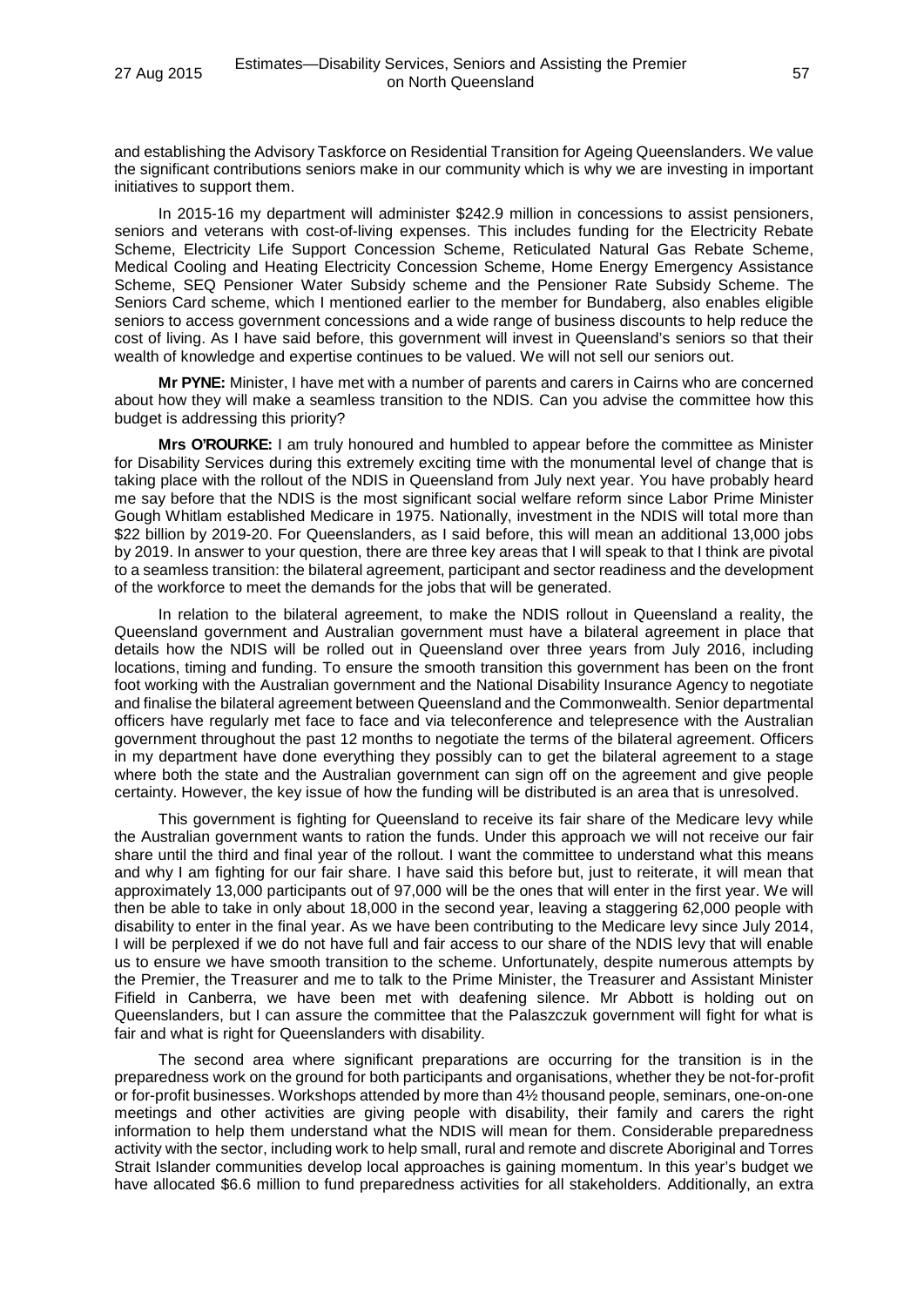and establishing the Advisory Taskforce on Residential Transition for Ageing Queenslanders. We value the significant contributions seniors make in our community which is why we are investing in important initiatives to support them.

In 2015-16 my department will administer $242.9 million in concessions to assist pensioners, seniors and veterans with cost-of-living expenses. This includes funding for the Electricity Rebate Scheme, Electricity Life Support Concession Scheme, Reticulated Natural Gas Rebate Scheme, Medical Cooling and Heating Electricity Concession Scheme, Home Energy Emergency Assistance Scheme, SEQ Pensioner Water Subsidy scheme and the Pensioner Rate Subsidy Scheme. The Seniors Card scheme, which I mentioned earlier to the member for Bundaberg, also enables eligible seniors to access government concessions and a wide range of business discounts to help reduce the cost of living. As I have said before, this government will invest in Queensland's seniors so that their wealth of knowledge and expertise continues to be valued. We will not sell our seniors out.

**Mr PYNE:** Minister, I have met with a number of parents and carers in Cairns who are concerned about how they will make a seamless transition to the NDIS. Can you advise the committee how this budget is addressing this priority?

**Mrs O'ROURKE:** I am truly honoured and humbled to appear before the committee as Minister for Disability Services during this extremely exciting time with the monumental level of change that is taking place with the rollout of the NDIS in Queensland from July next year. You have probably heard me say before that the NDIS is the most significant social welfare reform since Labor Prime Minister Gough Whitlam established Medicare in 1975. Nationally, investment in the NDIS will total more than $22 billion by 2019-20. For Queenslanders, as I said before, this will mean an additional 13,000 jobs by 2019. In answer to your question, there are three key areas that I will speak to that I think are pivotal to a seamless transition: the bilateral agreement, participant and sector readiness and the development of the workforce to meet the demands for the jobs that will be generated.

In relation to the bilateral agreement, to make the NDIS rollout in Queensland a reality, the Queensland government and Australian government must have a bilateral agreement in place that details how the NDIS will be rolled out in Queensland over three years from July 2016, including locations, timing and funding. To ensure the smooth transition this government has been on the front foot working with the Australian government and the National Disability Insurance Agency to negotiate and finalise the bilateral agreement between Queensland and the Commonwealth. Senior departmental officers have regularly met face to face and via teleconference and telepresence with the Australian government throughout the past 12 months to negotiate the terms of the bilateral agreement. Officers in my department have done everything they possibly can to get the bilateral agreement to a stage where both the state and the Australian government can sign off on the agreement and give people certainty. However, the key issue of how the funding will be distributed is an area that is unresolved.

This government is fighting for Queensland to receive its fair share of the Medicare levy while the Australian government wants to ration the funds. Under this approach we will not receive our fair share until the third and final year of the rollout. I want the committee to understand what this means and why I am fighting for our fair share. I have said this before but, just to reiterate, it will mean that approximately 13,000 participants out of 97,000 will be the ones that will enter in the first year. We will then be able to take in only about 18,000 in the second year, leaving a staggering 62,000 people with disability to enter in the final year. As we have been contributing to the Medicare levy since July 2014, I will be perplexed if we do not have full and fair access to our share of the NDIS levy that will enable us to ensure we have smooth transition to the scheme. Unfortunately, despite numerous attempts by the Premier, the Treasurer and me to talk to the Prime Minister, the Treasurer and Assistant Minister Fifield in Canberra, we have been met with deafening silence. Mr Abbott is holding out on Queenslanders, but I can assure the committee that the Palaszczuk government will fight for what is fair and what is right for Queenslanders with disability.

The second area where significant preparations are occurring for the transition is in the preparedness work on the ground for both participants and organisations, whether they be not-for-profit or for-profit businesses. Workshops attended by more than 4½ thousand people, seminars, one-on-one meetings and other activities are giving people with disability, their family and carers the right information to help them understand what the NDIS will mean for them. Considerable preparedness activity with the sector, including work to help small, rural and remote and discrete Aboriginal and Torres Strait Islander communities develop local approaches is gaining momentum. In this year's budget we have allocated $6.6 million to fund preparedness activities for all stakeholders. Additionally, an extra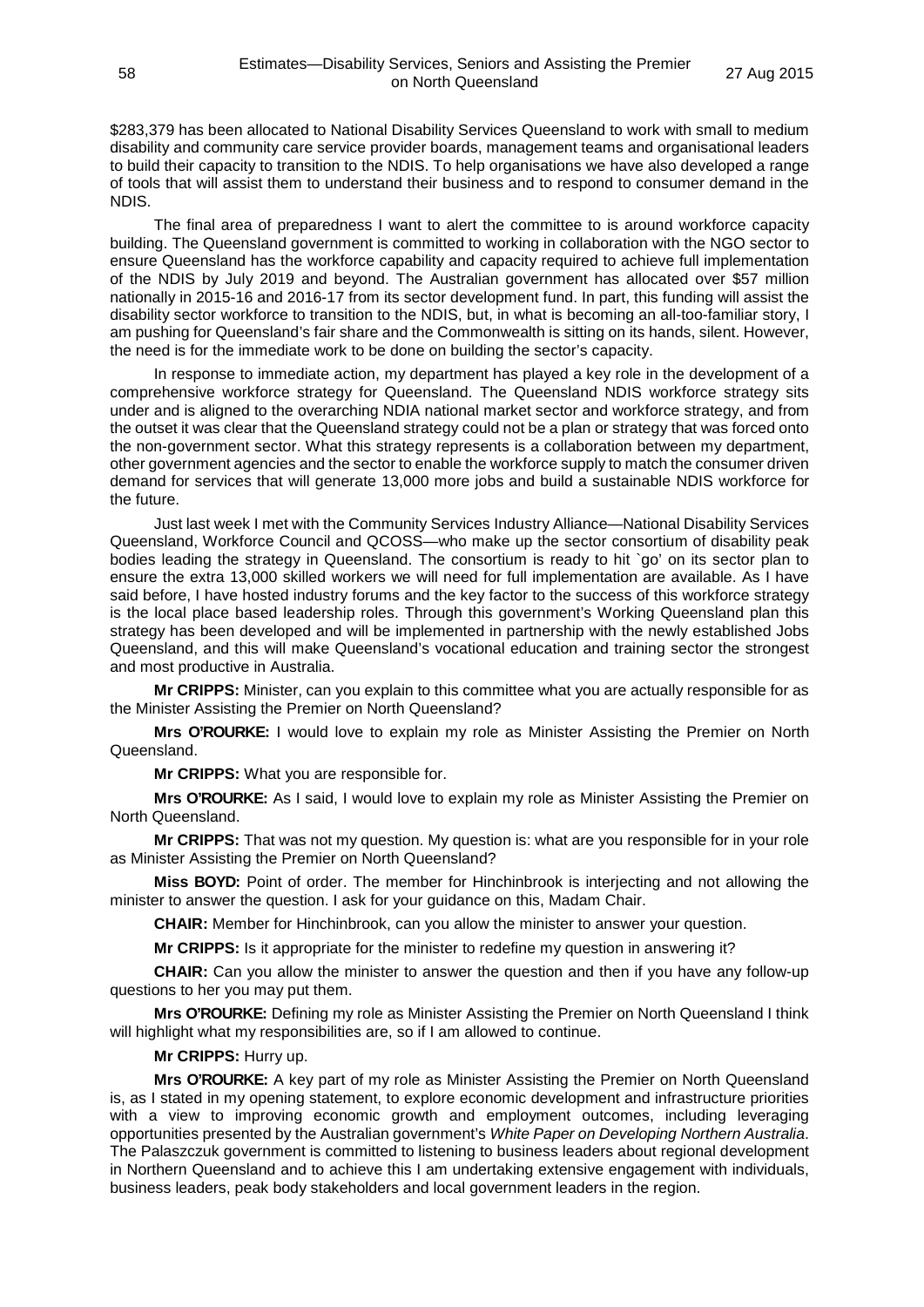$283,379 has been allocated to National Disability Services Queensland to work with small to medium disability and community care service provider boards, management teams and organisational leaders to build their capacity to transition to the NDIS. To help organisations we have also developed a range of tools that will assist them to understand their business and to respond to consumer demand in the NDIS.

The final area of preparedness I want to alert the committee to is around workforce capacity building. The Queensland government is committed to working in collaboration with the NGO sector to ensure Queensland has the workforce capability and capacity required to achieve full implementation of the NDIS by July 2019 and beyond. The Australian government has allocated over $57 million nationally in 2015-16 and 2016-17 from its sector development fund. In part, this funding will assist the disability sector workforce to transition to the NDIS, but, in what is becoming an all-too-familiar story, I am pushing for Queensland's fair share and the Commonwealth is sitting on its hands, silent. However, the need is for the immediate work to be done on building the sector's capacity.

In response to immediate action, my department has played a key role in the development of a comprehensive workforce strategy for Queensland. The Queensland NDIS workforce strategy sits under and is aligned to the overarching NDIA national market sector and workforce strategy, and from the outset it was clear that the Queensland strategy could not be a plan or strategy that was forced onto the non-government sector. What this strategy represents is a collaboration between my department, other government agencies and the sector to enable the workforce supply to match the consumer driven demand for services that will generate 13,000 more jobs and build a sustainable NDIS workforce for the future.

Just last week I met with the Community Services Industry Alliance—National Disability Services Queensland, Workforce Council and QCOSS—who make up the sector consortium of disability peak bodies leading the strategy in Queensland. The consortium is ready to hit `go' on its sector plan to ensure the extra 13,000 skilled workers we will need for full implementation are available. As I have said before, I have hosted industry forums and the key factor to the success of this workforce strategy is the local place based leadership roles. Through this government's Working Queensland plan this strategy has been developed and will be implemented in partnership with the newly established Jobs Queensland, and this will make Queensland's vocational education and training sector the strongest and most productive in Australia.

**Mr CRIPPS:** Minister, can you explain to this committee what you are actually responsible for as the Minister Assisting the Premier on North Queensland?

**Mrs O'ROURKE:** I would love to explain my role as Minister Assisting the Premier on North Queensland.

**Mr CRIPPS:** What you are responsible for.

**Mrs O'ROURKE:** As I said, I would love to explain my role as Minister Assisting the Premier on North Queensland.

**Mr CRIPPS:** That was not my question. My question is: what are you responsible for in your role as Minister Assisting the Premier on North Queensland?

**Miss BOYD:** Point of order. The member for Hinchinbrook is interjecting and not allowing the minister to answer the question. I ask for your guidance on this, Madam Chair.

**CHAIR:** Member for Hinchinbrook, can you allow the minister to answer your question.

**Mr CRIPPS:** Is it appropriate for the minister to redefine my question in answering it?

**CHAIR:** Can you allow the minister to answer the question and then if you have any follow-up questions to her you may put them.

**Mrs O'ROURKE:** Defining my role as Minister Assisting the Premier on North Queensland I think will highlight what my responsibilities are, so if I am allowed to continue.

**Mr CRIPPS:** Hurry up.

**Mrs O'ROURKE:** A key part of my role as Minister Assisting the Premier on North Queensland is, as I stated in my opening statement, to explore economic development and infrastructure priorities with a view to improving economic growth and employment outcomes, including leveraging opportunities presented by the Australian government's *White Paper on Developing Northern Australia*. The Palaszczuk government is committed to listening to business leaders about regional development in Northern Queensland and to achieve this I am undertaking extensive engagement with individuals, business leaders, peak body stakeholders and local government leaders in the region.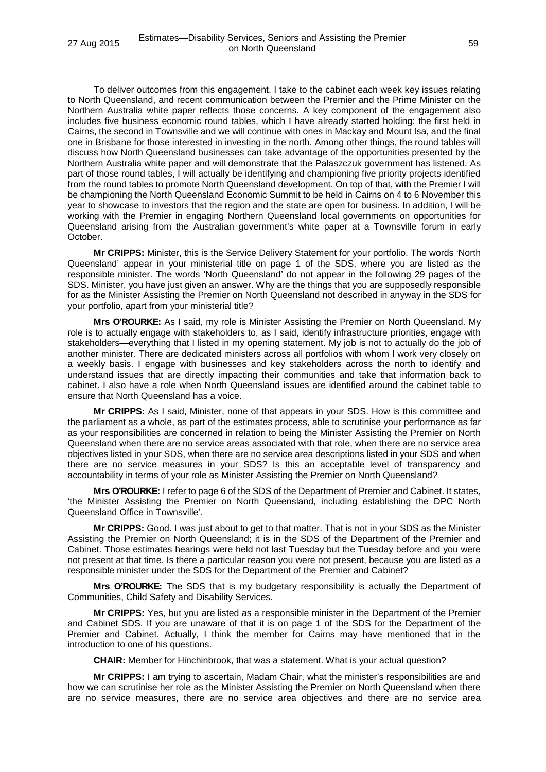To deliver outcomes from this engagement, I take to the cabinet each week key issues relating to North Queensland, and recent communication between the Premier and the Prime Minister on the Northern Australia white paper reflects those concerns. A key component of the engagement also includes five business economic round tables, which I have already started holding: the first held in Cairns, the second in Townsville and we will continue with ones in Mackay and Mount Isa, and the final one in Brisbane for those interested in investing in the north. Among other things, the round tables will discuss how North Queensland businesses can take advantage of the opportunities presented by the Northern Australia white paper and will demonstrate that the Palaszczuk government has listened. As part of those round tables, I will actually be identifying and championing five priority projects identified from the round tables to promote North Queensland development. On top of that, with the Premier I will be championing the North Queensland Economic Summit to be held in Cairns on 4 to 6 November this year to showcase to investors that the region and the state are open for business. In addition, I will be working with the Premier in engaging Northern Queensland local governments on opportunities for Queensland arising from the Australian government's white paper at a Townsville forum in early October.

**Mr CRIPPS:** Minister, this is the Service Delivery Statement for your portfolio. The words 'North Queensland' appear in your ministerial title on page 1 of the SDS, where you are listed as the responsible minister. The words 'North Queensland' do not appear in the following 29 pages of the SDS. Minister, you have just given an answer. Why are the things that you are supposedly responsible for as the Minister Assisting the Premier on North Queensland not described in anyway in the SDS for your portfolio, apart from your ministerial title?

**Mrs O'ROURKE:** As I said, my role is Minister Assisting the Premier on North Queensland. My role is to actually engage with stakeholders to, as I said, identify infrastructure priorities, engage with stakeholders—everything that I listed in my opening statement. My job is not to actually do the job of another minister. There are dedicated ministers across all portfolios with whom I work very closely on a weekly basis. I engage with businesses and key stakeholders across the north to identify and understand issues that are directly impacting their communities and take that information back to cabinet. I also have a role when North Queensland issues are identified around the cabinet table to ensure that North Queensland has a voice.

**Mr CRIPPS:** As I said, Minister, none of that appears in your SDS. How is this committee and the parliament as a whole, as part of the estimates process, able to scrutinise your performance as far as your responsibilities are concerned in relation to being the Minister Assisting the Premier on North Queensland when there are no service areas associated with that role, when there are no service area objectives listed in your SDS, when there are no service area descriptions listed in your SDS and when there are no service measures in your SDS? Is this an acceptable level of transparency and accountability in terms of your role as Minister Assisting the Premier on North Queensland?

**Mrs O'ROURKE:** I refer to page 6 of the SDS of the Department of Premier and Cabinet. It states, 'the Minister Assisting the Premier on North Queensland, including establishing the DPC North Queensland Office in Townsville'.

**Mr CRIPPS:** Good. I was just about to get to that matter. That is not in your SDS as the Minister Assisting the Premier on North Queensland; it is in the SDS of the Department of the Premier and Cabinet. Those estimates hearings were held not last Tuesday but the Tuesday before and you were not present at that time. Is there a particular reason you were not present, because you are listed as a responsible minister under the SDS for the Department of the Premier and Cabinet?

**Mrs O'ROURKE:** The SDS that is my budgetary responsibility is actually the Department of Communities, Child Safety and Disability Services.

**Mr CRIPPS:** Yes, but you are listed as a responsible minister in the Department of the Premier and Cabinet SDS. If you are unaware of that it is on page 1 of the SDS for the Department of the Premier and Cabinet. Actually, I think the member for Cairns may have mentioned that in the introduction to one of his questions.

**CHAIR:** Member for Hinchinbrook, that was a statement. What is your actual question?

**Mr CRIPPS:** I am trying to ascertain, Madam Chair, what the minister's responsibilities are and how we can scrutinise her role as the Minister Assisting the Premier on North Queensland when there are no service measures, there are no service area objectives and there are no service area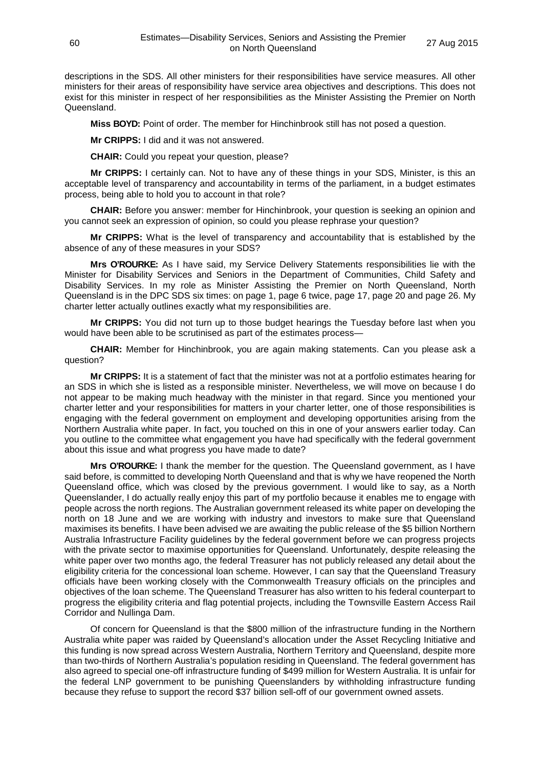descriptions in the SDS. All other ministers for their responsibilities have service measures. All other ministers for their areas of responsibility have service area objectives and descriptions. This does not exist for this minister in respect of her responsibilities as the Minister Assisting the Premier on North Queensland.

**Miss BOYD:** Point of order. The member for Hinchinbrook still has not posed a question.

**Mr CRIPPS:** I did and it was not answered.

**CHAIR:** Could you repeat your question, please?

**Mr CRIPPS:** I certainly can. Not to have any of these things in your SDS, Minister, is this an acceptable level of transparency and accountability in terms of the parliament, in a budget estimates process, being able to hold you to account in that role?

**CHAIR:** Before you answer: member for Hinchinbrook, your question is seeking an opinion and you cannot seek an expression of opinion, so could you please rephrase your question?

**Mr CRIPPS:** What is the level of transparency and accountability that is established by the absence of any of these measures in your SDS?

**Mrs O'ROURKE:** As I have said, my Service Delivery Statements responsibilities lie with the Minister for Disability Services and Seniors in the Department of Communities, Child Safety and Disability Services. In my role as Minister Assisting the Premier on North Queensland, North Queensland is in the DPC SDS six times: on page 1, page 6 twice, page 17, page 20 and page 26. My charter letter actually outlines exactly what my responsibilities are.

**Mr CRIPPS:** You did not turn up to those budget hearings the Tuesday before last when you would have been able to be scrutinised as part of the estimates process—

**CHAIR:** Member for Hinchinbrook, you are again making statements. Can you please ask a question?

**Mr CRIPPS:** It is a statement of fact that the minister was not at a portfolio estimates hearing for an SDS in which she is listed as a responsible minister. Nevertheless, we will move on because I do not appear to be making much headway with the minister in that regard. Since you mentioned your charter letter and your responsibilities for matters in your charter letter, one of those responsibilities is engaging with the federal government on employment and developing opportunities arising from the Northern Australia white paper. In fact, you touched on this in one of your answers earlier today. Can you outline to the committee what engagement you have had specifically with the federal government about this issue and what progress you have made to date?

**Mrs O'ROURKE:** I thank the member for the question. The Queensland government, as I have said before, is committed to developing North Queensland and that is why we have reopened the North Queensland office, which was closed by the previous government. I would like to say, as a North Queenslander, I do actually really enjoy this part of my portfolio because it enables me to engage with people across the north regions. The Australian government released its white paper on developing the north on 18 June and we are working with industry and investors to make sure that Queensland maximises its benefits. I have been advised we are awaiting the public release of the $5 billion Northern Australia Infrastructure Facility guidelines by the federal government before we can progress projects with the private sector to maximise opportunities for Queensland. Unfortunately, despite releasing the white paper over two months ago, the federal Treasurer has not publicly released any detail about the eligibility criteria for the concessional loan scheme. However, I can say that the Queensland Treasury officials have been working closely with the Commonwealth Treasury officials on the principles and objectives of the loan scheme. The Queensland Treasurer has also written to his federal counterpart to progress the eligibility criteria and flag potential projects, including the Townsville Eastern Access Rail Corridor and Nullinga Dam.

Of concern for Queensland is that the $800 million of the infrastructure funding in the Northern Australia white paper was raided by Queensland's allocation under the Asset Recycling Initiative and this funding is now spread across Western Australia, Northern Territory and Queensland, despite more than two-thirds of Northern Australia's population residing in Queensland. The federal government has also agreed to special one-off infrastructure funding of $499 million for Western Australia. It is unfair for the federal LNP government to be punishing Queenslanders by withholding infrastructure funding because they refuse to support the record $37 billion sell-off of our government owned assets.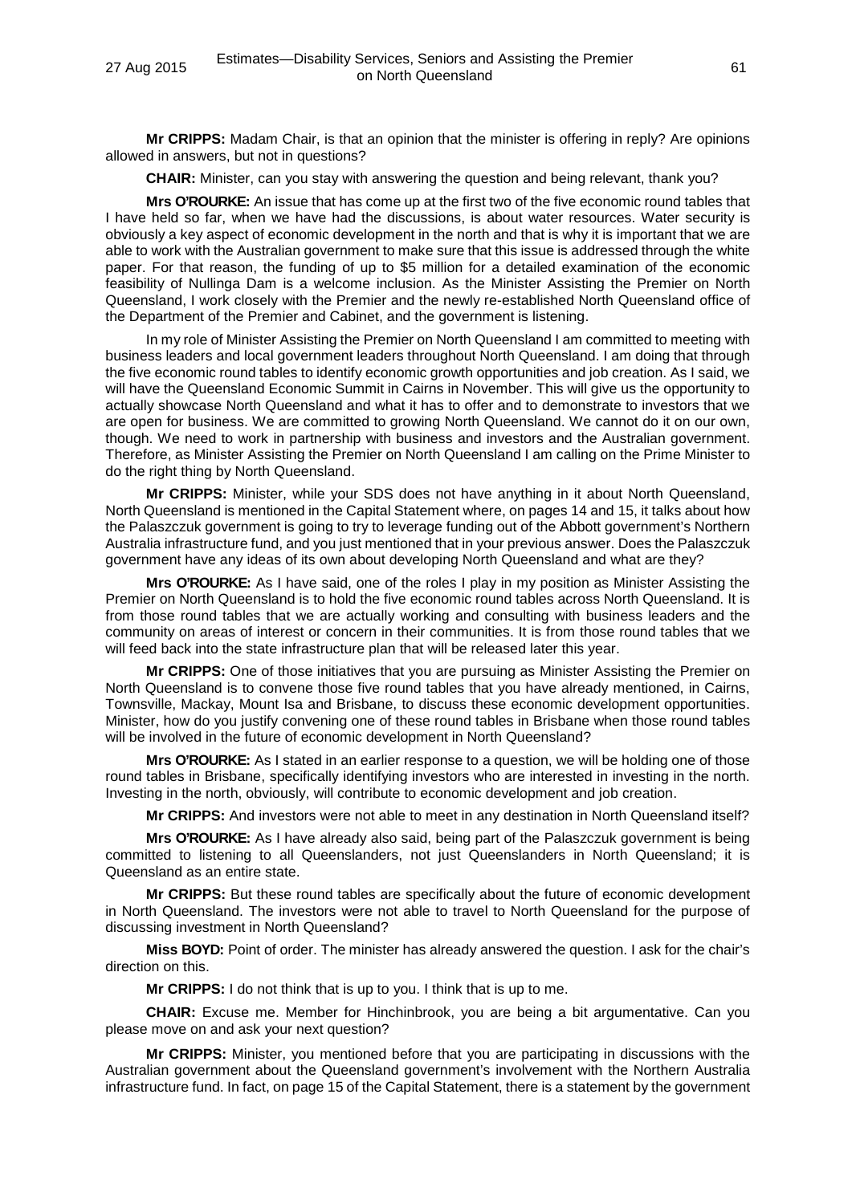**Mr CRIPPS:** Madam Chair, is that an opinion that the minister is offering in reply? Are opinions allowed in answers, but not in questions?

**CHAIR:** Minister, can you stay with answering the question and being relevant, thank you?

**Mrs O'ROURKE:** An issue that has come up at the first two of the five economic round tables that I have held so far, when we have had the discussions, is about water resources. Water security is obviously a key aspect of economic development in the north and that is why it is important that we are able to work with the Australian government to make sure that this issue is addressed through the white paper. For that reason, the funding of up to $5 million for a detailed examination of the economic feasibility of Nullinga Dam is a welcome inclusion. As the Minister Assisting the Premier on North Queensland, I work closely with the Premier and the newly re-established North Queensland office of the Department of the Premier and Cabinet, and the government is listening.

In my role of Minister Assisting the Premier on North Queensland I am committed to meeting with business leaders and local government leaders throughout North Queensland. I am doing that through the five economic round tables to identify economic growth opportunities and job creation. As I said, we will have the Queensland Economic Summit in Cairns in November. This will give us the opportunity to actually showcase North Queensland and what it has to offer and to demonstrate to investors that we are open for business. We are committed to growing North Queensland. We cannot do it on our own, though. We need to work in partnership with business and investors and the Australian government. Therefore, as Minister Assisting the Premier on North Queensland I am calling on the Prime Minister to do the right thing by North Queensland.

**Mr CRIPPS:** Minister, while your SDS does not have anything in it about North Queensland, North Queensland is mentioned in the Capital Statement where, on pages 14 and 15, it talks about how the Palaszczuk government is going to try to leverage funding out of the Abbott government's Northern Australia infrastructure fund, and you just mentioned that in your previous answer. Does the Palaszczuk government have any ideas of its own about developing North Queensland and what are they?

**Mrs O'ROURKE:** As I have said, one of the roles I play in my position as Minister Assisting the Premier on North Queensland is to hold the five economic round tables across North Queensland. It is from those round tables that we are actually working and consulting with business leaders and the community on areas of interest or concern in their communities. It is from those round tables that we will feed back into the state infrastructure plan that will be released later this year.

**Mr CRIPPS:** One of those initiatives that you are pursuing as Minister Assisting the Premier on North Queensland is to convene those five round tables that you have already mentioned, in Cairns, Townsville, Mackay, Mount Isa and Brisbane, to discuss these economic development opportunities. Minister, how do you justify convening one of these round tables in Brisbane when those round tables will be involved in the future of economic development in North Queensland?

**Mrs O'ROURKE:** As I stated in an earlier response to a question, we will be holding one of those round tables in Brisbane, specifically identifying investors who are interested in investing in the north. Investing in the north, obviously, will contribute to economic development and job creation.

**Mr CRIPPS:** And investors were not able to meet in any destination in North Queensland itself?

**Mrs O'ROURKE:** As I have already also said, being part of the Palaszczuk government is being committed to listening to all Queenslanders, not just Queenslanders in North Queensland; it is Queensland as an entire state.

**Mr CRIPPS:** But these round tables are specifically about the future of economic development in North Queensland. The investors were not able to travel to North Queensland for the purpose of discussing investment in North Queensland?

**Miss BOYD:** Point of order. The minister has already answered the question. I ask for the chair's direction on this.

**Mr CRIPPS:** I do not think that is up to you. I think that is up to me.

**CHAIR:** Excuse me. Member for Hinchinbrook, you are being a bit argumentative. Can you please move on and ask your next question?

**Mr CRIPPS:** Minister, you mentioned before that you are participating in discussions with the Australian government about the Queensland government's involvement with the Northern Australia infrastructure fund. In fact, on page 15 of the Capital Statement, there is a statement by the government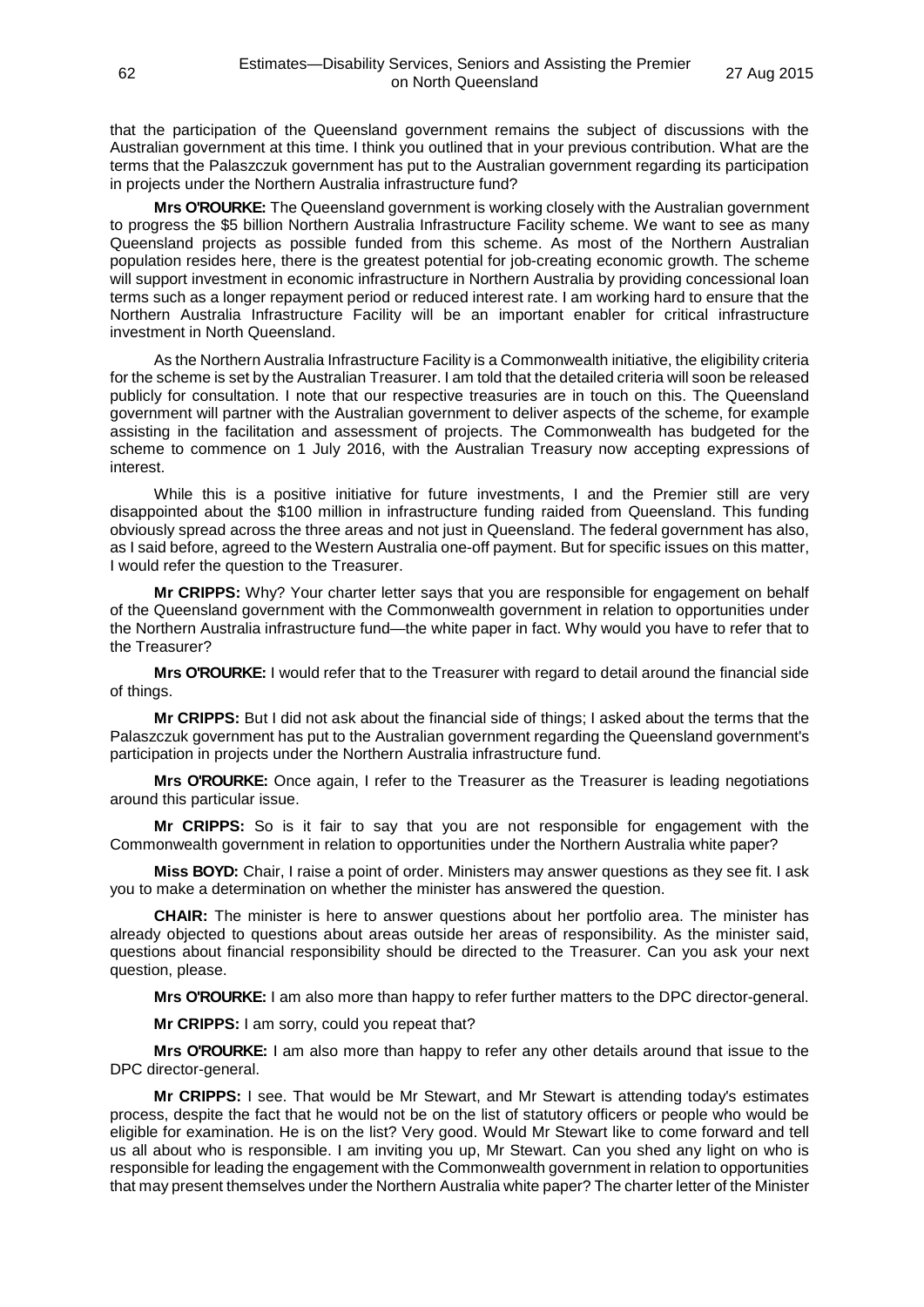that the participation of the Queensland government remains the subject of discussions with the Australian government at this time. I think you outlined that in your previous contribution. What are the terms that the Palaszczuk government has put to the Australian government regarding its participation in projects under the Northern Australia infrastructure fund?

**Mrs O'ROURKE:** The Queensland government is working closely with the Australian government to progress the $5 billion Northern Australia Infrastructure Facility scheme. We want to see as many Queensland projects as possible funded from this scheme. As most of the Northern Australian population resides here, there is the greatest potential for job-creating economic growth. The scheme will support investment in economic infrastructure in Northern Australia by providing concessional loan terms such as a longer repayment period or reduced interest rate. I am working hard to ensure that the Northern Australia Infrastructure Facility will be an important enabler for critical infrastructure investment in North Queensland.

As the Northern Australia Infrastructure Facility is a Commonwealth initiative, the eligibility criteria for the scheme is set by the Australian Treasurer. I am told that the detailed criteria will soon be released publicly for consultation. I note that our respective treasuries are in touch on this. The Queensland government will partner with the Australian government to deliver aspects of the scheme, for example assisting in the facilitation and assessment of projects. The Commonwealth has budgeted for the scheme to commence on 1 July 2016, with the Australian Treasury now accepting expressions of interest.

While this is a positive initiative for future investments, I and the Premier still are very disappointed about the $100 million in infrastructure funding raided from Queensland. This funding obviously spread across the three areas and not just in Queensland. The federal government has also, as I said before, agreed to the Western Australia one-off payment. But for specific issues on this matter, I would refer the question to the Treasurer.

**Mr CRIPPS:** Why? Your charter letter says that you are responsible for engagement on behalf of the Queensland government with the Commonwealth government in relation to opportunities under the Northern Australia infrastructure fund—the white paper in fact. Why would you have to refer that to the Treasurer?

**Mrs O'ROURKE:** I would refer that to the Treasurer with regard to detail around the financial side of things.

**Mr CRIPPS:** But I did not ask about the financial side of things; I asked about the terms that the Palaszczuk government has put to the Australian government regarding the Queensland government's participation in projects under the Northern Australia infrastructure fund.

**Mrs O'ROURKE:** Once again, I refer to the Treasurer as the Treasurer is leading negotiations around this particular issue.

**Mr CRIPPS:** So is it fair to say that you are not responsible for engagement with the Commonwealth government in relation to opportunities under the Northern Australia white paper?

**Miss BOYD:** Chair, I raise a point of order. Ministers may answer questions as they see fit. I ask you to make a determination on whether the minister has answered the question.

**CHAIR:** The minister is here to answer questions about her portfolio area. The minister has already objected to questions about areas outside her areas of responsibility. As the minister said, questions about financial responsibility should be directed to the Treasurer. Can you ask your next question, please.

**Mrs O'ROURKE:** I am also more than happy to refer further matters to the DPC director-general.

**Mr CRIPPS:** I am sorry, could you repeat that?

**Mrs O'ROURKE:** I am also more than happy to refer any other details around that issue to the DPC director-general.

**Mr CRIPPS:** I see. That would be Mr Stewart, and Mr Stewart is attending today's estimates process, despite the fact that he would not be on the list of statutory officers or people who would be eligible for examination. He is on the list? Very good. Would Mr Stewart like to come forward and tell us all about who is responsible. I am inviting you up, Mr Stewart. Can you shed any light on who is responsible for leading the engagement with the Commonwealth government in relation to opportunities that may present themselves under the Northern Australia white paper? The charter letter of the Minister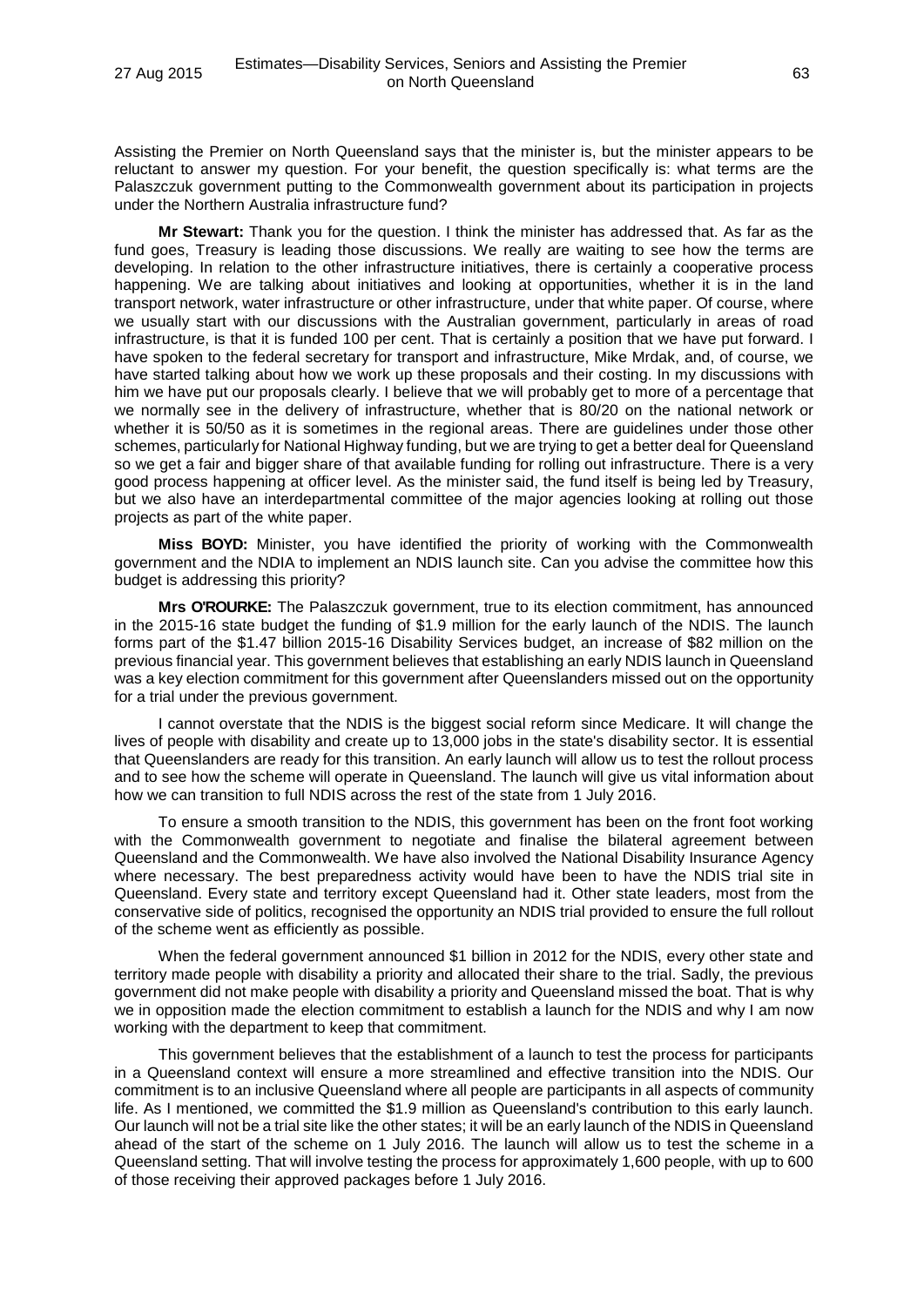Assisting the Premier on North Queensland says that the minister is, but the minister appears to be reluctant to answer my question. For your benefit, the question specifically is: what terms are the Palaszczuk government putting to the Commonwealth government about its participation in projects under the Northern Australia infrastructure fund?

**Mr Stewart:** Thank you for the question. I think the minister has addressed that. As far as the fund goes, Treasury is leading those discussions. We really are waiting to see how the terms are developing. In relation to the other infrastructure initiatives, there is certainly a cooperative process happening. We are talking about initiatives and looking at opportunities, whether it is in the land transport network, water infrastructure or other infrastructure, under that white paper. Of course, where we usually start with our discussions with the Australian government, particularly in areas of road infrastructure, is that it is funded 100 per cent. That is certainly a position that we have put forward. I have spoken to the federal secretary for transport and infrastructure, Mike Mrdak, and, of course, we have started talking about how we work up these proposals and their costing. In my discussions with him we have put our proposals clearly. I believe that we will probably get to more of a percentage that we normally see in the delivery of infrastructure, whether that is 80/20 on the national network or whether it is 50/50 as it is sometimes in the regional areas. There are guidelines under those other schemes, particularly for National Highway funding, but we are trying to get a better deal for Queensland so we get a fair and bigger share of that available funding for rolling out infrastructure. There is a very good process happening at officer level. As the minister said, the fund itself is being led by Treasury, but we also have an interdepartmental committee of the major agencies looking at rolling out those projects as part of the white paper.

**Miss BOYD:** Minister, you have identified the priority of working with the Commonwealth government and the NDIA to implement an NDIS launch site. Can you advise the committee how this budget is addressing this priority?

**Mrs O'ROURKE:** The Palaszczuk government, true to its election commitment, has announced in the 2015-16 state budget the funding of $1.9 million for the early launch of the NDIS. The launch forms part of the $1.47 billion 2015-16 Disability Services budget, an increase of $82 million on the previous financial year. This government believes that establishing an early NDIS launch in Queensland was a key election commitment for this government after Queenslanders missed out on the opportunity for a trial under the previous government.

I cannot overstate that the NDIS is the biggest social reform since Medicare. It will change the lives of people with disability and create up to 13,000 jobs in the state's disability sector. It is essential that Queenslanders are ready for this transition. An early launch will allow us to test the rollout process and to see how the scheme will operate in Queensland. The launch will give us vital information about how we can transition to full NDIS across the rest of the state from 1 July 2016.

To ensure a smooth transition to the NDIS, this government has been on the front foot working with the Commonwealth government to negotiate and finalise the bilateral agreement between Queensland and the Commonwealth. We have also involved the National Disability Insurance Agency where necessary. The best preparedness activity would have been to have the NDIS trial site in Queensland. Every state and territory except Queensland had it. Other state leaders, most from the conservative side of politics, recognised the opportunity an NDIS trial provided to ensure the full rollout of the scheme went as efficiently as possible.

When the federal government announced $1 billion in 2012 for the NDIS, every other state and territory made people with disability a priority and allocated their share to the trial. Sadly, the previous government did not make people with disability a priority and Queensland missed the boat. That is why we in opposition made the election commitment to establish a launch for the NDIS and why I am now working with the department to keep that commitment.

This government believes that the establishment of a launch to test the process for participants in a Queensland context will ensure a more streamlined and effective transition into the NDIS. Our commitment is to an inclusive Queensland where all people are participants in all aspects of community life. As I mentioned, we committed the $1.9 million as Queensland's contribution to this early launch. Our launch will not be a trial site like the other states; it will be an early launch of the NDIS in Queensland ahead of the start of the scheme on 1 July 2016. The launch will allow us to test the scheme in a Queensland setting. That will involve testing the process for approximately 1,600 people, with up to 600 of those receiving their approved packages before 1 July 2016.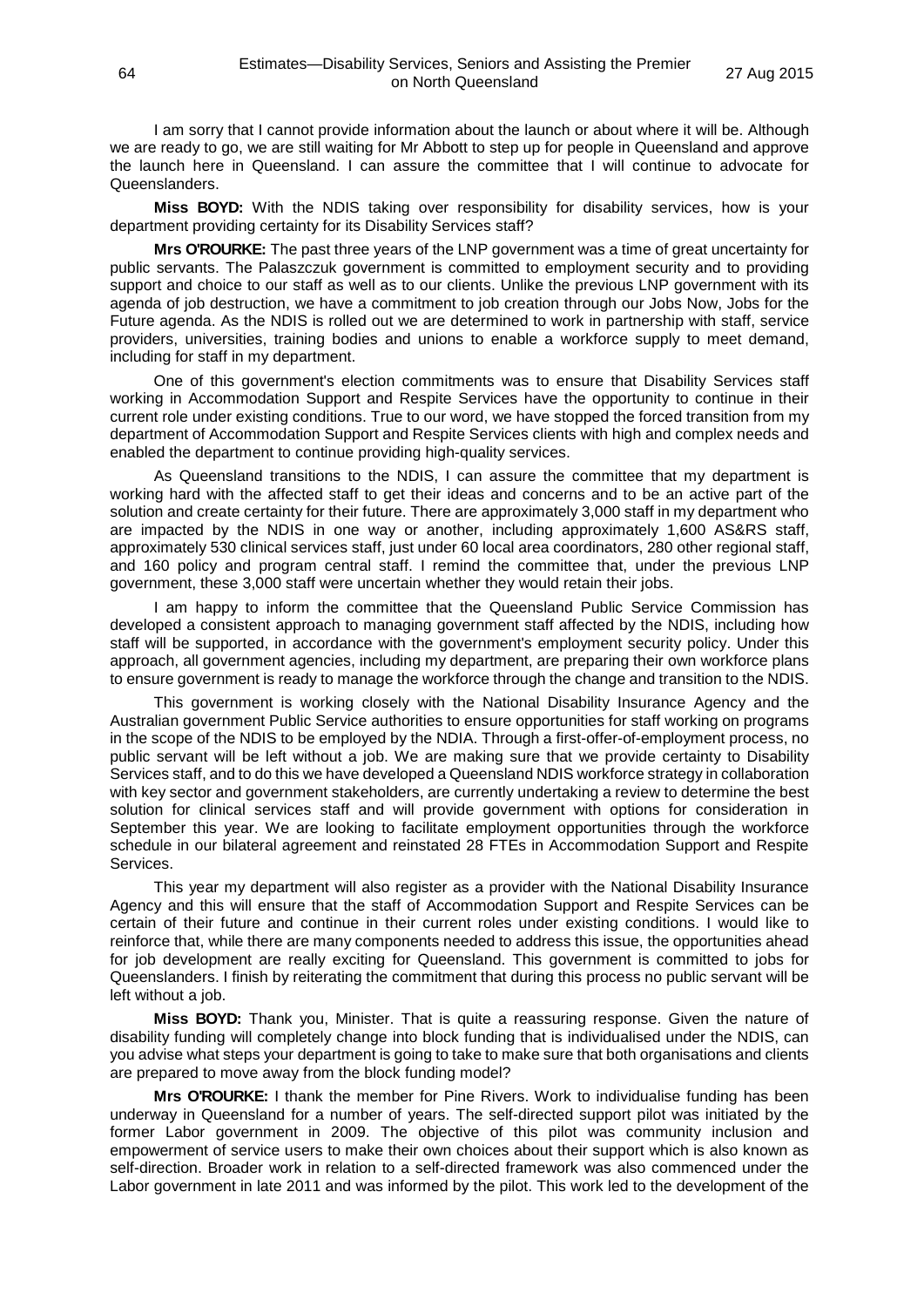I am sorry that I cannot provide information about the launch or about where it will be. Although we are ready to go, we are still waiting for Mr Abbott to step up for people in Queensland and approve the launch here in Queensland. I can assure the committee that I will continue to advocate for Queenslanders.

**Miss BOYD:** With the NDIS taking over responsibility for disability services, how is your department providing certainty for its Disability Services staff?

**Mrs O'ROURKE:** The past three years of the LNP government was a time of great uncertainty for public servants. The Palaszczuk government is committed to employment security and to providing support and choice to our staff as well as to our clients. Unlike the previous LNP government with its agenda of job destruction, we have a commitment to job creation through our Jobs Now, Jobs for the Future agenda. As the NDIS is rolled out we are determined to work in partnership with staff, service providers, universities, training bodies and unions to enable a workforce supply to meet demand, including for staff in my department.

One of this government's election commitments was to ensure that Disability Services staff working in Accommodation Support and Respite Services have the opportunity to continue in their current role under existing conditions. True to our word, we have stopped the forced transition from my department of Accommodation Support and Respite Services clients with high and complex needs and enabled the department to continue providing high-quality services.

As Queensland transitions to the NDIS, I can assure the committee that my department is working hard with the affected staff to get their ideas and concerns and to be an active part of the solution and create certainty for their future. There are approximately 3,000 staff in my department who are impacted by the NDIS in one way or another, including approximately 1,600 AS&RS staff, approximately 530 clinical services staff, just under 60 local area coordinators, 280 other regional staff, and 160 policy and program central staff. I remind the committee that, under the previous LNP government, these 3,000 staff were uncertain whether they would retain their jobs.

I am happy to inform the committee that the Queensland Public Service Commission has developed a consistent approach to managing government staff affected by the NDIS, including how staff will be supported, in accordance with the government's employment security policy. Under this approach, all government agencies, including my department, are preparing their own workforce plans to ensure government is ready to manage the workforce through the change and transition to the NDIS.

This government is working closely with the National Disability Insurance Agency and the Australian government Public Service authorities to ensure opportunities for staff working on programs in the scope of the NDIS to be employed by the NDIA. Through a first-offer-of-employment process, no public servant will be left without a job. We are making sure that we provide certainty to Disability Services staff, and to do this we have developed a Queensland NDIS workforce strategy in collaboration with key sector and government stakeholders, are currently undertaking a review to determine the best solution for clinical services staff and will provide government with options for consideration in September this year. We are looking to facilitate employment opportunities through the workforce schedule in our bilateral agreement and reinstated 28 FTEs in Accommodation Support and Respite Services.

This year my department will also register as a provider with the National Disability Insurance Agency and this will ensure that the staff of Accommodation Support and Respite Services can be certain of their future and continue in their current roles under existing conditions. I would like to reinforce that, while there are many components needed to address this issue, the opportunities ahead for job development are really exciting for Queensland. This government is committed to jobs for Queenslanders. I finish by reiterating the commitment that during this process no public servant will be left without a job.

**Miss BOYD:** Thank you, Minister. That is quite a reassuring response. Given the nature of disability funding will completely change into block funding that is individualised under the NDIS, can you advise what steps your department is going to take to make sure that both organisations and clients are prepared to move away from the block funding model?

**Mrs O'ROURKE:** I thank the member for Pine Rivers. Work to individualise funding has been underway in Queensland for a number of years. The self-directed support pilot was initiated by the former Labor government in 2009. The objective of this pilot was community inclusion and empowerment of service users to make their own choices about their support which is also known as self-direction. Broader work in relation to a self-directed framework was also commenced under the Labor government in late 2011 and was informed by the pilot. This work led to the development of the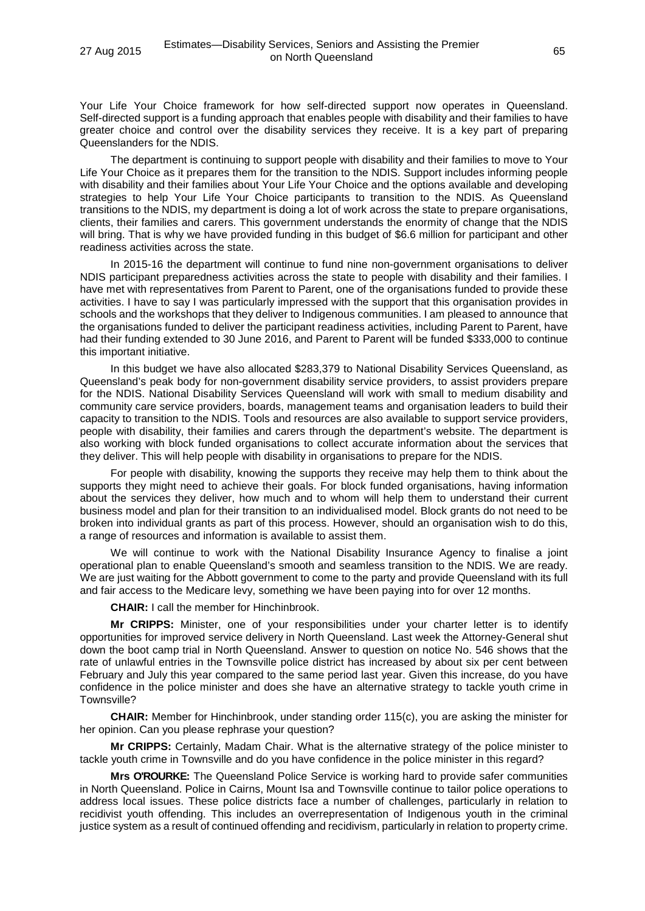Your Life Your Choice framework for how self-directed support now operates in Queensland. Self-directed support is a funding approach that enables people with disability and their families to have greater choice and control over the disability services they receive. It is a key part of preparing Queenslanders for the NDIS.

The department is continuing to support people with disability and their families to move to Your Life Your Choice as it prepares them for the transition to the NDIS. Support includes informing people with disability and their families about Your Life Your Choice and the options available and developing strategies to help Your Life Your Choice participants to transition to the NDIS. As Queensland transitions to the NDIS, my department is doing a lot of work across the state to prepare organisations, clients, their families and carers. This government understands the enormity of change that the NDIS will bring. That is why we have provided funding in this budget of $6.6 million for participant and other readiness activities across the state.

In 2015-16 the department will continue to fund nine non-government organisations to deliver NDIS participant preparedness activities across the state to people with disability and their families. I have met with representatives from Parent to Parent, one of the organisations funded to provide these activities. I have to say I was particularly impressed with the support that this organisation provides in schools and the workshops that they deliver to Indigenous communities. I am pleased to announce that the organisations funded to deliver the participant readiness activities, including Parent to Parent, have had their funding extended to 30 June 2016, and Parent to Parent will be funded $333,000 to continue this important initiative.

In this budget we have also allocated $283,379 to National Disability Services Queensland, as Queensland's peak body for non-government disability service providers, to assist providers prepare for the NDIS. National Disability Services Queensland will work with small to medium disability and community care service providers, boards, management teams and organisation leaders to build their capacity to transition to the NDIS. Tools and resources are also available to support service providers, people with disability, their families and carers through the department's website. The department is also working with block funded organisations to collect accurate information about the services that they deliver. This will help people with disability in organisations to prepare for the NDIS.

For people with disability, knowing the supports they receive may help them to think about the supports they might need to achieve their goals. For block funded organisations, having information about the services they deliver, how much and to whom will help them to understand their current business model and plan for their transition to an individualised model. Block grants do not need to be broken into individual grants as part of this process. However, should an organisation wish to do this, a range of resources and information is available to assist them.

We will continue to work with the National Disability Insurance Agency to finalise a joint operational plan to enable Queensland's smooth and seamless transition to the NDIS. We are ready. We are just waiting for the Abbott government to come to the party and provide Queensland with its full and fair access to the Medicare levy, something we have been paying into for over 12 months.

**CHAIR:** I call the member for Hinchinbrook.

**Mr CRIPPS:** Minister, one of your responsibilities under your charter letter is to identify opportunities for improved service delivery in North Queensland. Last week the Attorney-General shut down the boot camp trial in North Queensland. Answer to question on notice No. 546 shows that the rate of unlawful entries in the Townsville police district has increased by about six per cent between February and July this year compared to the same period last year. Given this increase, do you have confidence in the police minister and does she have an alternative strategy to tackle youth crime in Townsville?

**CHAIR:** Member for Hinchinbrook, under standing order 115(c), you are asking the minister for her opinion. Can you please rephrase your question?

**Mr CRIPPS:** Certainly, Madam Chair. What is the alternative strategy of the police minister to tackle youth crime in Townsville and do you have confidence in the police minister in this regard?

**Mrs O'ROURKE:** The Queensland Police Service is working hard to provide safer communities in North Queensland. Police in Cairns, Mount Isa and Townsville continue to tailor police operations to address local issues. These police districts face a number of challenges, particularly in relation to recidivist youth offending. This includes an overrepresentation of Indigenous youth in the criminal justice system as a result of continued offending and recidivism, particularly in relation to property crime.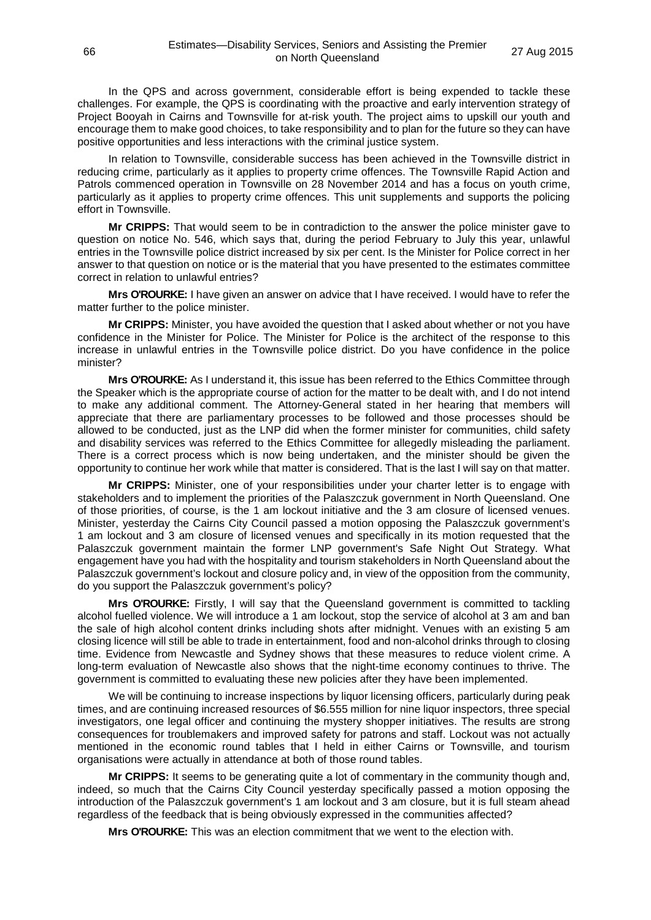In the QPS and across government, considerable effort is being expended to tackle these challenges. For example, the QPS is coordinating with the proactive and early intervention strategy of Project Booyah in Cairns and Townsville for at-risk youth. The project aims to upskill our youth and encourage them to make good choices, to take responsibility and to plan for the future so they can have positive opportunities and less interactions with the criminal justice system.

In relation to Townsville, considerable success has been achieved in the Townsville district in reducing crime, particularly as it applies to property crime offences. The Townsville Rapid Action and Patrols commenced operation in Townsville on 28 November 2014 and has a focus on youth crime, particularly as it applies to property crime offences. This unit supplements and supports the policing effort in Townsville.

**Mr CRIPPS:** That would seem to be in contradiction to the answer the police minister gave to question on notice No. 546, which says that, during the period February to July this year, unlawful entries in the Townsville police district increased by six per cent. Is the Minister for Police correct in her answer to that question on notice or is the material that you have presented to the estimates committee correct in relation to unlawful entries?

**Mrs O'ROURKE:** I have given an answer on advice that I have received. I would have to refer the matter further to the police minister.

**Mr CRIPPS:** Minister, you have avoided the question that I asked about whether or not you have confidence in the Minister for Police. The Minister for Police is the architect of the response to this increase in unlawful entries in the Townsville police district. Do you have confidence in the police minister?

**Mrs O'ROURKE:** As I understand it, this issue has been referred to the Ethics Committee through the Speaker which is the appropriate course of action for the matter to be dealt with, and I do not intend to make any additional comment. The Attorney-General stated in her hearing that members will appreciate that there are parliamentary processes to be followed and those processes should be allowed to be conducted, just as the LNP did when the former minister for communities, child safety and disability services was referred to the Ethics Committee for allegedly misleading the parliament. There is a correct process which is now being undertaken, and the minister should be given the opportunity to continue her work while that matter is considered. That is the last I will say on that matter.

**Mr CRIPPS:** Minister, one of your responsibilities under your charter letter is to engage with stakeholders and to implement the priorities of the Palaszczuk government in North Queensland. One of those priorities, of course, is the 1 am lockout initiative and the 3 am closure of licensed venues. Minister, yesterday the Cairns City Council passed a motion opposing the Palaszczuk government's 1 am lockout and 3 am closure of licensed venues and specifically in its motion requested that the Palaszczuk government maintain the former LNP government's Safe Night Out Strategy. What engagement have you had with the hospitality and tourism stakeholders in North Queensland about the Palaszczuk government's lockout and closure policy and, in view of the opposition from the community, do you support the Palaszczuk government's policy?

**Mrs O'ROURKE:** Firstly, I will say that the Queensland government is committed to tackling alcohol fuelled violence. We will introduce a 1 am lockout, stop the service of alcohol at 3 am and ban the sale of high alcohol content drinks including shots after midnight. Venues with an existing 5 am closing licence will still be able to trade in entertainment, food and non-alcohol drinks through to closing time. Evidence from Newcastle and Sydney shows that these measures to reduce violent crime. A long-term evaluation of Newcastle also shows that the night-time economy continues to thrive. The government is committed to evaluating these new policies after they have been implemented.

We will be continuing to increase inspections by liquor licensing officers, particularly during peak times, and are continuing increased resources of $6.555 million for nine liquor inspectors, three special investigators, one legal officer and continuing the mystery shopper initiatives. The results are strong consequences for troublemakers and improved safety for patrons and staff. Lockout was not actually mentioned in the economic round tables that I held in either Cairns or Townsville, and tourism organisations were actually in attendance at both of those round tables.

**Mr CRIPPS:** It seems to be generating quite a lot of commentary in the community though and, indeed, so much that the Cairns City Council yesterday specifically passed a motion opposing the introduction of the Palaszczuk government's 1 am lockout and 3 am closure, but it is full steam ahead regardless of the feedback that is being obviously expressed in the communities affected?

**Mrs O'ROURKE:** This was an election commitment that we went to the election with.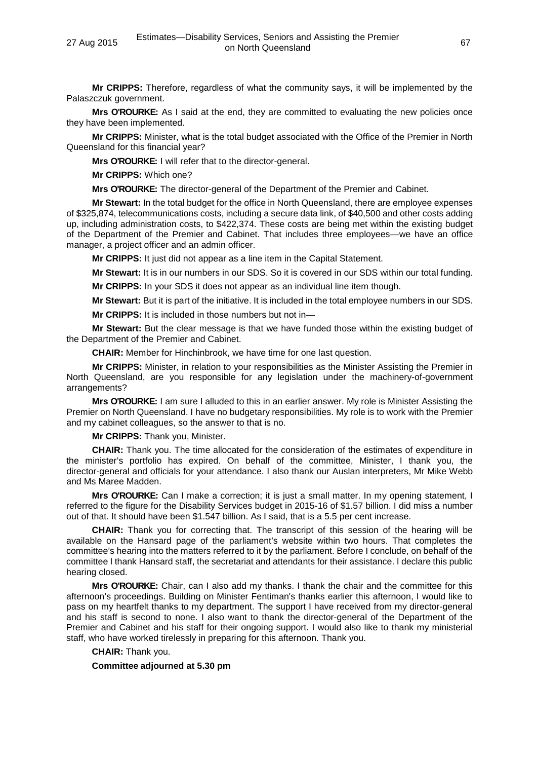**Mr CRIPPS:** Therefore, regardless of what the community says, it will be implemented by the Palaszczuk government.

**Mrs O'ROURKE:** As I said at the end, they are committed to evaluating the new policies once they have been implemented.

**Mr CRIPPS:** Minister, what is the total budget associated with the Office of the Premier in North Queensland for this financial year?

**Mrs O'ROURKE:** I will refer that to the director-general.

**Mr CRIPPS:** Which one?

**Mrs O'ROURKE:** The director-general of the Department of the Premier and Cabinet.

**Mr Stewart:** In the total budget for the office in North Queensland, there are employee expenses of $325,874, telecommunications costs, including a secure data link, of $40,500 and other costs adding up, including administration costs, to $422,374. These costs are being met within the existing budget of the Department of the Premier and Cabinet. That includes three employees—we have an office manager, a project officer and an admin officer.

**Mr CRIPPS:** It just did not appear as a line item in the Capital Statement.

**Mr Stewart:** It is in our numbers in our SDS. So it is covered in our SDS within our total funding.

**Mr CRIPPS:** In your SDS it does not appear as an individual line item though.

**Mr Stewart:** But it is part of the initiative. It is included in the total employee numbers in our SDS.

**Mr CRIPPS:** It is included in those numbers but not in—

**Mr Stewart:** But the clear message is that we have funded those within the existing budget of the Department of the Premier and Cabinet.

**CHAIR:** Member for Hinchinbrook, we have time for one last question.

**Mr CRIPPS:** Minister, in relation to your responsibilities as the Minister Assisting the Premier in North Queensland, are you responsible for any legislation under the machinery-of-government arrangements?

**Mrs O'ROURKE:** I am sure I alluded to this in an earlier answer. My role is Minister Assisting the Premier on North Queensland. I have no budgetary responsibilities. My role is to work with the Premier and my cabinet colleagues, so the answer to that is no.

**Mr CRIPPS:** Thank you, Minister.

**CHAIR:** Thank you. The time allocated for the consideration of the estimates of expenditure in the minister's portfolio has expired. On behalf of the committee, Minister, I thank you, the director-general and officials for your attendance. I also thank our Auslan interpreters, Mr Mike Webb and Ms Maree Madden.

**Mrs O'ROURKE:** Can I make a correction; it is just a small matter. In my opening statement, I referred to the figure for the Disability Services budget in 2015-16 of $1.57 billion. I did miss a number out of that. It should have been $1.547 billion. As I said, that is a 5.5 per cent increase.

**CHAIR:** Thank you for correcting that. The transcript of this session of the hearing will be available on the Hansard page of the parliament's website within two hours. That completes the committee's hearing into the matters referred to it by the parliament. Before I conclude, on behalf of the committee I thank Hansard staff, the secretariat and attendants for their assistance. I declare this public hearing closed.

**Mrs O'ROURKE:** Chair, can I also add my thanks. I thank the chair and the committee for this afternoon's proceedings. Building on Minister Fentiman's thanks earlier this afternoon, I would like to pass on my heartfelt thanks to my department. The support I have received from my director-general and his staff is second to none. I also want to thank the director-general of the Department of the Premier and Cabinet and his staff for their ongoing support. I would also like to thank my ministerial staff, who have worked tirelessly in preparing for this afternoon. Thank you.

**CHAIR:** Thank you.

**Committee adjourned at 5.30 pm**